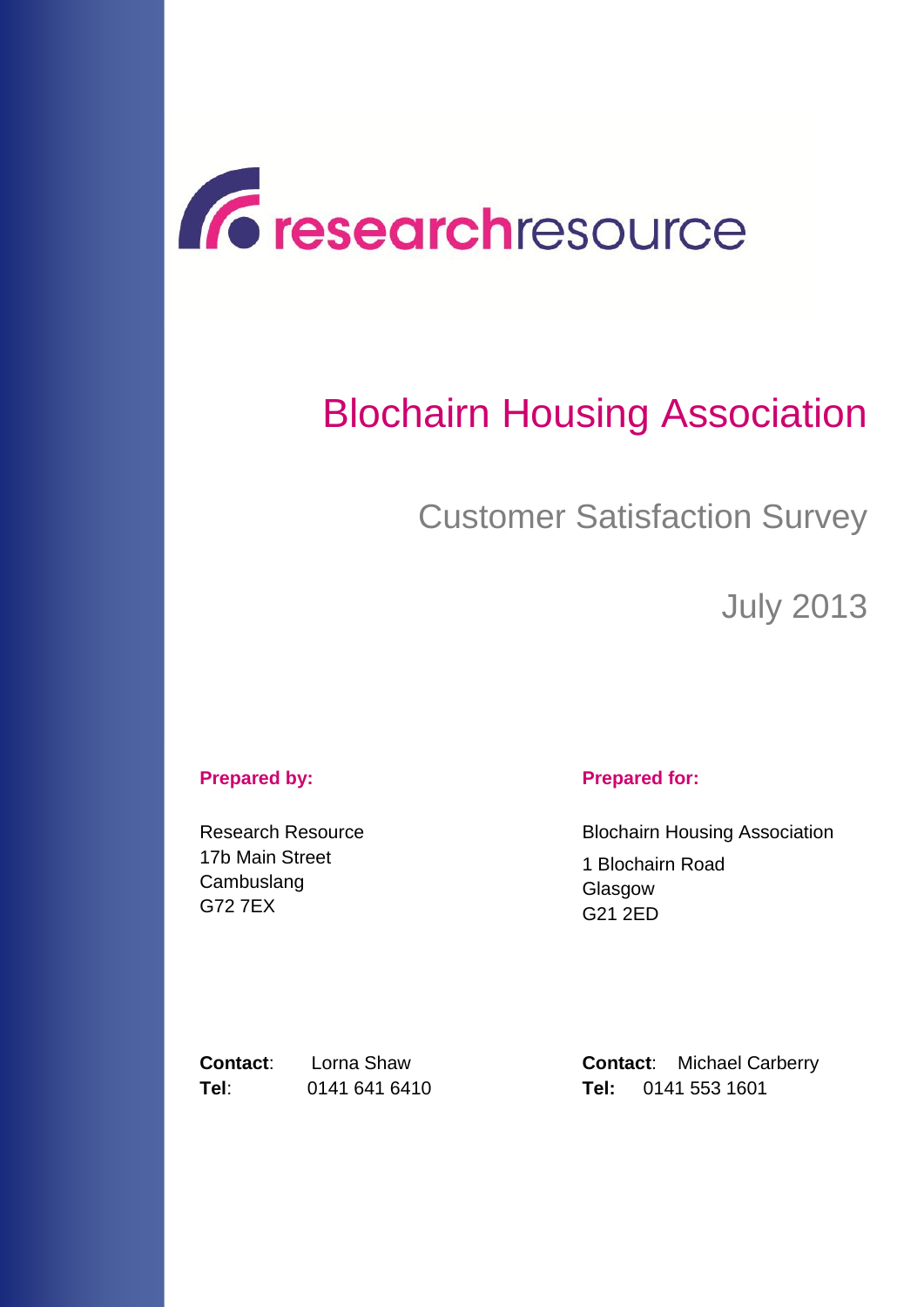researchresource

# Blochairn Housing Association

## Customer Satisfaction Survey

July 2013

**Prepared by:**

Research Resource
17b Main Street
Cambuslang
G72 7EX

**Contact**: Lorna Shaw
**Tel**: 0141 641 6410

**Prepared for:**

Blochairn Housing Association
1 Blochairn Road
Glasgow
G21 2ED

**Contact**: Michael Carberry
**Tel:** 0141 553 1601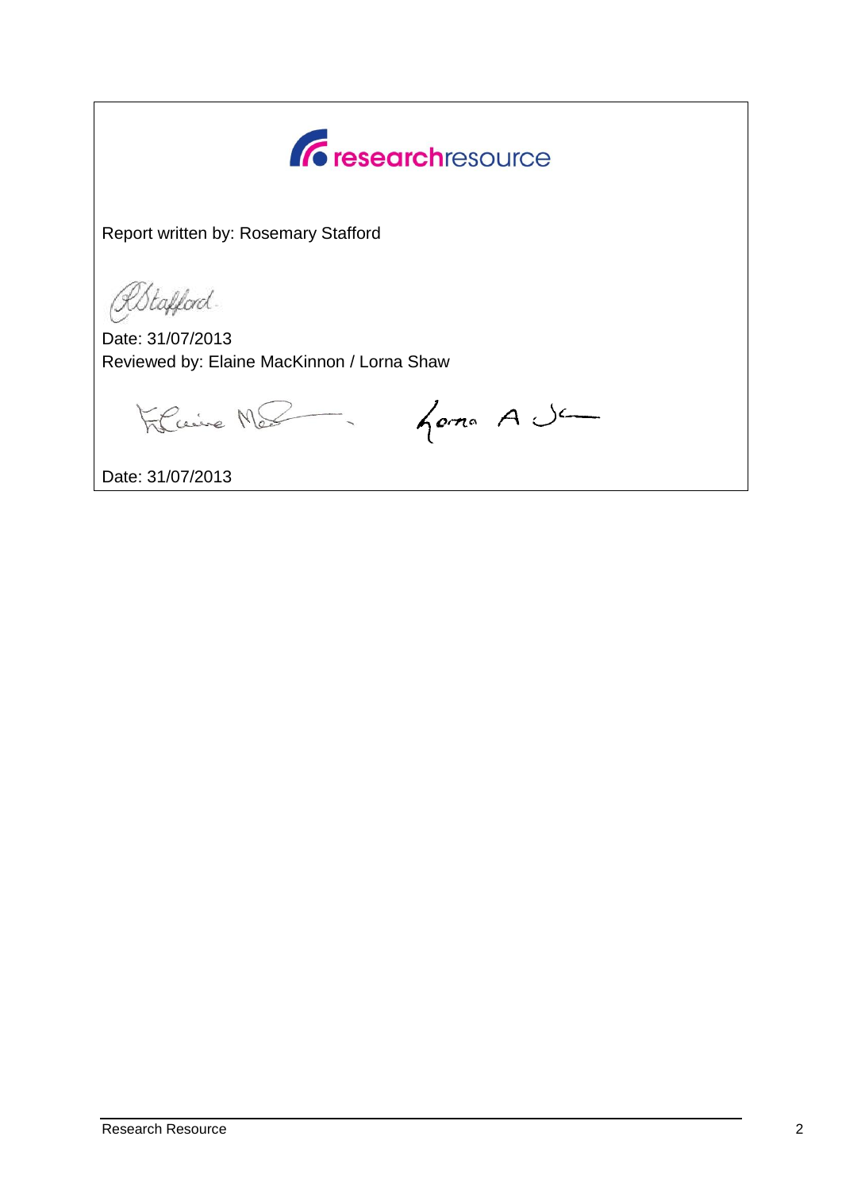researchresource

Report written by: Rosemary Stafford

Date: 31/07/2013

Reviewed by: Elaine MacKinnon / Lorna Shaw

Date: 31/07/2013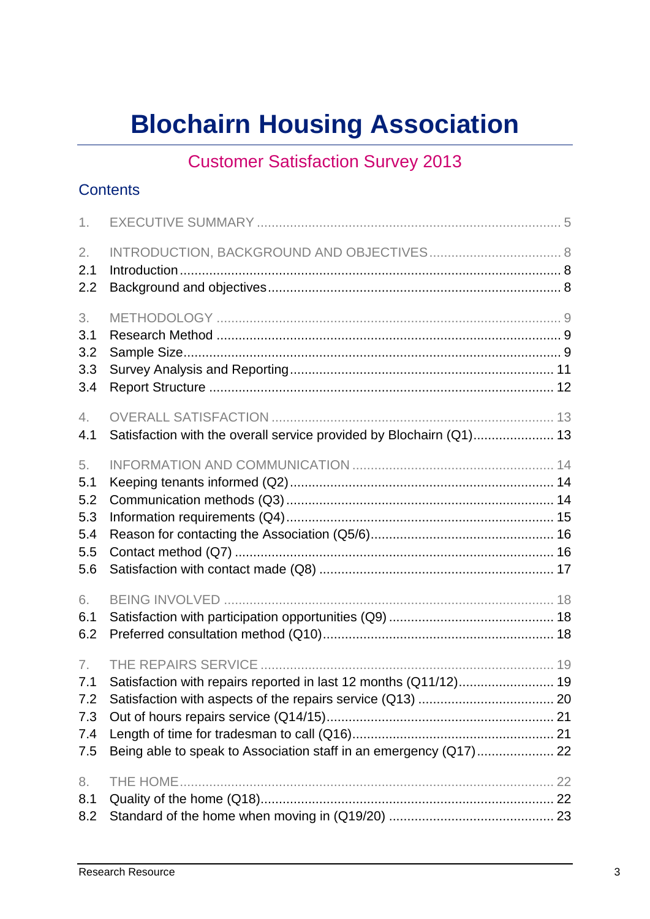# Blochairn Housing Association

## Customer Satisfaction Survey 2013

### Contents

1. EXECUTIVE SUMMARY ..... 5

2. INTRODUCTION, BACKGROUND AND OBJECTIVES ..... 8
   - 2.1 Introduction ..... 8
   - 2.2 Background and objectives ..... 8

3. METHODOLOGY ..... 9
   - 3.1 Research Method ..... 9
   - 3.2 Sample Size ..... 9
   - 3.3 Survey Analysis and Reporting ..... 11
   - 3.4 Report Structure ..... 12

4. OVERALL SATISFACTION ..... 13
   - 4.1 Satisfaction with the overall service provided by Blochairn (Q1) ..... 13

5. INFORMATION AND COMMUNICATION ..... 14
   - 5.1 Keeping tenants informed (Q2) ..... 14
   - 5.2 Communication methods (Q3) ..... 14
   - 5.3 Information requirements (Q4) ..... 15
   - 5.4 Reason for contacting the Association (Q5/6) ..... 16
   - 5.5 Contact method (Q7) ..... 16
   - 5.6 Satisfaction with contact made (Q8) ..... 17

6. BEING INVOLVED ..... 18
   - 6.1 Satisfaction with participation opportunities (Q9) ..... 18
   - 6.2 Preferred consultation method (Q10) ..... 18

7. THE REPAIRS SERVICE ..... 19
   - 7.1 Satisfaction with repairs reported in last 12 months (Q11/12) ..... 19
   - 7.2 Satisfaction with aspects of the repairs service (Q13) ..... 20
   - 7.3 Out of hours repairs service (Q14/15) ..... 21
   - 7.4 Length of time for tradesman to call (Q16) ..... 21
   - 7.5 Being able to speak to Association staff in an emergency (Q17) ..... 22

8. THE HOME ..... 22
   - 8.1 Quality of the home (Q18) ..... 22
   - 8.2 Standard of the home when moving in (Q19/20) ..... 23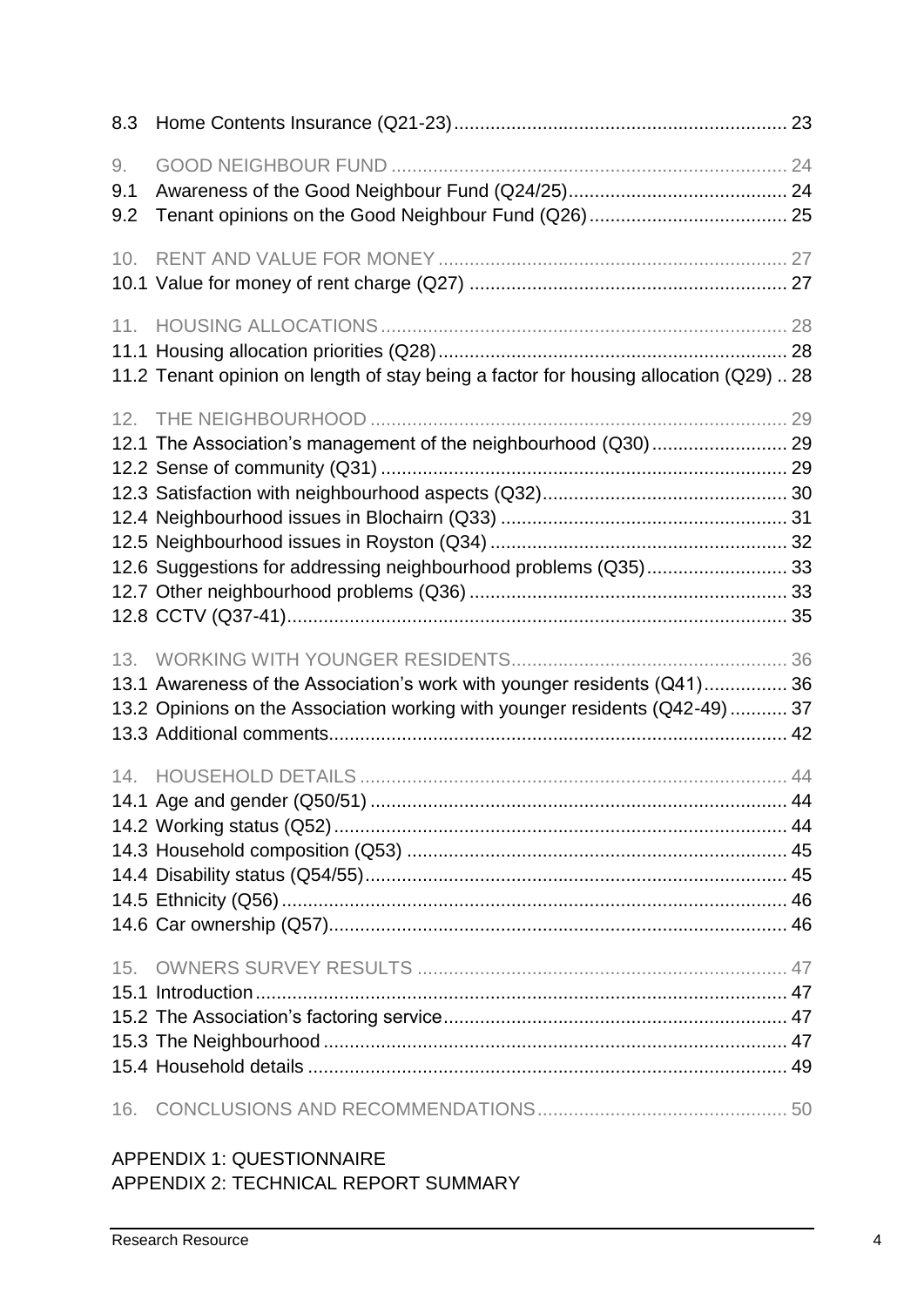8.3 Home Contents Insurance (Q21-23) ........ 23

9. GOOD NEIGHBOUR FUND ........ 24
9.1 Awareness of the Good Neighbour Fund (Q24/25) ........ 24
9.2 Tenant opinions on the Good Neighbour Fund (Q26) ........ 25

10. RENT AND VALUE FOR MONEY ........ 27
10.1 Value for money of rent charge (Q27) ........ 27

11. HOUSING ALLOCATIONS ........ 28
11.1 Housing allocation priorities (Q28) ........ 28
11.2 Tenant opinion on length of stay being a factor for housing allocation (Q29) .. 28

12. THE NEIGHBOURHOOD ........ 29
12.1 The Association's management of the neighbourhood (Q30) ........ 29
12.2 Sense of community (Q31) ........ 29
12.3 Satisfaction with neighbourhood aspects (Q32) ........ 30
12.4 Neighbourhood issues in Blochairn (Q33) ........ 31
12.5 Neighbourhood issues in Royston (Q34) ........ 32
12.6 Suggestions for addressing neighbourhood problems (Q35) ........ 33
12.7 Other neighbourhood problems (Q36) ........ 33
12.8 CCTV (Q37-41) ........ 35

13. WORKING WITH YOUNGER RESIDENTS ........ 36
13.1 Awareness of the Association's work with younger residents (Q41) ........ 36
13.2 Opinions on the Association working with younger residents (Q42-49) ........ 37
13.3 Additional comments ........ 42

14. HOUSEHOLD DETAILS ........ 44
14.1 Age and gender (Q50/51) ........ 44
14.2 Working status (Q52) ........ 44
14.3 Household composition (Q53) ........ 45
14.4 Disability status (Q54/55) ........ 45
14.5 Ethnicity (Q56) ........ 46
14.6 Car ownership (Q57) ........ 46

15. OWNERS SURVEY RESULTS ........ 47
15.1 Introduction ........ 47
15.2 The Association's factoring service ........ 47
15.3 The Neighbourhood ........ 47
15.4 Household details ........ 49

16. CONCLUSIONS AND RECOMMENDATIONS ........ 50

APPENDIX 1: QUESTIONNAIRE
APPENDIX 2: TECHNICAL REPORT SUMMARY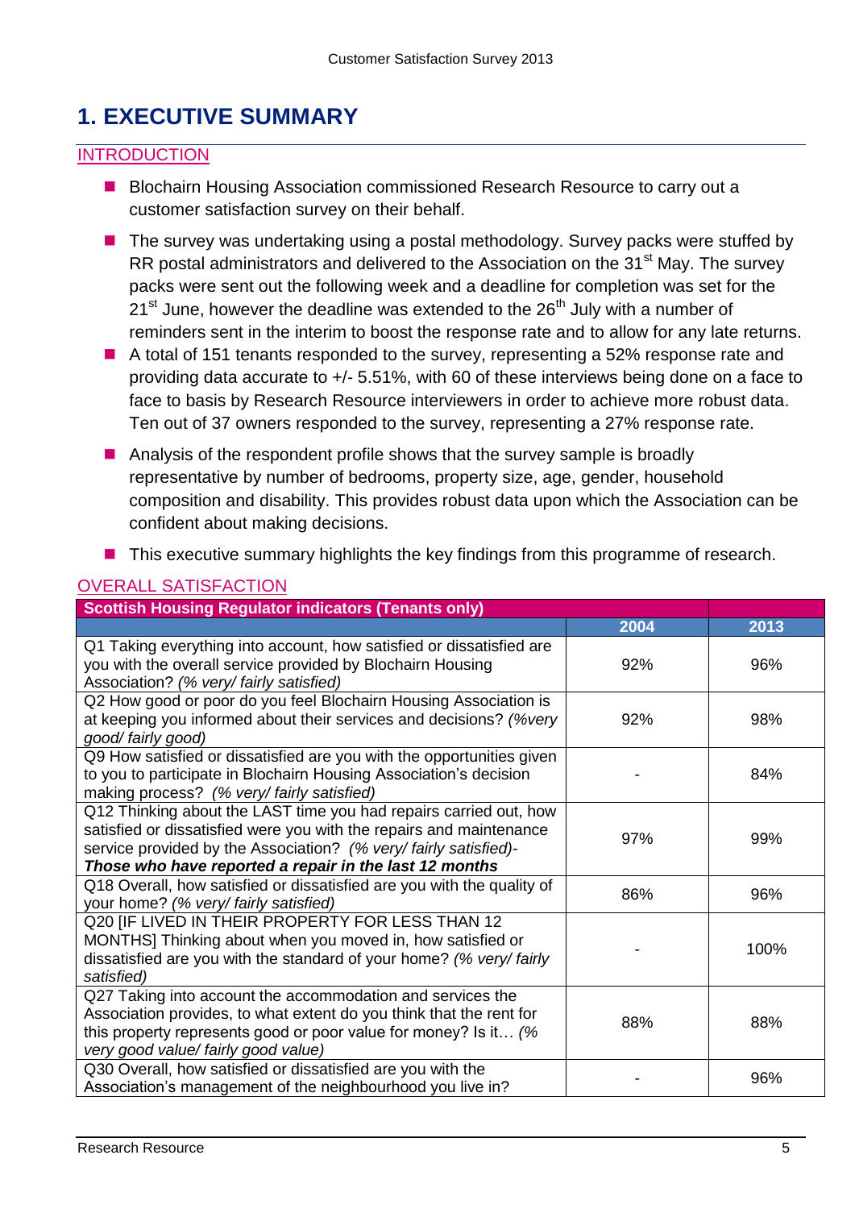# 1. EXECUTIVE SUMMARY

## INTRODUCTION

- Blochairn Housing Association commissioned Research Resource to carry out a customer satisfaction survey on their behalf.
- The survey was undertaking using a postal methodology. Survey packs were stuffed by RR postal administrators and delivered to the Association on the 31st May. The survey packs were sent out the following week and a deadline for completion was set for the 21st June, however the deadline was extended to the 26th July with a number of reminders sent in the interim to boost the response rate and to allow for any late returns.
- A total of 151 tenants responded to the survey, representing a 52% response rate and providing data accurate to +/- 5.51%, with 60 of these interviews being done on a face to face to basis by Research Resource interviewers in order to achieve more robust data. Ten out of 37 owners responded to the survey, representing a 27% response rate.
- Analysis of the respondent profile shows that the survey sample is broadly representative by number of bedrooms, property size, age, gender, household composition and disability. This provides robust data upon which the Association can be confident about making decisions.
- This executive summary highlights the key findings from this programme of research.

## OVERALL SATISFACTION

| Scottish Housing Regulator indicators (Tenants only) | | |
|---|---|---|
| | 2004 | 2013 |
| Q1 Taking everything into account, how satisfied or dissatisfied are you with the overall service provided by Blochairn Housing Association? *(% very/ fairly satisfied)* | 92% | 96% |
| Q2 How good or poor do you feel Blochairn Housing Association is at keeping you informed about their services and decisions? *(%very good/ fairly good)* | 92% | 98% |
| Q9 How satisfied or dissatisfied are you with the opportunities given to you to participate in Blochairn Housing Association's decision making process? *(% very/ fairly satisfied)* | - | 84% |
| Q12 Thinking about the LAST time you had repairs carried out, how satisfied or dissatisfied were you with the repairs and maintenance service provided by the Association? *(% very/ fairly satisfied)-* ***Those who have reported a repair in the last 12 months*** | 97% | 99% |
| Q18 Overall, how satisfied or dissatisfied are you with the quality of your home? *(% very/ fairly satisfied)* | 86% | 96% |
| Q20 [IF LIVED IN THEIR PROPERTY FOR LESS THAN 12 MONTHS] Thinking about when you moved in, how satisfied or dissatisfied are you with the standard of your home? *(% very/ fairly satisfied)* | - | 100% |
| Q27 Taking into account the accommodation and services the Association provides, to what extent do you think that the rent for this property represents good or poor value for money? Is it… *(% very good value/ fairly good value)* | 88% | 88% |
| Q30 Overall, how satisfied or dissatisfied are you with the Association's management of the neighbourhood you live in? | - | 96% |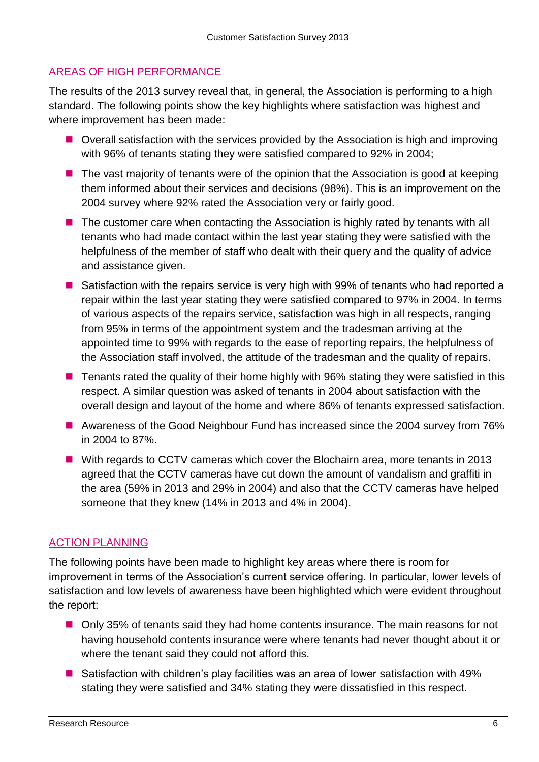## AREAS OF HIGH PERFORMANCE

The results of the 2013 survey reveal that, in general, the Association is performing to a high standard. The following points show the key highlights where satisfaction was highest and where improvement has been made:

- Overall satisfaction with the services provided by the Association is high and improving with 96% of tenants stating they were satisfied compared to 92% in 2004;
- The vast majority of tenants were of the opinion that the Association is good at keeping them informed about their services and decisions (98%). This is an improvement on the 2004 survey where 92% rated the Association very or fairly good.
- The customer care when contacting the Association is highly rated by tenants with all tenants who had made contact within the last year stating they were satisfied with the helpfulness of the member of staff who dealt with their query and the quality of advice and assistance given.
- Satisfaction with the repairs service is very high with 99% of tenants who had reported a repair within the last year stating they were satisfied compared to 97% in 2004. In terms of various aspects of the repairs service, satisfaction was high in all respects, ranging from 95% in terms of the appointment system and the tradesman arriving at the appointed time to 99% with regards to the ease of reporting repairs, the helpfulness of the Association staff involved, the attitude of the tradesman and the quality of repairs.
- Tenants rated the quality of their home highly with 96% stating they were satisfied in this respect. A similar question was asked of tenants in 2004 about satisfaction with the overall design and layout of the home and where 86% of tenants expressed satisfaction.
- Awareness of the Good Neighbour Fund has increased since the 2004 survey from 76% in 2004 to 87%.
- With regards to CCTV cameras which cover the Blochairn area, more tenants in 2013 agreed that the CCTV cameras have cut down the amount of vandalism and graffiti in the area (59% in 2013 and 29% in 2004) and also that the CCTV cameras have helped someone that they knew (14% in 2013 and 4% in 2004).

## ACTION PLANNING

The following points have been made to highlight key areas where there is room for improvement in terms of the Association's current service offering. In particular, lower levels of satisfaction and low levels of awareness have been highlighted which were evident throughout the report:

- Only 35% of tenants said they had home contents insurance. The main reasons for not having household contents insurance were where tenants had never thought about it or where the tenant said they could not afford this.
- Satisfaction with children's play facilities was an area of lower satisfaction with 49% stating they were satisfied and 34% stating they were dissatisfied in this respect.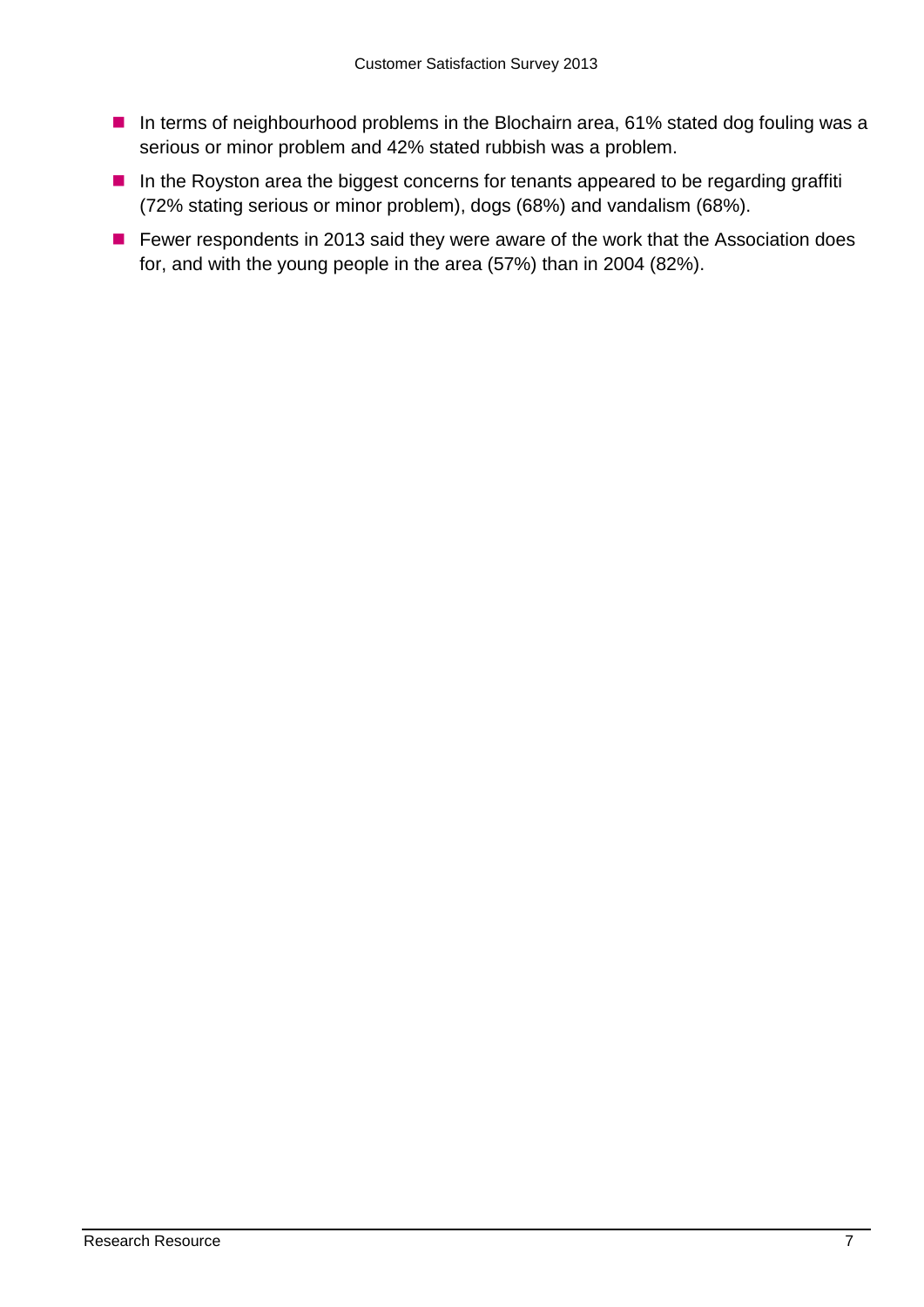- In terms of neighbourhood problems in the Blochairn area, 61% stated dog fouling was a serious or minor problem and 42% stated rubbish was a problem.
- In the Royston area the biggest concerns for tenants appeared to be regarding graffiti (72% stating serious or minor problem), dogs (68%) and vandalism (68%).
- Fewer respondents in 2013 said they were aware of the work that the Association does for, and with the young people in the area (57%) than in 2004 (82%).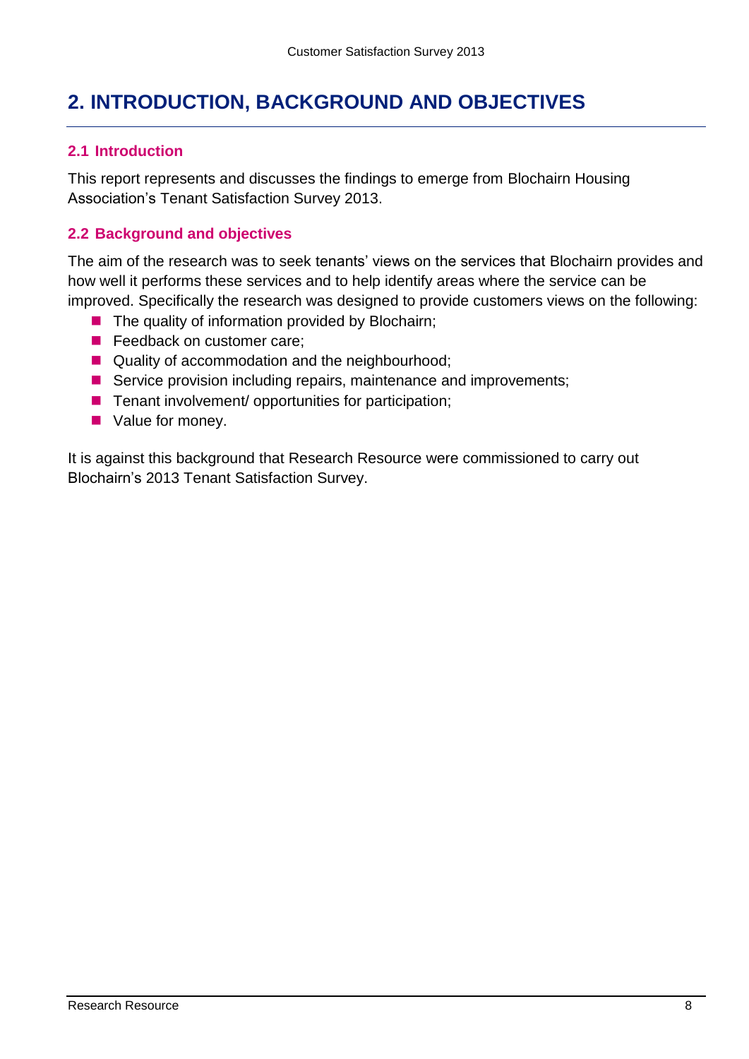# 2. INTRODUCTION, BACKGROUND AND OBJECTIVES

## 2.1 Introduction

This report represents and discusses the findings to emerge from Blochairn Housing Association's Tenant Satisfaction Survey 2013.

## 2.2 Background and objectives

The aim of the research was to seek tenants' views on the services that Blochairn provides and how well it performs these services and to help identify areas where the service can be improved. Specifically the research was designed to provide customers views on the following:

- The quality of information provided by Blochairn;
- Feedback on customer care;
- Quality of accommodation and the neighbourhood;
- Service provision including repairs, maintenance and improvements;
- Tenant involvement/ opportunities for participation;
- Value for money.

It is against this background that Research Resource were commissioned to carry out Blochairn's 2013 Tenant Satisfaction Survey.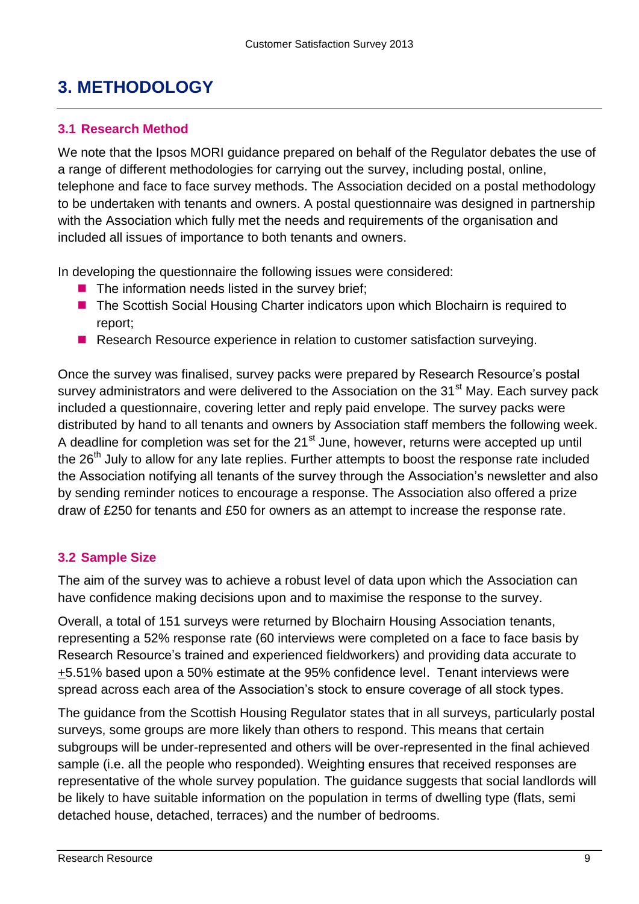# 3. METHODOLOGY

## 3.1 Research Method

We note that the Ipsos MORI guidance prepared on behalf of the Regulator debates the use of a range of different methodologies for carrying out the survey, including postal, online, telephone and face to face survey methods. The Association decided on a postal methodology to be undertaken with tenants and owners. A postal questionnaire was designed in partnership with the Association which fully met the needs and requirements of the organisation and included all issues of importance to both tenants and owners.

In developing the questionnaire the following issues were considered:

- The information needs listed in the survey brief;
- The Scottish Social Housing Charter indicators upon which Blochairn is required to report;
- Research Resource experience in relation to customer satisfaction surveying.

Once the survey was finalised, survey packs were prepared by Research Resource's postal survey administrators and were delivered to the Association on the 31st May. Each survey pack included a questionnaire, covering letter and reply paid envelope. The survey packs were distributed by hand to all tenants and owners by Association staff members the following week. A deadline for completion was set for the 21st June, however, returns were accepted up until the 26th July to allow for any late replies. Further attempts to boost the response rate included the Association notifying all tenants of the survey through the Association's newsletter and also by sending reminder notices to encourage a response. The Association also offered a prize draw of £250 for tenants and £50 for owners as an attempt to increase the response rate.

## 3.2 Sample Size

The aim of the survey was to achieve a robust level of data upon which the Association can have confidence making decisions upon and to maximise the response to the survey.

Overall, a total of 151 surveys were returned by Blochairn Housing Association tenants, representing a 52% response rate (60 interviews were completed on a face to face basis by Research Resource's trained and experienced fieldworkers) and providing data accurate to ±5.51% based upon a 50% estimate at the 95% confidence level. Tenant interviews were spread across each area of the Association's stock to ensure coverage of all stock types.

The guidance from the Scottish Housing Regulator states that in all surveys, particularly postal surveys, some groups are more likely than others to respond. This means that certain subgroups will be under-represented and others will be over-represented in the final achieved sample (i.e. all the people who responded). Weighting ensures that received responses are representative of the whole survey population. The guidance suggests that social landlords will be likely to have suitable information on the population in terms of dwelling type (flats, semi detached house, detached, terraces) and the number of bedrooms.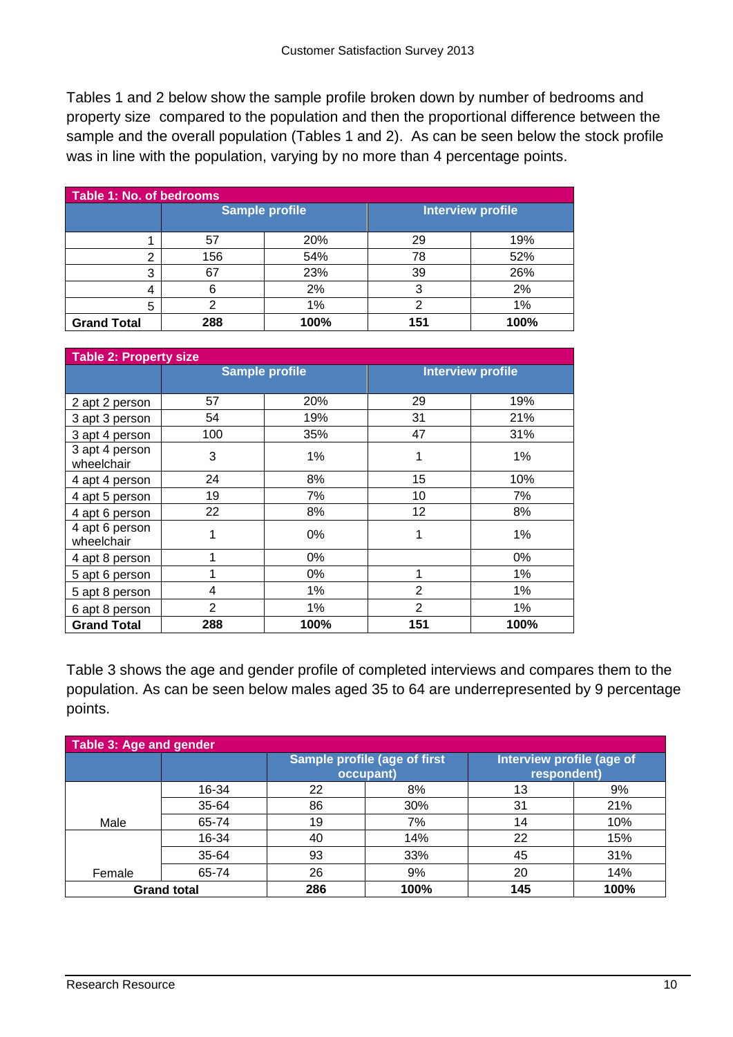Tables 1 and 2 below show the sample profile broken down by number of bedrooms and property size compared to the population and then the proportional difference between the sample and the overall population (Tables 1 and 2). As can be seen below the stock profile was in line with the population, varying by no more than 4 percentage points.

| Table 1: No. of bedrooms | Sample profile | | Interview profile | |
|---|---|---|---|---|
| 1 | 57 | 20% | 29 | 19% |
| 2 | 156 | 54% | 78 | 52% |
| 3 | 67 | 23% | 39 | 26% |
| 4 | 6 | 2% | 3 | 2% |
| 5 | 2 | 1% | 2 | 1% |
| **Grand Total** | **288** | **100%** | **151** | **100%** |

| Table 2: Property size | Sample profile | | Interview profile | |
|---|---|---|---|---|
| 2 apt 2 person | 57 | 20% | 29 | 19% |
| 3 apt 3 person | 54 | 19% | 31 | 21% |
| 3 apt 4 person | 100 | 35% | 47 | 31% |
| 3 apt 4 person wheelchair | 3 | 1% | 1 | 1% |
| 4 apt 4 person | 24 | 8% | 15 | 10% |
| 4 apt 5 person | 19 | 7% | 10 | 7% |
| 4 apt 6 person | 22 | 8% | 12 | 8% |
| 4 apt 6 person wheelchair | 1 | 0% | 1 | 1% |
| 4 apt 8 person | 1 | 0% | | 0% |
| 5 apt 6 person | 1 | 0% | 1 | 1% |
| 5 apt 8 person | 4 | 1% | 2 | 1% |
| 6 apt 8 person | 2 | 1% | 2 | 1% |
| **Grand Total** | **288** | **100%** | **151** | **100%** |

Table 3 shows the age and gender profile of completed interviews and compares them to the population. As can be seen below males aged 35 to 64 are underrepresented by 9 percentage points.

| Table 3: Age and gender | | Sample profile (age of first occupant) | | Interview profile (age of respondent) | |
|---|---|---|---|---|---|
| Male | 16-34 | 22 | 8% | 13 | 9% |
| | 35-64 | 86 | 30% | 31 | 21% |
| | 65-74 | 19 | 7% | 14 | 10% |
| Female | 16-34 | 40 | 14% | 22 | 15% |
| | 35-64 | 93 | 33% | 45 | 31% |
| | 65-74 | 26 | 9% | 20 | 14% |
| **Grand total** | | **286** | **100%** | **145** | **100%** |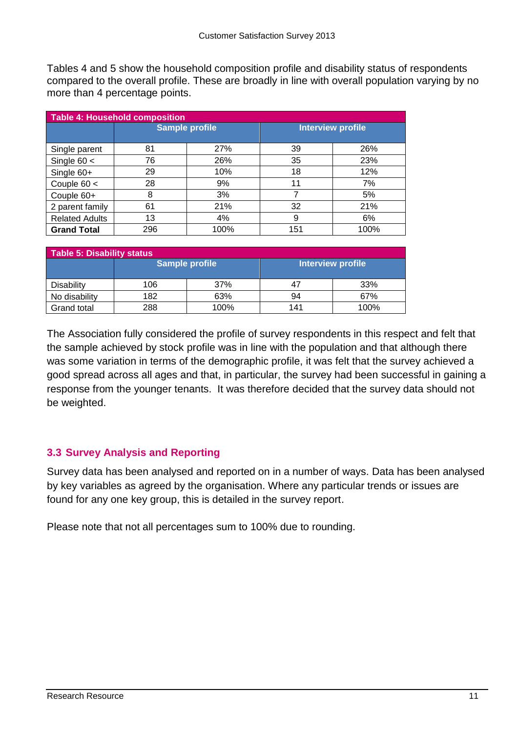Tables 4 and 5 show the household composition profile and disability status of respondents compared to the overall profile. These are broadly in line with overall population varying by no more than 4 percentage points.

| Table 4: Household composition | | | | |
|---|---|---|---|---|
| | Sample profile | | Interview profile | |
| Single parent | 81 | 27% | 39 | 26% |
| Single 60 < | 76 | 26% | 35 | 23% |
| Single 60+ | 29 | 10% | 18 | 12% |
| Couple 60 < | 28 | 9% | 11 | 7% |
| Couple 60+ | 8 | 3% | 7 | 5% |
| 2 parent family | 61 | 21% | 32 | 21% |
| Related Adults | 13 | 4% | 9 | 6% |
| **Grand Total** | 296 | 100% | 151 | 100% |

| Table 5: Disability status | | | | |
|---|---|---|---|---|
| | Sample profile | | Interview profile | |
| Disability | 106 | 37% | 47 | 33% |
| No disability | 182 | 63% | 94 | 67% |
| Grand total | 288 | 100% | 141 | 100% |

The Association fully considered the profile of survey respondents in this respect and felt that the sample achieved by stock profile was in line with the population and that although there was some variation in terms of the demographic profile, it was felt that the survey achieved a good spread across all ages and that, in particular, the survey had been successful in gaining a response from the younger tenants. It was therefore decided that the survey data should not be weighted.

### 3.3 Survey Analysis and Reporting

Survey data has been analysed and reported on in a number of ways. Data has been analysed by key variables as agreed by the organisation. Where any particular trends or issues are found for any one key group, this is detailed in the survey report.

Please note that not all percentages sum to 100% due to rounding.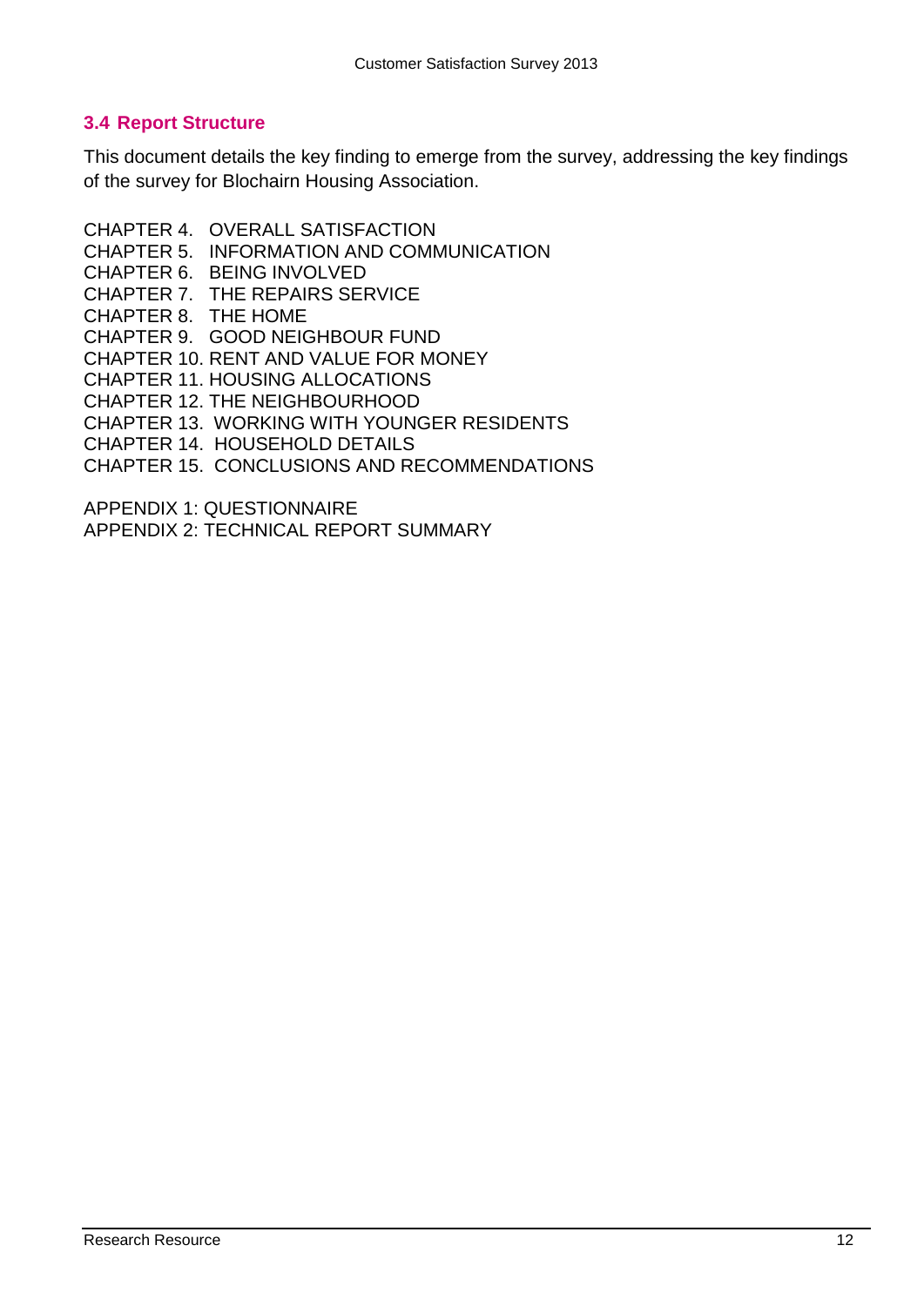### 3.4 Report Structure

This document details the key finding to emerge from the survey, addressing the key findings of the survey for Blochairn Housing Association.

CHAPTER 4. OVERALL SATISFACTION
CHAPTER 5. INFORMATION AND COMMUNICATION
CHAPTER 6. BEING INVOLVED
CHAPTER 7. THE REPAIRS SERVICE
CHAPTER 8. THE HOME
CHAPTER 9. GOOD NEIGHBOUR FUND
CHAPTER 10. RENT AND VALUE FOR MONEY
CHAPTER 11. HOUSING ALLOCATIONS
CHAPTER 12. THE NEIGHBOURHOOD
CHAPTER 13. WORKING WITH YOUNGER RESIDENTS
CHAPTER 14. HOUSEHOLD DETAILS
CHAPTER 15. CONCLUSIONS AND RECOMMENDATIONS

APPENDIX 1: QUESTIONNAIRE
APPENDIX 2: TECHNICAL REPORT SUMMARY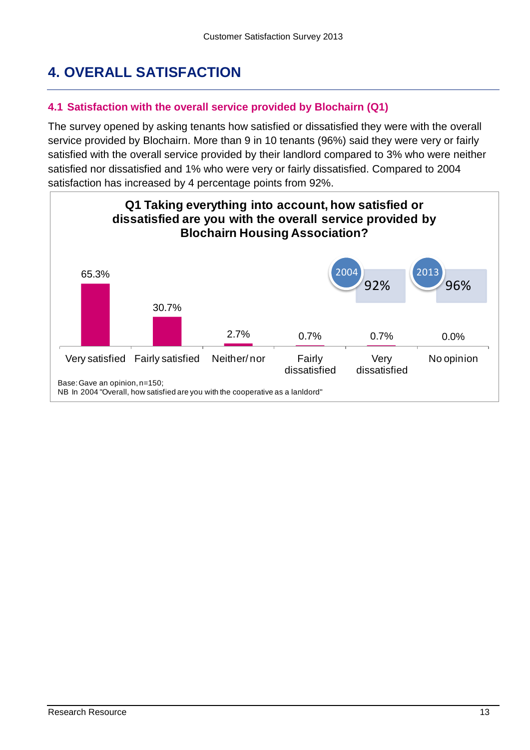# 4. OVERALL SATISFACTION

## 4.1 Satisfaction with the overall service provided by Blochairn (Q1)

The survey opened by asking tenants how satisfied or dissatisfied they were with the overall service provided by Blochairn. More than 9 in 10 tenants (96%) said they were very or fairly satisfied with the overall service provided by their landlord compared to 3% who were neither satisfied nor dissatisfied and 1% who were very or fairly dissatisfied. Compared to 2004 satisfaction has increased by 4 percentage points from 92%.

**Q1 Taking everything into account, how satisfied or dissatisfied are you with the overall service provided by Blochairn Housing Association?**

| Very satisfied | Fairly satisfied | Neither/ nor | Fairly dissatisfied | Very dissatisfied | No opinion |
|---|---|---|---|---|---|
| 65.3% | 30.7% | 2.7% | 0.7% | 0.7% | 0.0% |

2004: 92%

2013: 96%

Base: Gave an opinion, n=150;

NB In 2004 "Overall, how satisfied are you with the cooperative as a lanldord"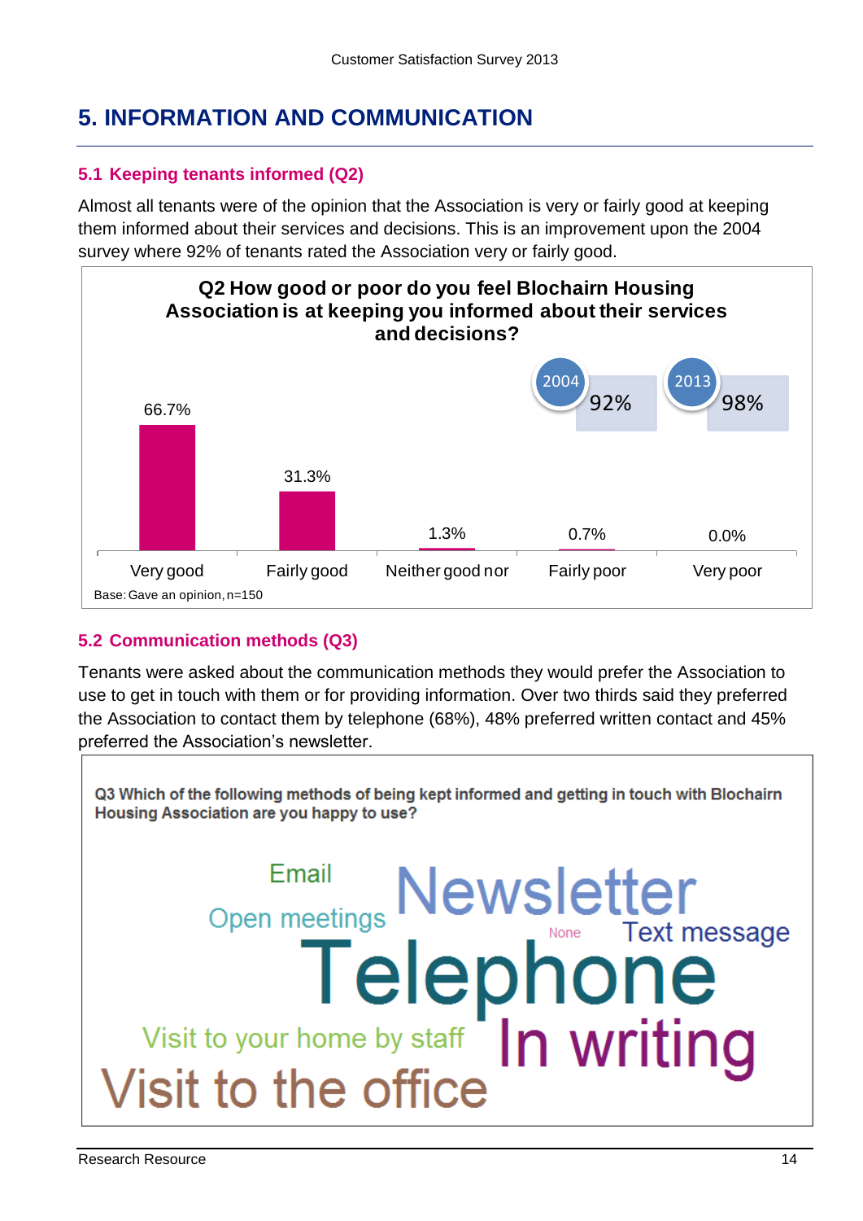# 5. INFORMATION AND COMMUNICATION

## 5.1 Keeping tenants informed (Q2)

Almost all tenants were of the opinion that the Association is very or fairly good at keeping them informed about their services and decisions. This is an improvement upon the 2004 survey where 92% of tenants rated the Association very or fairly good.

**Q2 How good or poor do you feel Blochairn Housing Association is at keeping you informed about their services and decisions?**

| Response | % |
|---|---|
| Very good | 66.7% |
| Fairly good | 31.3% |
| Neither good nor | 1.3% |
| Fairly poor | 0.7% |
| Very poor | 0.0% |

2004: 92% — 2013: 98%

Base: Gave an opinion, n=150

## 5.2 Communication methods (Q3)

Tenants were asked about the communication methods they would prefer the Association to use to get in touch with them or for providing information. Over two thirds said they preferred the Association to contact them by telephone (68%), 48% preferred written contact and 45% preferred the Association's newsletter.

**Q3 Which of the following methods of being kept informed and getting in touch with Blochairn Housing Association are you happy to use?**

Email, Newsletter, Open meetings, None, Text message, Telephone, Visit to your home by staff, In writing, Visit to the office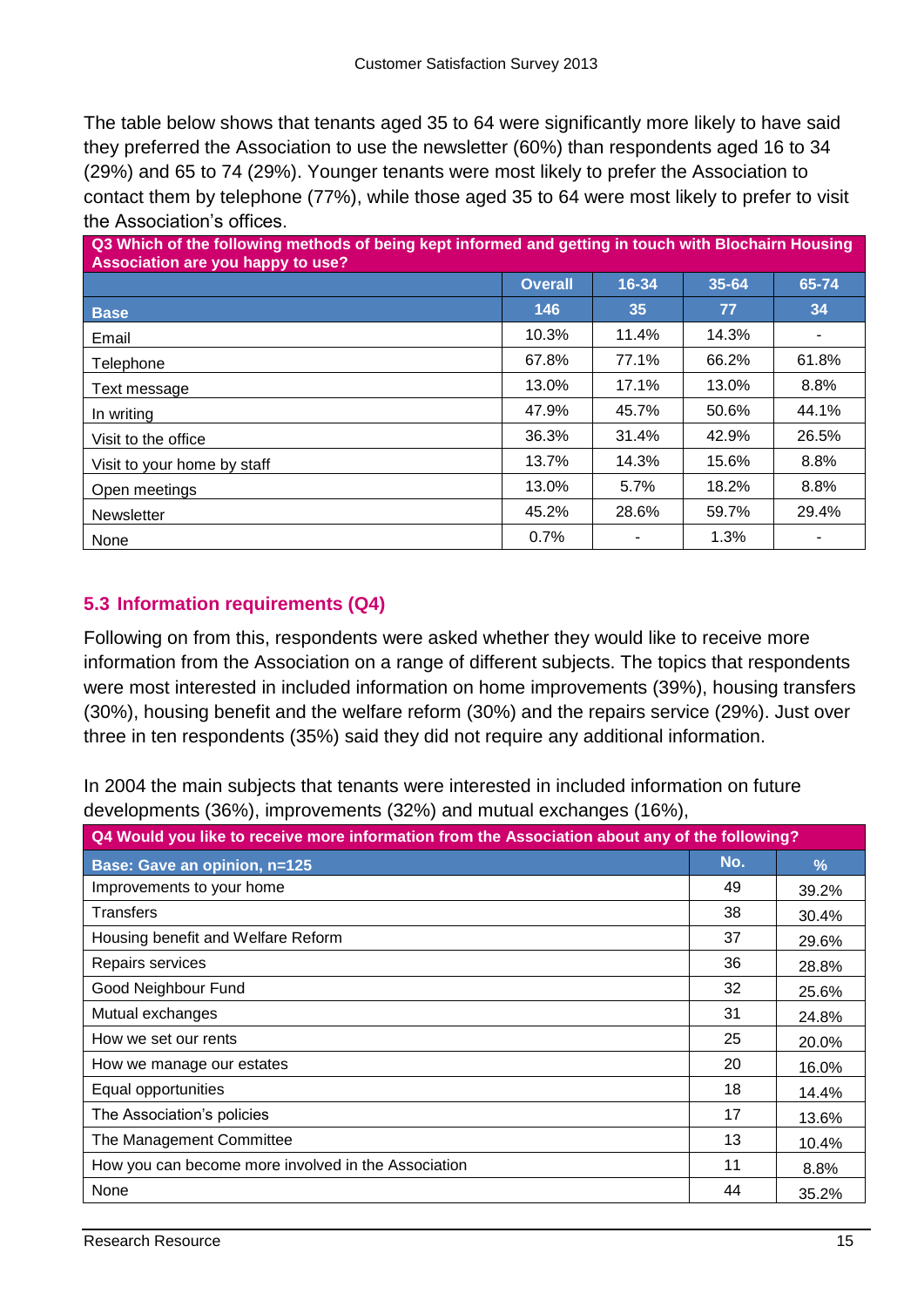The table below shows that tenants aged 35 to 64 were significantly more likely to have said they preferred the Association to use the newsletter (60%) than respondents aged 16 to 34 (29%) and 65 to 74 (29%). Younger tenants were most likely to prefer the Association to contact them by telephone (77%), while those aged 35 to 64 were most likely to prefer to visit the Association's offices.

**Q3 Which of the following methods of being kept informed and getting in touch with Blochairn Housing Association are you happy to use?**

| | Overall | 16-34 | 35-64 | 65-74 |
|---|---|---|---|---|
| **Base** | 146 | 35 | 77 | 34 |
| Email | 10.3% | 11.4% | 14.3% | - |
| Telephone | 67.8% | 77.1% | 66.2% | 61.8% |
| Text message | 13.0% | 17.1% | 13.0% | 8.8% |
| In writing | 47.9% | 45.7% | 50.6% | 44.1% |
| Visit to the office | 36.3% | 31.4% | 42.9% | 26.5% |
| Visit to your home by staff | 13.7% | 14.3% | 15.6% | 8.8% |
| Open meetings | 13.0% | 5.7% | 18.2% | 8.8% |
| Newsletter | 45.2% | 28.6% | 59.7% | 29.4% |
| None | 0.7% | - | 1.3% | - |

## 5.3 Information requirements (Q4)

Following on from this, respondents were asked whether they would like to receive more information from the Association on a range of different subjects. The topics that respondents were most interested in included information on home improvements (39%), housing transfers (30%), housing benefit and the welfare reform (30%) and the repairs service (29%). Just over three in ten respondents (35%) said they did not require any additional information.

In 2004 the main subjects that tenants were interested in included information on future developments (36%), improvements (32%) and mutual exchanges (16%),

**Q4 Would you like to receive more information from the Association about any of the following?**

| Base: Gave an opinion, n=125 | No. | % |
|---|---|---|
| Improvements to your home | 49 | 39.2% |
| Transfers | 38 | 30.4% |
| Housing benefit and Welfare Reform | 37 | 29.6% |
| Repairs services | 36 | 28.8% |
| Good Neighbour Fund | 32 | 25.6% |
| Mutual exchanges | 31 | 24.8% |
| How we set our rents | 25 | 20.0% |
| How we manage our estates | 20 | 16.0% |
| Equal opportunities | 18 | 14.4% |
| The Association's policies | 17 | 13.6% |
| The Management Committee | 13 | 10.4% |
| How you can become more involved in the Association | 11 | 8.8% |
| None | 44 | 35.2% |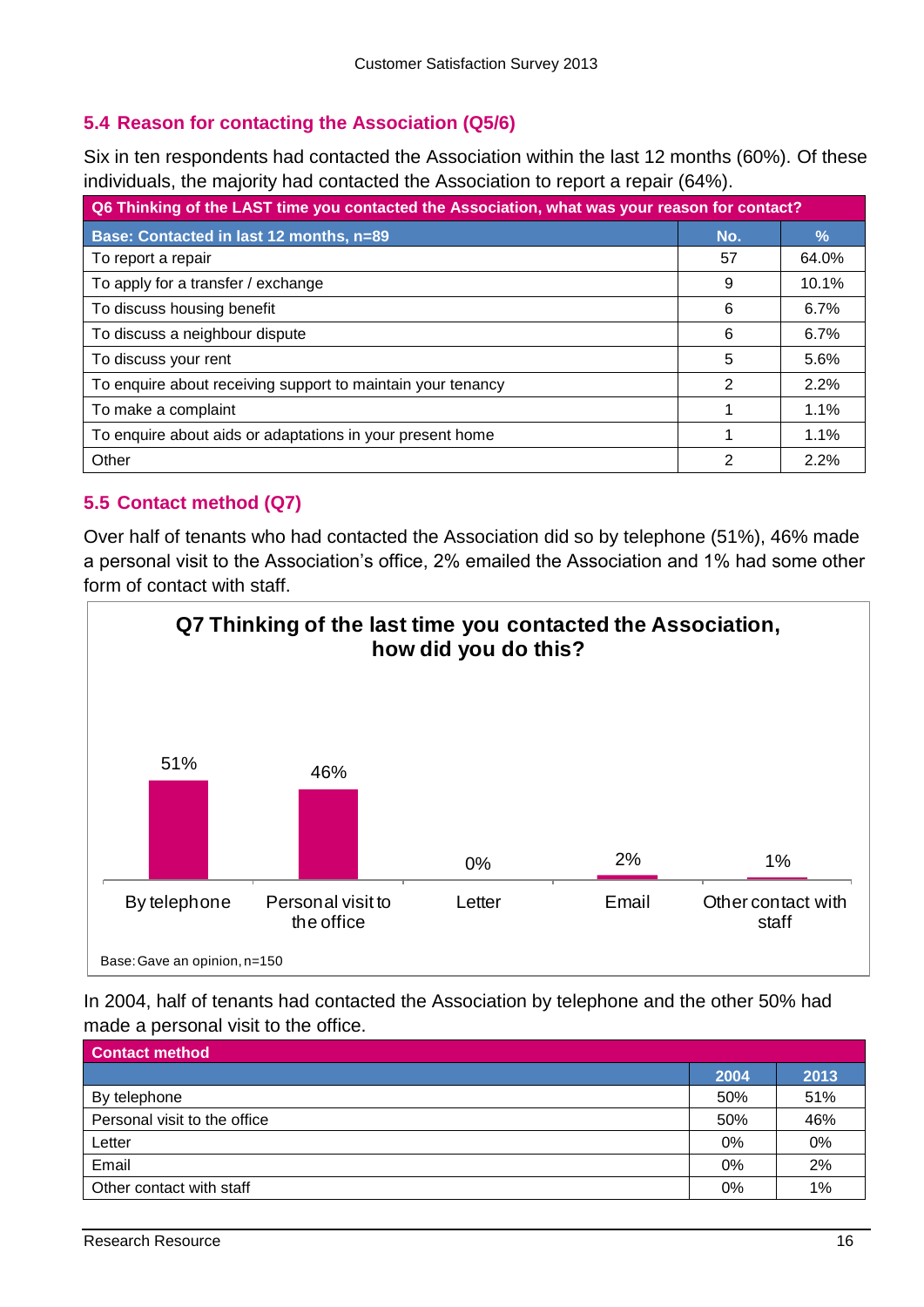## 5.4 Reason for contacting the Association (Q5/6)

Six in ten respondents had contacted the Association within the last 12 months (60%). Of these individuals, the majority had contacted the Association to report a repair (64%).

| Q6 Thinking of the LAST time you contacted the Association, what was your reason for contact? | | |
|---|---|---|
| **Base: Contacted in last 12 months, n=89** | **No.** | **%** |
| To report a repair | 57 | 64.0% |
| To apply for a transfer / exchange | 9 | 10.1% |
| To discuss housing benefit | 6 | 6.7% |
| To discuss a neighbour dispute | 6 | 6.7% |
| To discuss your rent | 5 | 5.6% |
| To enquire about receiving support to maintain your tenancy | 2 | 2.2% |
| To make a complaint | 1 | 1.1% |
| To enquire about aids or adaptations in your present home | 1 | 1.1% |
| Other | 2 | 2.2% |

## 5.5 Contact method (Q7)

Over half of tenants who had contacted the Association did so by telephone (51%), 46% made a personal visit to the Association's office, 2% emailed the Association and 1% had some other form of contact with staff.

**Q7 Thinking of the last time you contacted the Association, how did you do this?**

| By telephone | Personal visit to the office | Letter | Email | Other contact with staff |
|---|---|---|---|---|
| 51% | 46% | 0% | 2% | 1% |

Base: Gave an opinion, n=150

In 2004, half of tenants had contacted the Association by telephone and the other 50% had made a personal visit to the office.

| Contact method | | |
|---|---|---|
| | **2004** | **2013** |
| By telephone | 50% | 51% |
| Personal visit to the office | 50% | 46% |
| Letter | 0% | 0% |
| Email | 0% | 2% |
| Other contact with staff | 0% | 1% |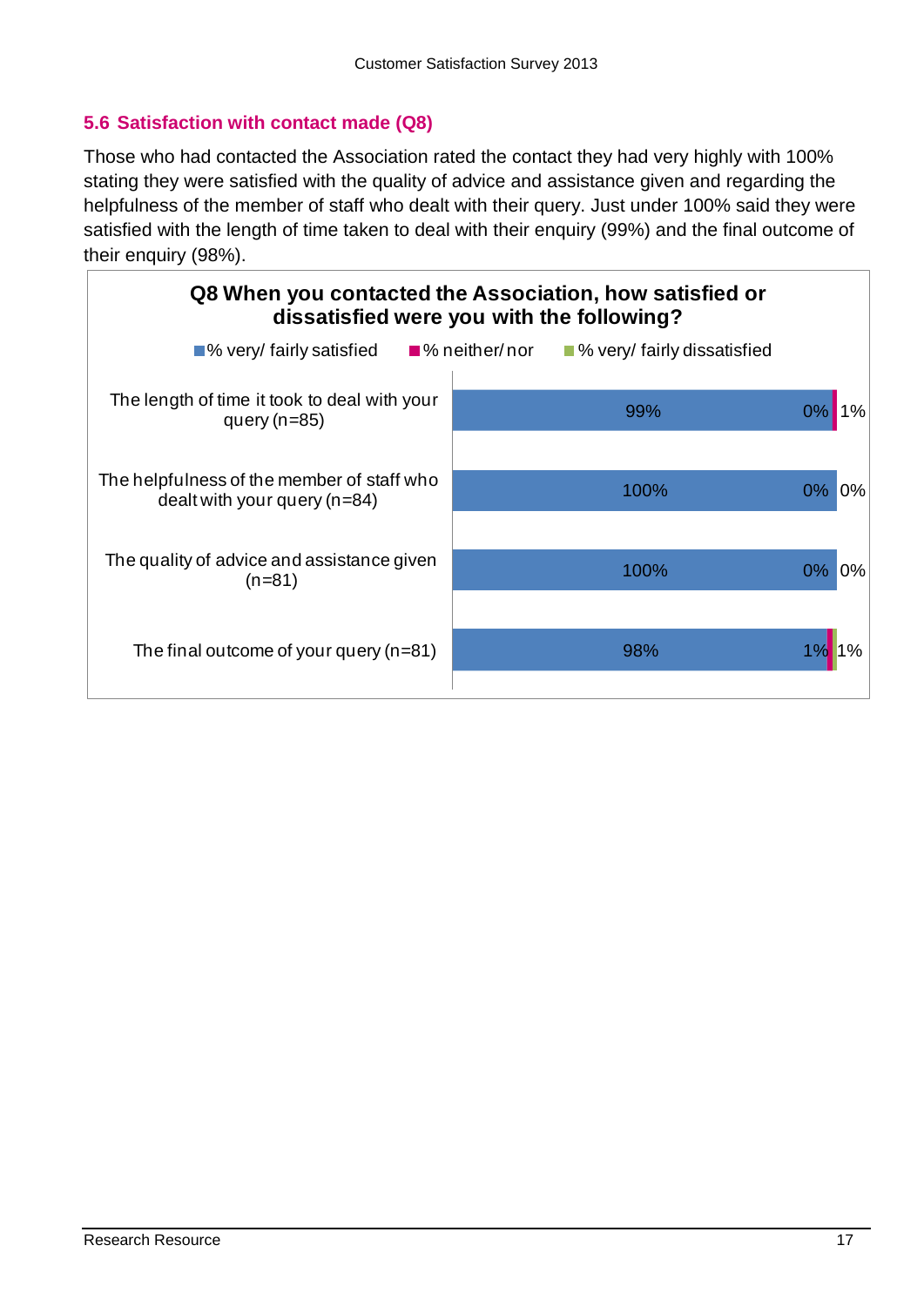### 5.6 Satisfaction with contact made (Q8)

Those who had contacted the Association rated the contact they had very highly with 100% stating they were satisfied with the quality of advice and assistance given and regarding the helpfulness of the member of staff who dealt with their query. Just under 100% said they were satisfied with the length of time taken to deal with their enquiry (99%) and the final outcome of their enquiry (98%).

**Q8 When you contacted the Association, how satisfied or dissatisfied were you with the following?**

| | % very/ fairly satisfied | % neither/ nor | % very/ fairly dissatisfied |
|---|---|---|---|
| The length of time it took to deal with your query (n=85) | 99% | 0% | 1% |
| The helpfulness of the member of staff who dealt with your query (n=84) | 100% | 0% | 0% |
| The quality of advice and assistance given (n=81) | 100% | 0% | 0% |
| The final outcome of your query (n=81) | 98% | 1% | 1% |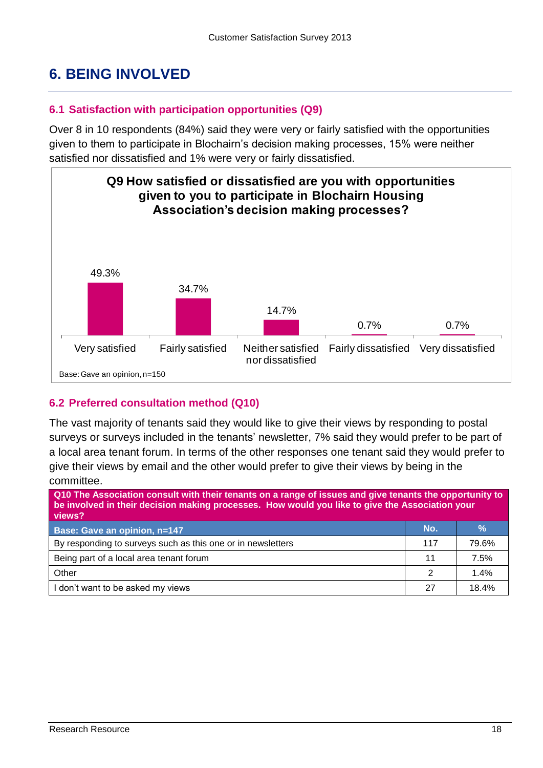# 6. BEING INVOLVED

## 6.1 Satisfaction with participation opportunities (Q9)

Over 8 in 10 respondents (84%) said they were very or fairly satisfied with the opportunities given to them to participate in Blochairn's decision making processes, 15% were neither satisfied nor dissatisfied and 1% were very or fairly dissatisfied.

**Q9 How satisfied or dissatisfied are you with opportunities given to you to participate in Blochairn Housing Association's decision making processes?**

| Response | % |
|---|---|
| Very satisfied | 49.3% |
| Fairly satisfied | 34.7% |
| Neither satisfied nor dissatisfied | 14.7% |
| Fairly dissatisfied | 0.7% |
| Very dissatisfied | 0.7% |

Base: Gave an opinion, n=150

## 6.2 Preferred consultation method (Q10)

The vast majority of tenants said they would like to give their views by responding to postal surveys or surveys included in the tenants' newsletter, 7% said they would prefer to be part of a local area tenant forum. In terms of the other responses one tenant said they would prefer to give their views by email and the other would prefer to give their views by being in the committee.

**Q10 The Association consult with their tenants on a range of issues and give tenants the opportunity to be involved in their decision making processes. How would you like to give the Association your views?**

| Base: Gave an opinion, n=147 | No. | % |
|---|---|---|
| By responding to surveys such as this one or in newsletters | 117 | 79.6% |
| Being part of a local area tenant forum | 11 | 7.5% |
| Other | 2 | 1.4% |
| I don't want to be asked my views | 27 | 18.4% |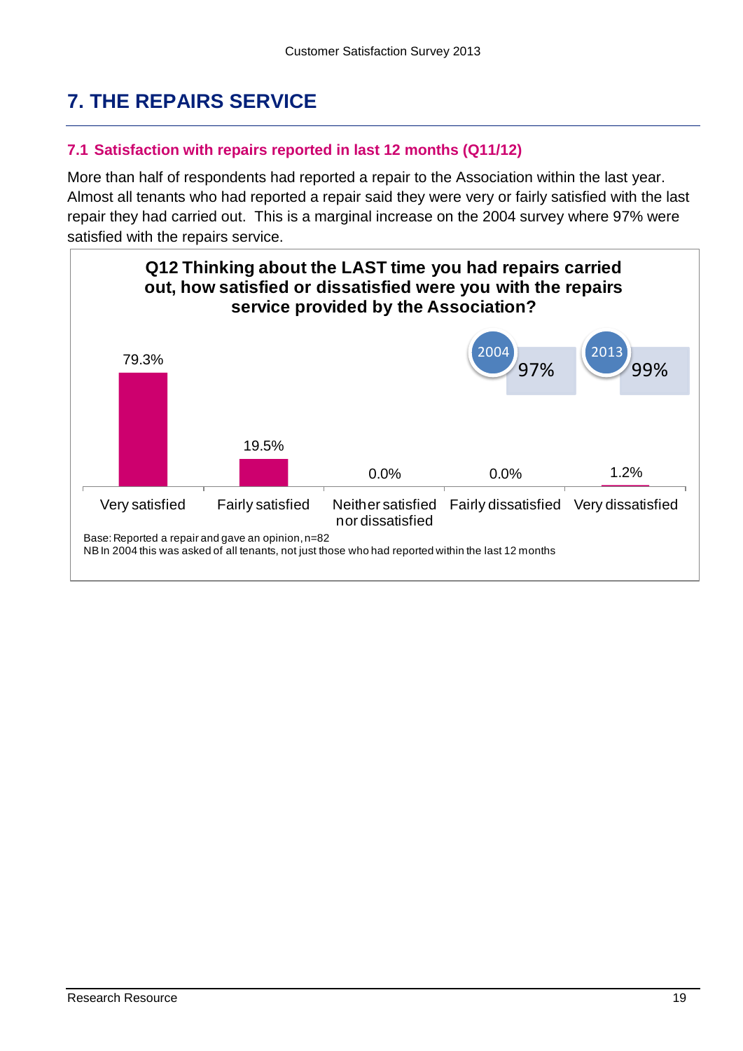# 7. THE REPAIRS SERVICE

## 7.1 Satisfaction with repairs reported in last 12 months (Q11/12)

More than half of respondents had reported a repair to the Association within the last year. Almost all tenants who had reported a repair said they were very or fairly satisfied with the last repair they had carried out. This is a marginal increase on the 2004 survey where 97% were satisfied with the repairs service.

**Q12 Thinking about the LAST time you had repairs carried out, how satisfied or dissatisfied were you with the repairs service provided by the Association?**

| Response | % |
| --- | --- |
| Very satisfied | 79.3% |
| Fairly satisfied | 19.5% |
| Neither satisfied nor dissatisfied | 0.0% |
| Fairly dissatisfied | 0.0% |
| Very dissatisfied | 1.2% |

2004: 97%

2013: 99%

Base: Reported a repair and gave an opinion, n=82

NB In 2004 this was asked of all tenants, not just those who had reported within the last 12 months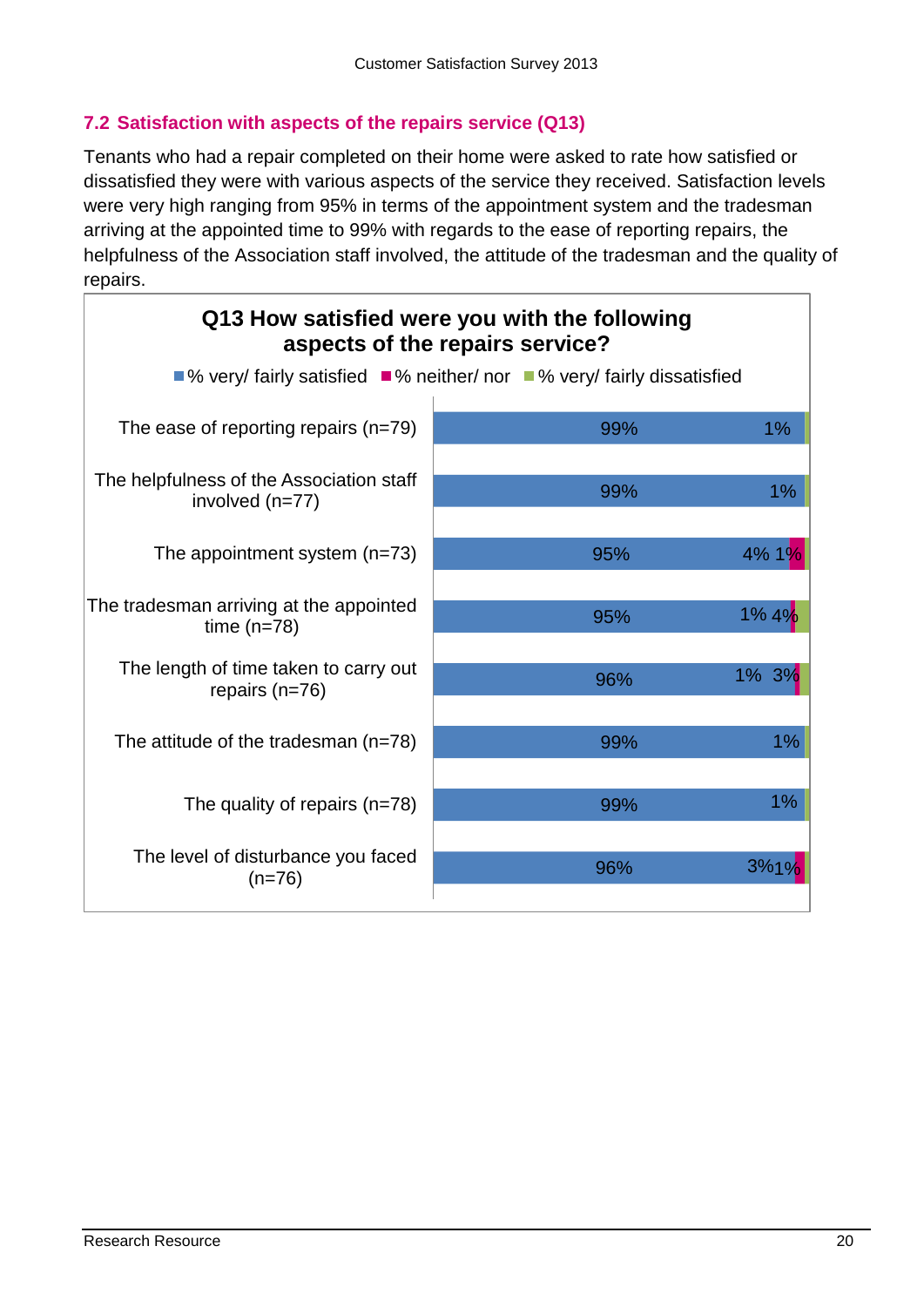## 7.2 Satisfaction with aspects of the repairs service (Q13)

Tenants who had a repair completed on their home were asked to rate how satisfied or dissatisfied they were with various aspects of the service they received. Satisfaction levels were very high ranging from 95% in terms of the appointment system and the tradesman arriving at the appointed time to 99% with regards to the ease of reporting repairs, the helpfulness of the Association staff involved, the attitude of the tradesman and the quality of repairs.

**Q13 How satisfied were you with the following aspects of the repairs service?**

| | % very/ fairly satisfied | % neither/ nor | % very/ fairly dissatisfied |
|---|---|---|---|
| The ease of reporting repairs (n=79) | 99% | | 1% |
| The helpfulness of the Association staff involved (n=77) | 99% | | 1% |
| The appointment system (n=73) | 95% | 4% | 1% |
| The tradesman arriving at the appointed time (n=78) | 95% | 1% | 4% |
| The length of time taken to carry out repairs (n=76) | 96% | 1% | 3% |
| The attitude of the tradesman (n=78) | 99% | | 1% |
| The quality of repairs (n=78) | 99% | | 1% |
| The level of disturbance you faced (n=76) | 96% | 3% | 1% |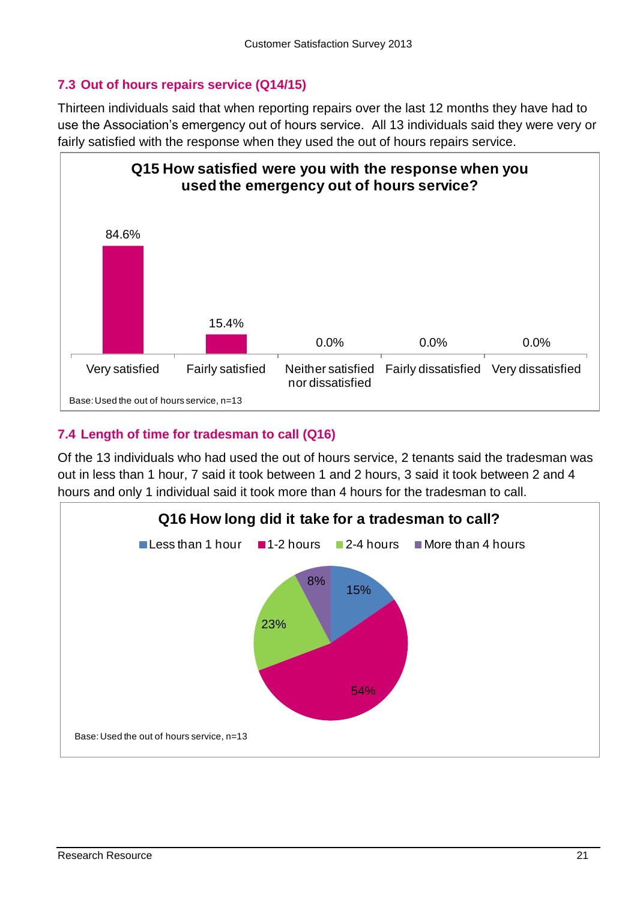## 7.3 Out of hours repairs service (Q14/15)

Thirteen individuals said that when reporting repairs over the last 12 months they have had to use the Association's emergency out of hours service. All 13 individuals said they were very or fairly satisfied with the response when they used the out of hours repairs service.

**Q15 How satisfied were you with the response when you used the emergency out of hours service?**

| Very satisfied | Fairly satisfied | Neither satisfied nor dissatisfied | Fairly dissatisfied | Very dissatisfied |
|---|---|---|---|---|
| 84.6% | 15.4% | 0.0% | 0.0% | 0.0% |

Base: Used the out of hours service, n=13

## 7.4 Length of time for tradesman to call (Q16)

Of the 13 individuals who had used the out of hours service, 2 tenants said the tradesman was out in less than 1 hour, 7 said it took between 1 and 2 hours, 3 said it took between 2 and 4 hours and only 1 individual said it took more than 4 hours for the tradesman to call.

**Q16 How long did it take for a tradesman to call?**

| Less than 1 hour | 1-2 hours | 2-4 hours | More than 4 hours |
|---|---|---|---|
| 15% | 54% | 23% | 8% |

Base: Used the out of hours service, n=13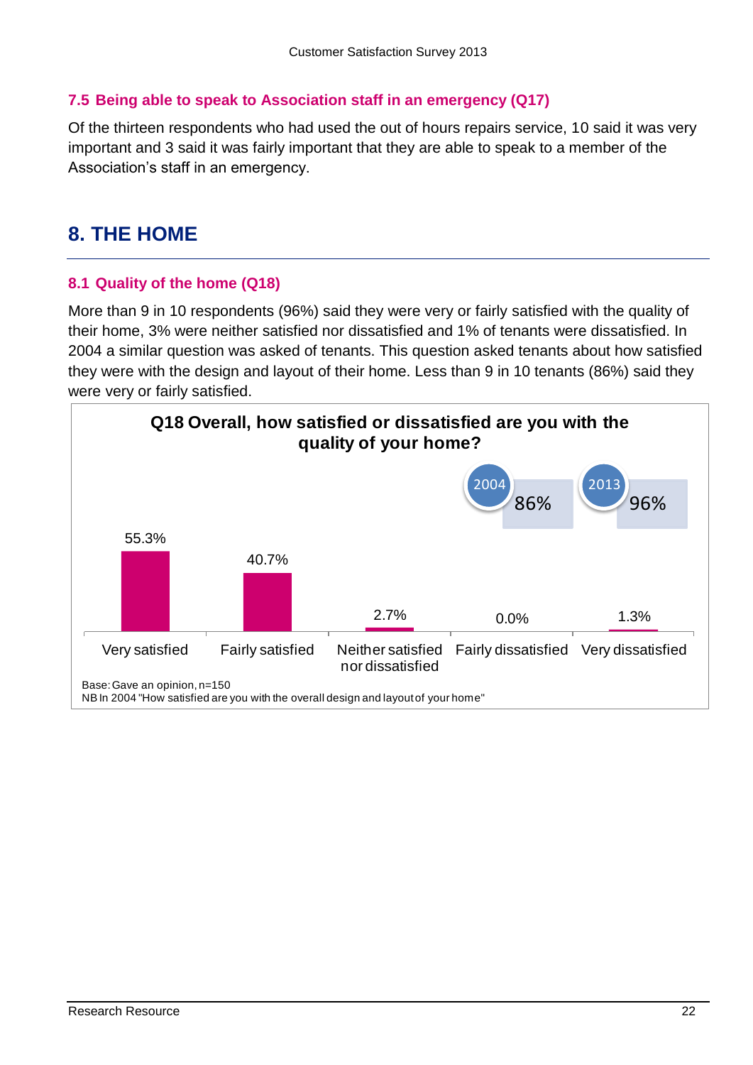### 7.5 Being able to speak to Association staff in an emergency (Q17)

Of the thirteen respondents who had used the out of hours repairs service, 10 said it was very important and 3 said it was fairly important that they are able to speak to a member of the Association's staff in an emergency.

## 8. THE HOME

### 8.1 Quality of the home (Q18)

More than 9 in 10 respondents (96%) said they were very or fairly satisfied with the quality of their home, 3% were neither satisfied nor dissatisfied and 1% of tenants were dissatisfied. In 2004 a similar question was asked of tenants. This question asked tenants about how satisfied they were with the design and layout of their home. Less than 9 in 10 tenants (86%) said they were very or fairly satisfied.

**Q18 Overall, how satisfied or dissatisfied are you with the quality of your home?**

| Very satisfied | Fairly satisfied | Neither satisfied nor dissatisfied | Fairly dissatisfied | Very dissatisfied |
|---|---|---|---|---|
| 55.3% | 40.7% | 2.7% | 0.0% | 1.3% |

2004: 86%
2013: 96%

Base: Gave an opinion, n=150
NB In 2004 "How satisfied are you with the overall design and layout of your home"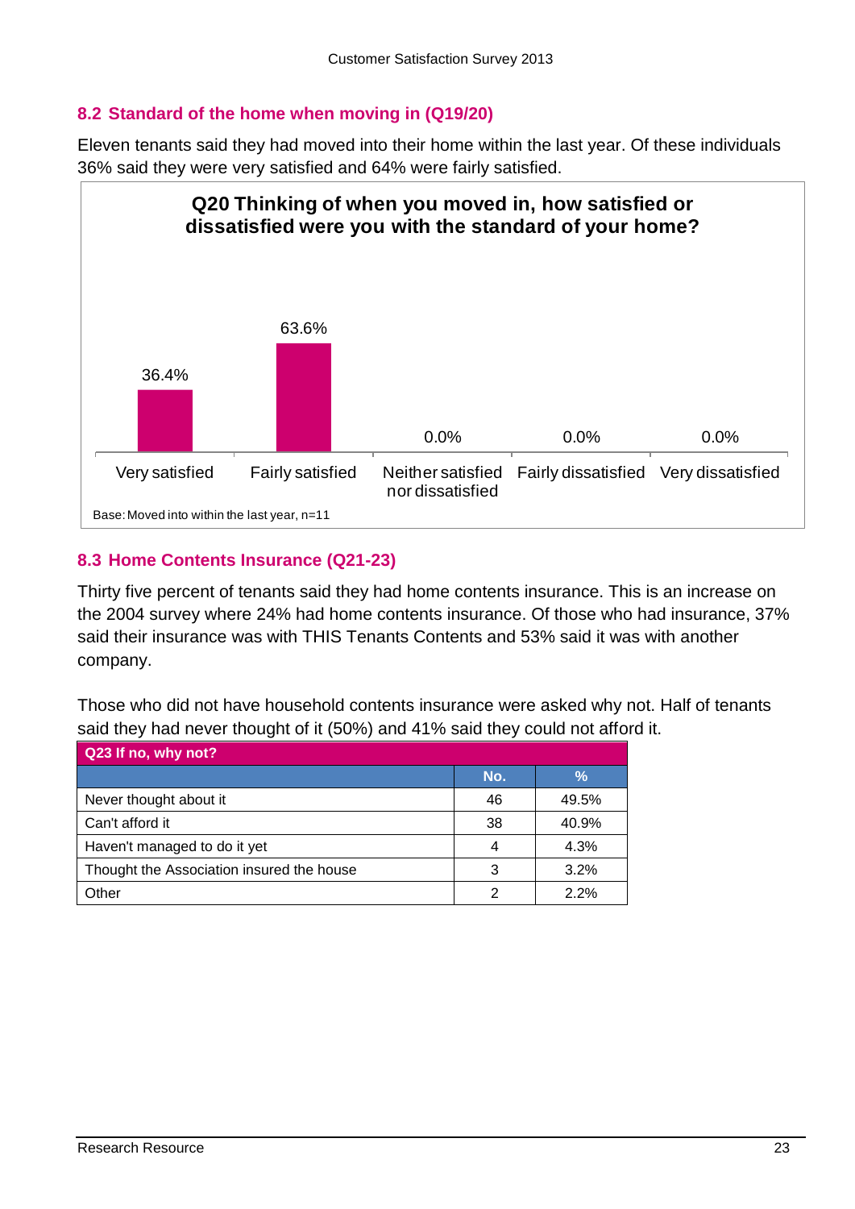## 8.2 Standard of the home when moving in (Q19/20)

Eleven tenants said they had moved into their home within the last year. Of these individuals 36% said they were very satisfied and 64% were fairly satisfied.

**Q20 Thinking of when you moved in, how satisfied or dissatisfied were you with the standard of your home?**

| Response | % |
|---|---|
| Very satisfied | 36.4% |
| Fairly satisfied | 63.6% |
| Neither satisfied nor dissatisfied | 0.0% |
| Fairly dissatisfied | 0.0% |
| Very dissatisfied | 0.0% |

Base: Moved into within the last year, n=11

## 8.3 Home Contents Insurance (Q21-23)

Thirty five percent of tenants said they had home contents insurance. This is an increase on the 2004 survey where 24% had home contents insurance. Of those who had insurance, 37% said their insurance was with THIS Tenants Contents and 53% said it was with another company.

Those who did not have household contents insurance were asked why not. Half of tenants said they had never thought of it (50%) and 41% said they could not afford it.

| Q23 If no, why not? | No. | % |
|---|---|---|
| Never thought about it | 46 | 49.5% |
| Can't afford it | 38 | 40.9% |
| Haven't managed to do it yet | 4 | 4.3% |
| Thought the Association insured the house | 3 | 3.2% |
| Other | 2 | 2.2% |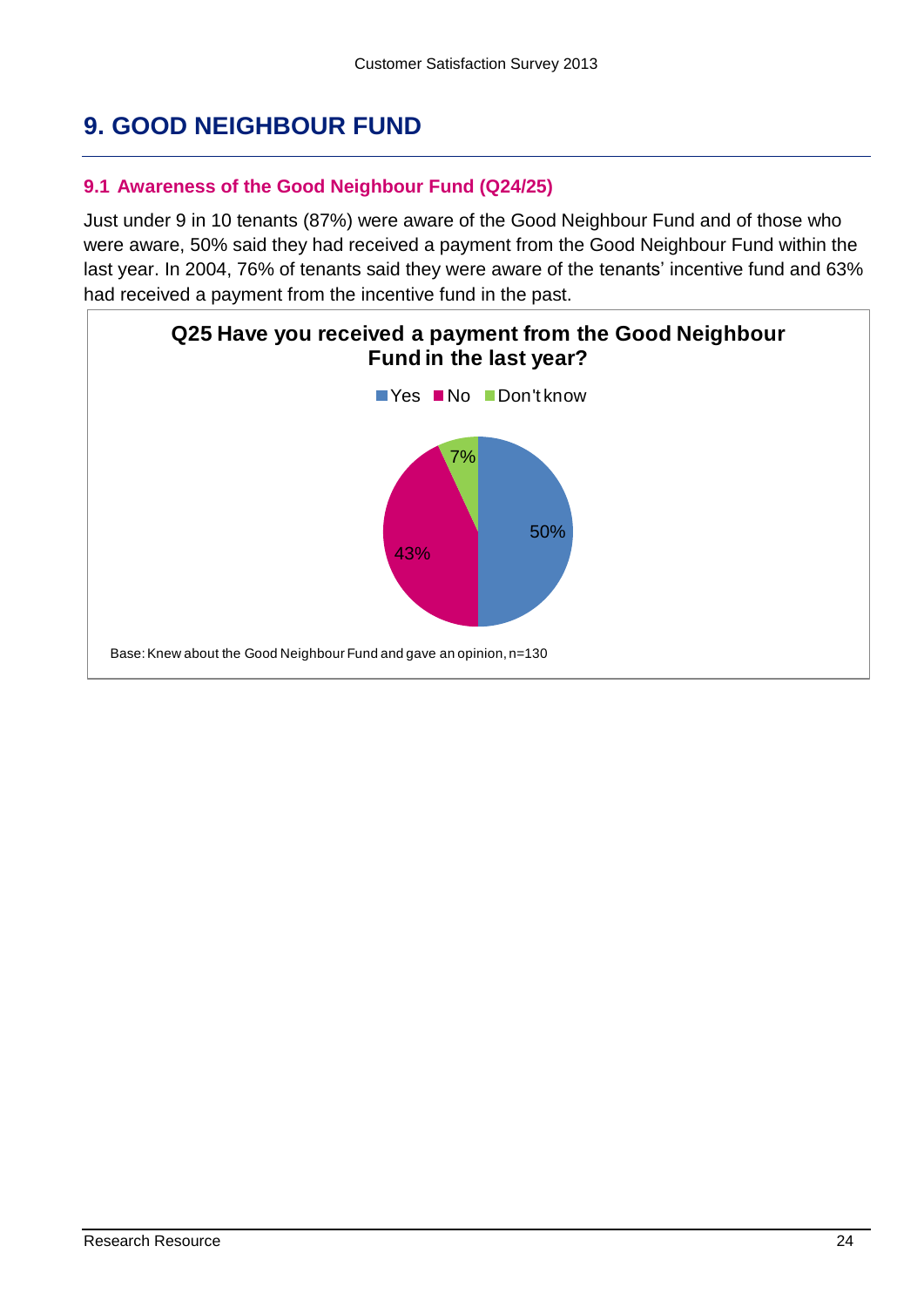# 9. GOOD NEIGHBOUR FUND

## 9.1 Awareness of the Good Neighbour Fund (Q24/25)

Just under 9 in 10 tenants (87%) were aware of the Good Neighbour Fund and of those who were aware, 50% said they had received a payment from the Good Neighbour Fund within the last year. In 2004, 76% of tenants said they were aware of the tenants' incentive fund and 63% had received a payment from the incentive fund in the past.

**Q25 Have you received a payment from the Good Neighbour Fund in the last year?**

| Response | % |
|---|---|
| Yes | 50% |
| No | 43% |
| Don't know | 7% |

Base: Knew about the Good Neighbour Fund and gave an opinion, n=130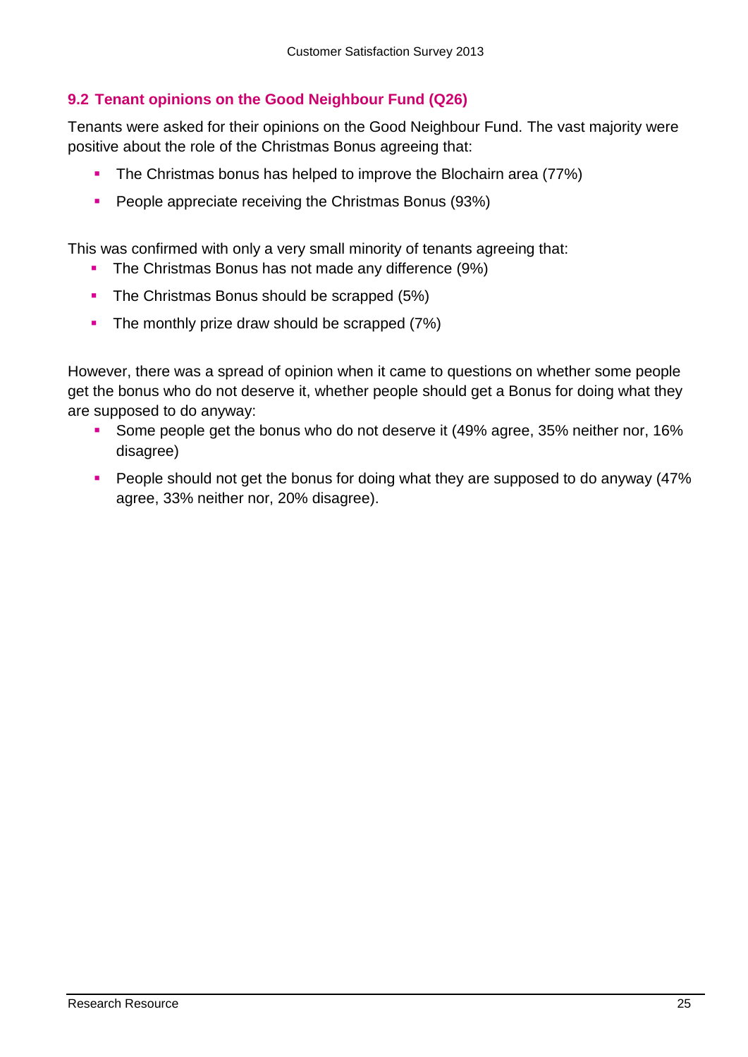## 9.2 Tenant opinions on the Good Neighbour Fund (Q26)

Tenants were asked for their opinions on the Good Neighbour Fund. The vast majority were positive about the role of the Christmas Bonus agreeing that:

- The Christmas bonus has helped to improve the Blochairn area (77%)
- People appreciate receiving the Christmas Bonus (93%)

This was confirmed with only a very small minority of tenants agreeing that:

- The Christmas Bonus has not made any difference (9%)
- The Christmas Bonus should be scrapped (5%)
- The monthly prize draw should be scrapped (7%)

However, there was a spread of opinion when it came to questions on whether some people get the bonus who do not deserve it, whether people should get a Bonus for doing what they are supposed to do anyway:

- Some people get the bonus who do not deserve it (49% agree, 35% neither nor, 16% disagree)
- People should not get the bonus for doing what they are supposed to do anyway (47% agree, 33% neither nor, 20% disagree).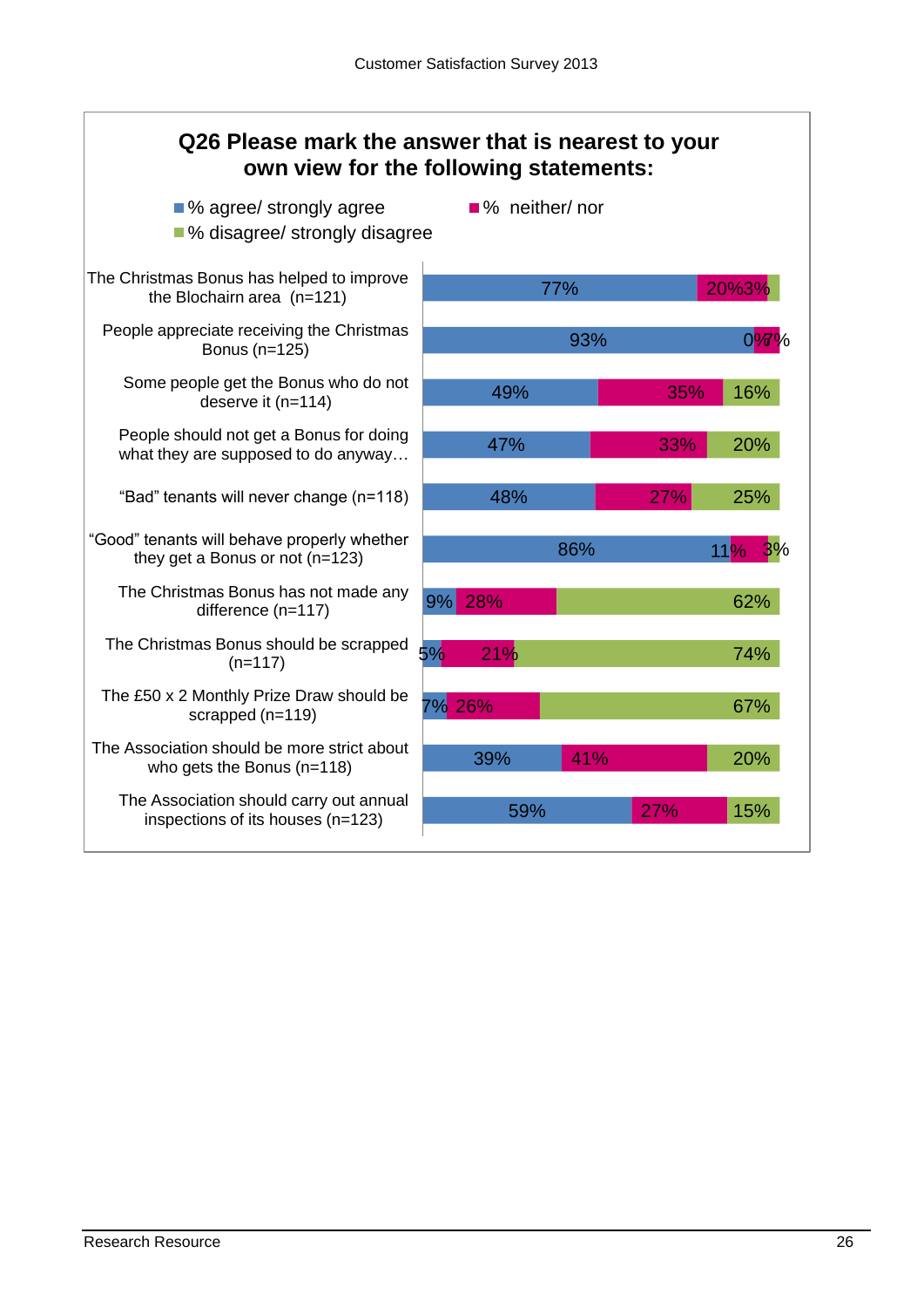## Q26 Please mark the answer that is nearest to your own view for the following statements:

| Statement | % agree/ strongly agree | % neither/ nor | % disagree/ strongly disagree |
|---|---|---|---|
| The Christmas Bonus has helped to improve the Blochairn area (n=121) | 77% | 20% | 3% |
| People appreciate receiving the Christmas Bonus (n=125) | 93% | 0% | 7% |
| Some people get the Bonus who do not deserve it (n=114) | 49% | 35% | 16% |
| People should not get a Bonus for doing what they are supposed to do anyway… | 47% | 33% | 20% |
| "Bad" tenants will never change (n=118) | 48% | 27% | 25% |
| "Good" tenants will behave properly whether they get a Bonus or not (n=123) | 86% | 11% | 3% |
| The Christmas Bonus has not made any difference (n=117) | 9% | 28% | 62% |
| The Christmas Bonus should be scrapped (n=117) | 5% | 21% | 74% |
| The £50 x 2 Monthly Prize Draw should be scrapped (n=119) | 7% | 26% | 67% |
| The Association should be more strict about who gets the Bonus (n=118) | 39% | 41% | 20% |
| The Association should carry out annual inspections of its houses (n=123) | 59% | 27% | 15% |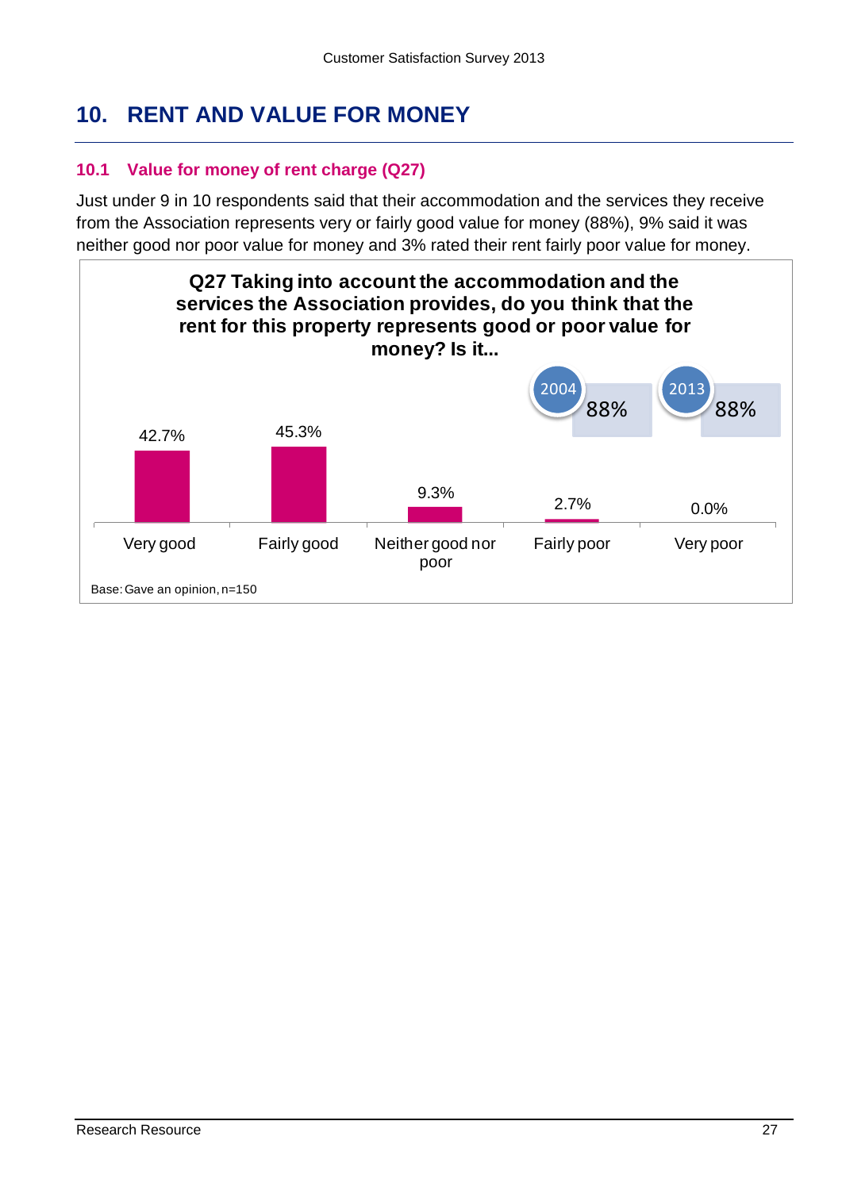# 10. RENT AND VALUE FOR MONEY

## 10.1 Value for money of rent charge (Q27)

Just under 9 in 10 respondents said that their accommodation and the services they receive from the Association represents very or fairly good value for money (88%), 9% said it was neither good nor poor value for money and 3% rated their rent fairly poor value for money.

**Q27 Taking into account the accommodation and the services the Association provides, do you think that the rent for this property represents good or poor value for money? Is it...**

| Response | % |
|---|---|
| Very good | 42.7% |
| Fairly good | 45.3% |
| Neither good nor poor | 9.3% |
| Fairly poor | 2.7% |
| Very poor | 0.0% |

2004: 88%
2013: 88%

Base: Gave an opinion, n=150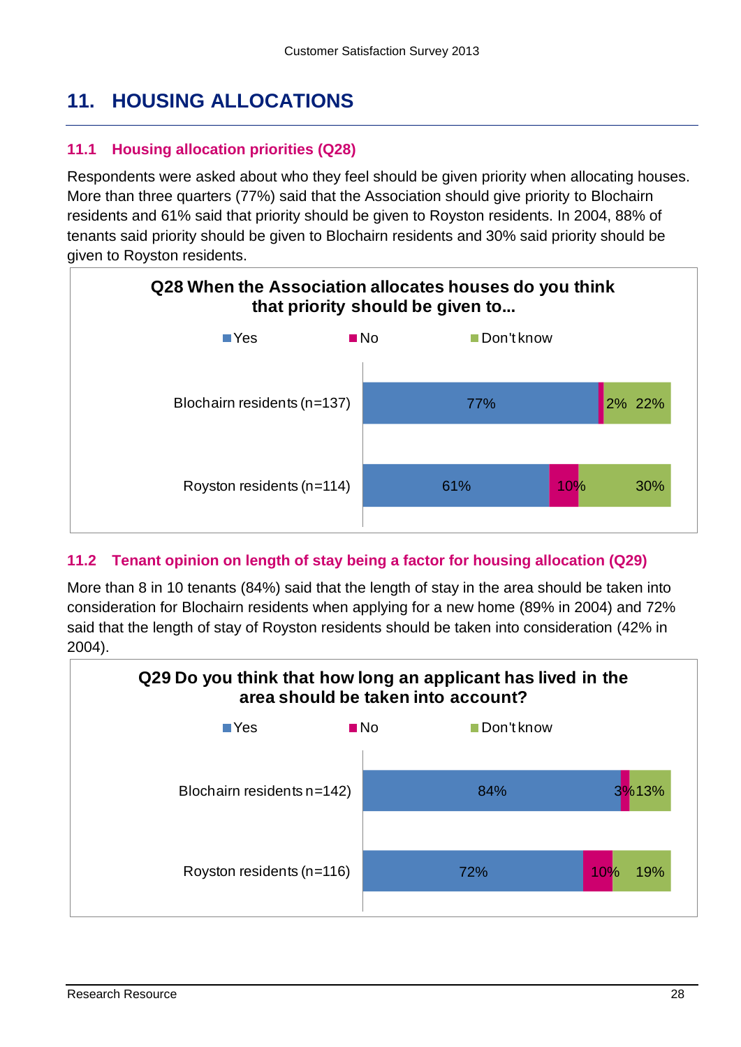# 11. HOUSING ALLOCATIONS

## 11.1 Housing allocation priorities (Q28)

Respondents were asked about who they feel should be given priority when allocating houses. More than three quarters (77%) said that the Association should give priority to Blochairn residents and 61% said that priority should be given to Royston residents. In 2004, 88% of tenants said priority should be given to Blochairn residents and 30% said priority should be given to Royston residents.

**Q28 When the Association allocates houses do you think that priority should be given to...**

| | Yes | No | Don't know |
|---|---|---|---|
| Blochairn residents (n=137) | 77% | 2% | 22% |
| Royston residents (n=114) | 61% | 10% | 30% |

## 11.2 Tenant opinion on length of stay being a factor for housing allocation (Q29)

More than 8 in 10 tenants (84%) said that the length of stay in the area should be taken into consideration for Blochairn residents when applying for a new home (89% in 2004) and 72% said that the length of stay of Royston residents should be taken into consideration (42% in 2004).

**Q29 Do you think that how long an applicant has lived in the area should be taken into account?**

| | Yes | No | Don't know |
|---|---|---|---|
| Blochairn residents n=142) | 84% | 3% | 13% |
| Royston residents (n=116) | 72% | 10% | 19% |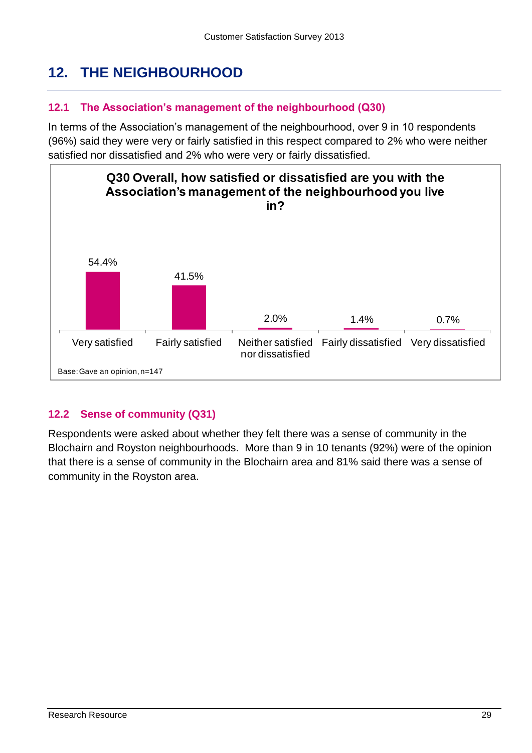# 12. THE NEIGHBOURHOOD

## 12.1 The Association's management of the neighbourhood (Q30)

In terms of the Association's management of the neighbourhood, over 9 in 10 respondents (96%) said they were very or fairly satisfied in this respect compared to 2% who were neither satisfied nor dissatisfied and 2% who were very or fairly dissatisfied.

**Q30 Overall, how satisfied or dissatisfied are you with the Association's management of the neighbourhood you live in?**

| Response | % |
|---|---|
| Very satisfied | 54.4% |
| Fairly satisfied | 41.5% |
| Neither satisfied nor dissatisfied | 2.0% |
| Fairly dissatisfied | 1.4% |
| Very dissatisfied | 0.7% |

Base: Gave an opinion, n=147

## 12.2 Sense of community (Q31)

Respondents were asked about whether they felt there was a sense of community in the Blochairn and Royston neighbourhoods. More than 9 in 10 tenants (92%) were of the opinion that there is a sense of community in the Blochairn area and 81% said there was a sense of community in the Royston area.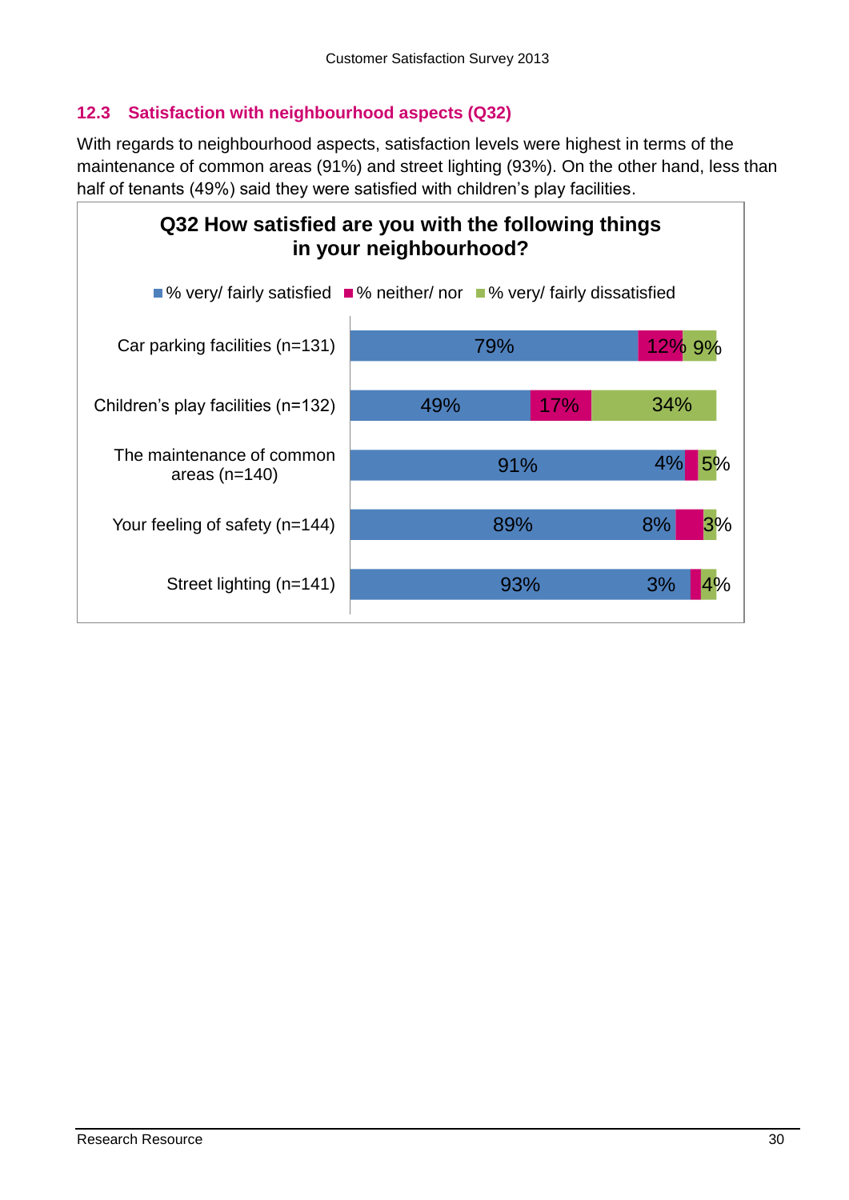## 12.3 Satisfaction with neighbourhood aspects (Q32)

With regards to neighbourhood aspects, satisfaction levels were highest in terms of the maintenance of common areas (91%) and street lighting (93%). On the other hand, less than half of tenants (49%) said they were satisfied with children's play facilities.

**Q32 How satisfied are you with the following things in your neighbourhood?**

| | % very/ fairly satisfied | % neither/ nor | % very/ fairly dissatisfied |
|---|---|---|---|
| Car parking facilities (n=131) | 79% | 12% | 9% |
| Children's play facilities (n=132) | 49% | 17% | 34% |
| The maintenance of common areas (n=140) | 91% | 4% | 5% |
| Your feeling of safety (n=144) | 89% | 8% | 3% |
| Street lighting (n=141) | 93% | 3% | 4% |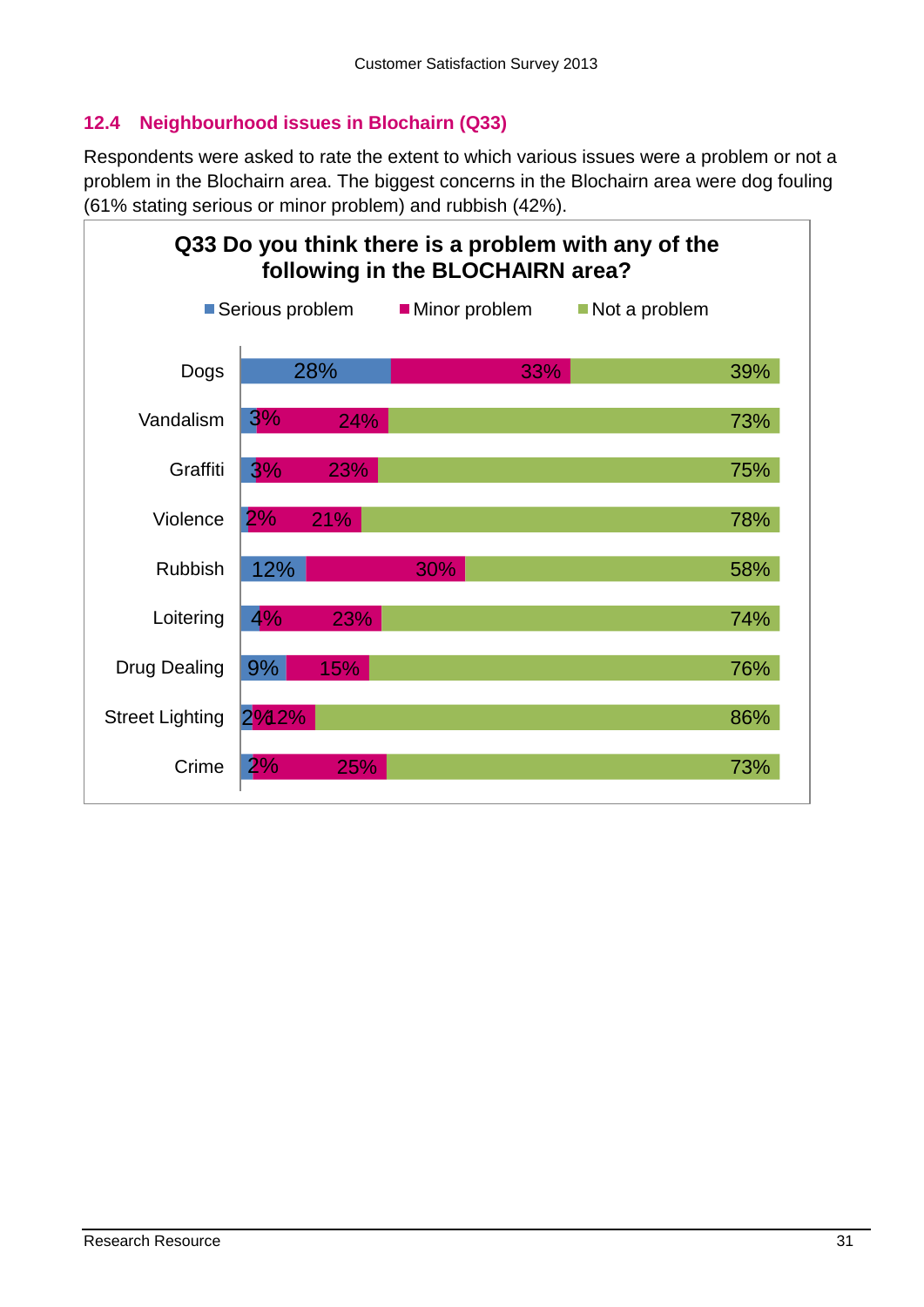## 12.4 Neighbourhood issues in Blochairn (Q33)

Respondents were asked to rate the extent to which various issues were a problem or not a problem in the Blochairn area. The biggest concerns in the Blochairn area were dog fouling (61% stating serious or minor problem) and rubbish (42%).

**Q33 Do you think there is a problem with any of the following in the BLOCHAIRN area?**

| | Serious problem | Minor problem | Not a problem |
|---|---|---|---|
| Dogs | 28% | 33% | 39% |
| Vandalism | 3% | 24% | 73% |
| Graffiti | 3% | 23% | 75% |
| Violence | 2% | 21% | 78% |
| Rubbish | 12% | 30% | 58% |
| Loitering | 4% | 23% | 74% |
| Drug Dealing | 9% | 15% | 76% |
| Street Lighting | 2% | 12% | 86% |
| Crime | 2% | 25% | 73% |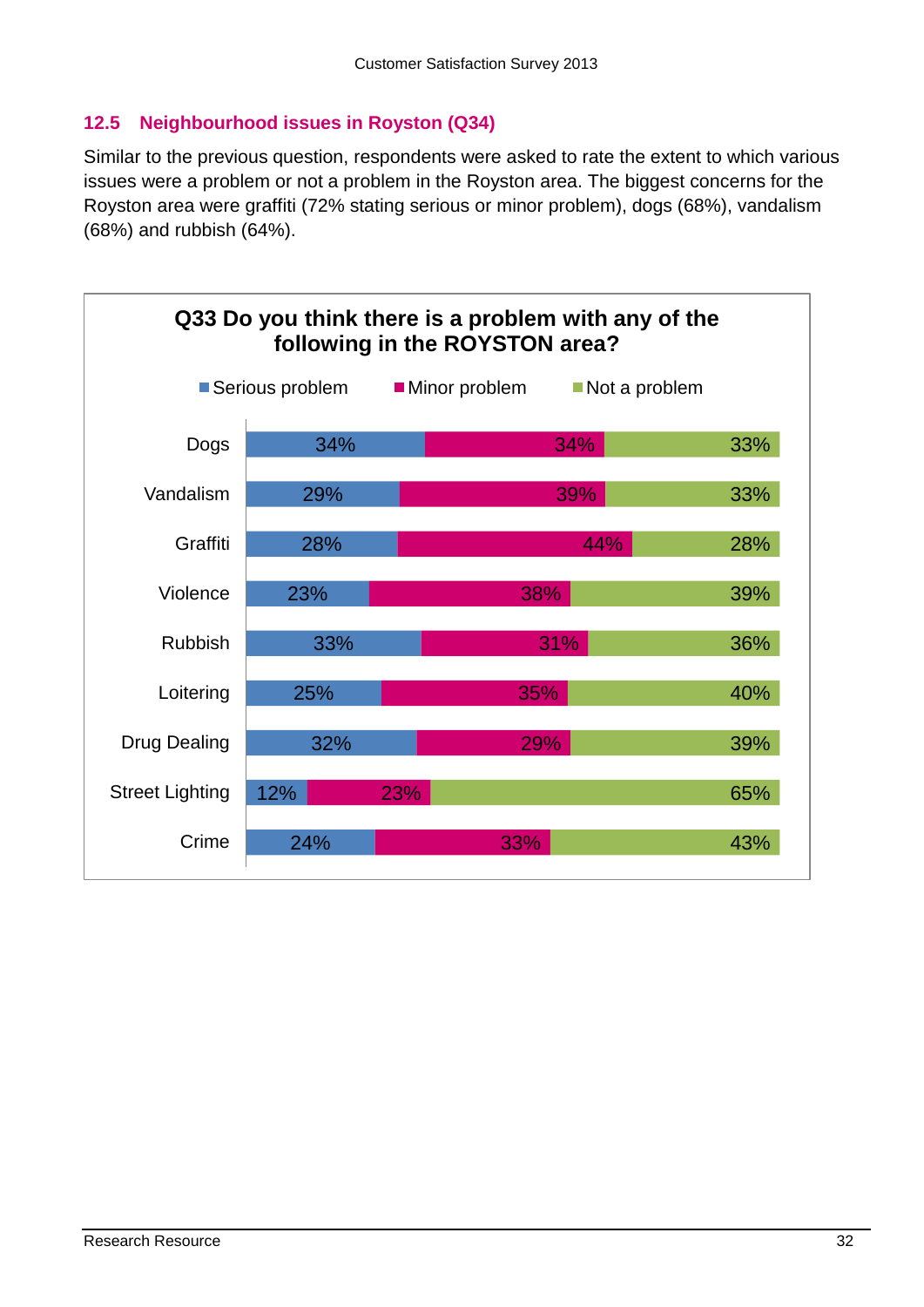## 12.5 Neighbourhood issues in Royston (Q34)

Similar to the previous question, respondents were asked to rate the extent to which various issues were a problem or not a problem in the Royston area. The biggest concerns for the Royston area were graffiti (72% stating serious or minor problem), dogs (68%), vandalism (68%) and rubbish (64%).

**Q33 Do you think there is a problem with any of the following in the ROYSTON area?**

| | Serious problem | Minor problem | Not a problem |
|---|---|---|---|
| Dogs | 34% | 34% | 33% |
| Vandalism | 29% | 39% | 33% |
| Graffiti | 28% | 44% | 28% |
| Violence | 23% | 38% | 39% |
| Rubbish | 33% | 31% | 36% |
| Loitering | 25% | 35% | 40% |
| Drug Dealing | 32% | 29% | 39% |
| Street Lighting | 12% | 23% | 65% |
| Crime | 24% | 33% | 43% |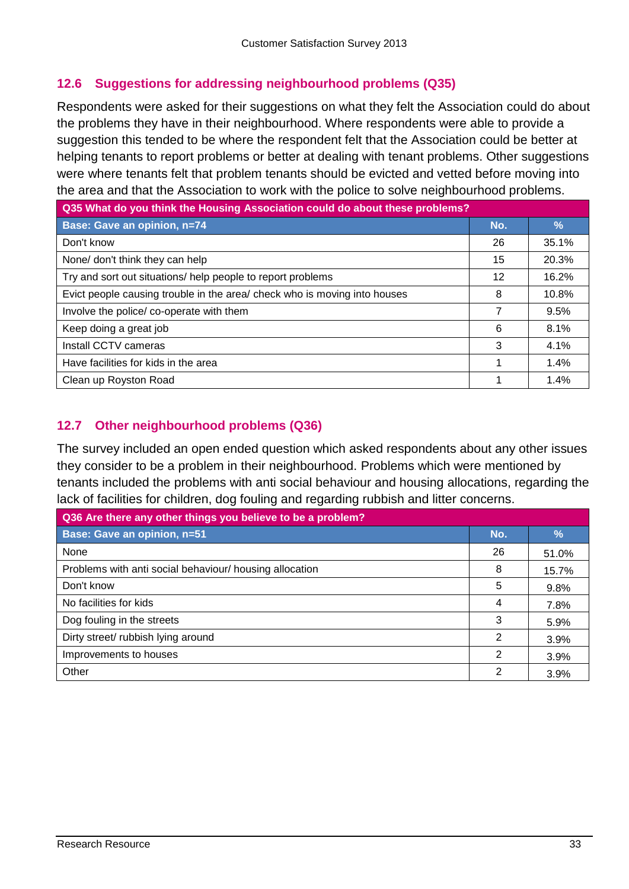## 12.6 Suggestions for addressing neighbourhood problems (Q35)

Respondents were asked for their suggestions on what they felt the Association could do about the problems they have in their neighbourhood. Where respondents were able to provide a suggestion this tended to be where the respondent felt that the Association could be better at helping tenants to report problems or better at dealing with tenant problems. Other suggestions were where tenants felt that problem tenants should be evicted and vetted before moving into the area and that the Association to work with the police to solve neighbourhood problems.

| Q35 What do you think the Housing Association could do about these problems? | | |
|---|---|---|
| **Base: Gave an opinion, n=74** | **No.** | **%** |
| Don't know | 26 | 35.1% |
| None/ don't think they can help | 15 | 20.3% |
| Try and sort out situations/ help people to report problems | 12 | 16.2% |
| Evict people causing trouble in the area/ check who is moving into houses | 8 | 10.8% |
| Involve the police/ co-operate with them | 7 | 9.5% |
| Keep doing a great job | 6 | 8.1% |
| Install CCTV cameras | 3 | 4.1% |
| Have facilities for kids in the area | 1 | 1.4% |
| Clean up Royston Road | 1 | 1.4% |

## 12.7 Other neighbourhood problems (Q36)

The survey included an open ended question which asked respondents about any other issues they consider to be a problem in their neighbourhood. Problems which were mentioned by tenants included the problems with anti social behaviour and housing allocations, regarding the lack of facilities for children, dog fouling and regarding rubbish and litter concerns.

| Q36 Are there any other things you believe to be a problem? | | |
|---|---|---|
| **Base: Gave an opinion, n=51** | **No.** | **%** |
| None | 26 | 51.0% |
| Problems with anti social behaviour/ housing allocation | 8 | 15.7% |
| Don't know | 5 | 9.8% |
| No facilities for kids | 4 | 7.8% |
| Dog fouling in the streets | 3 | 5.9% |
| Dirty street/ rubbish lying around | 2 | 3.9% |
| Improvements to houses | 2 | 3.9% |
| Other | 2 | 3.9% |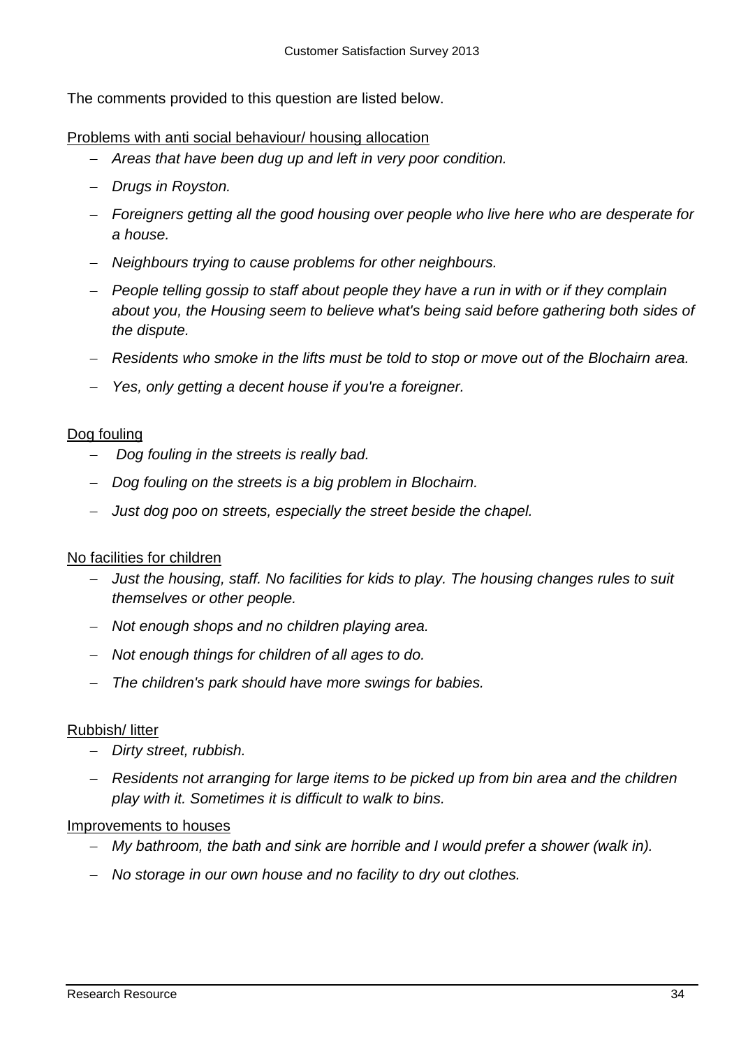The comments provided to this question are listed below.

Problems with anti social behaviour/ housing allocation

- *Areas that have been dug up and left in very poor condition.*
- *Drugs in Royston.*
- *Foreigners getting all the good housing over people who live here who are desperate for a house.*
- *Neighbours trying to cause problems for other neighbours.*
- *People telling gossip to staff about people they have a run in with or if they complain about you, the Housing seem to believe what's being said before gathering both sides of the dispute.*
- *Residents who smoke in the lifts must be told to stop or move out of the Blochairn area.*
- *Yes, only getting a decent house if you're a foreigner.*

Dog fouling

- *Dog fouling in the streets is really bad.*
- *Dog fouling on the streets is a big problem in Blochairn.*
- *Just dog poo on streets, especially the street beside the chapel.*

No facilities for children

- *Just the housing, staff. No facilities for kids to play. The housing changes rules to suit themselves or other people.*
- *Not enough shops and no children playing area.*
- *Not enough things for children of all ages to do.*
- *The children's park should have more swings for babies.*

Rubbish/ litter

- *Dirty street, rubbish.*
- *Residents not arranging for large items to be picked up from bin area and the children play with it. Sometimes it is difficult to walk to bins.*

Improvements to houses

- *My bathroom, the bath and sink are horrible and I would prefer a shower (walk in).*
- *No storage in our own house and no facility to dry out clothes.*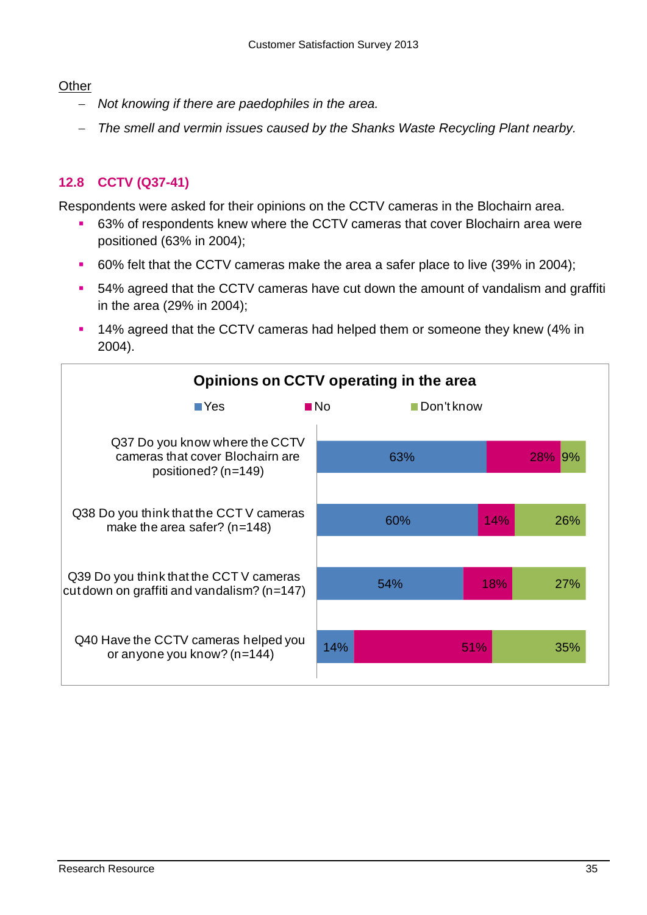Other

- *Not knowing if there are paedophiles in the area.*
- *The smell and vermin issues caused by the Shanks Waste Recycling Plant nearby.*

### 12.8 CCTV (Q37-41)

Respondents were asked for their opinions on the CCTV cameras in the Blochairn area.

- 63% of respondents knew where the CCTV cameras that cover Blochairn area were positioned (63% in 2004);
- 60% felt that the CCTV cameras make the area a safer place to live (39% in 2004);
- 54% agreed that the CCTV cameras have cut down the amount of vandalism and graffiti in the area (29% in 2004);
- 14% agreed that the CCTV cameras had helped them or someone they knew (4% in 2004).

**Opinions on CCTV operating in the area**

| Question | Yes | No | Don't know |
|---|---|---|---|
| Q37 Do you know where the CCTV cameras that cover Blochairn are positioned? (n=149) | 63% | 28% | 9% |
| Q38 Do you think that the CCTV cameras make the area safer? (n=148) | 60% | 14% | 26% |
| Q39 Do you think that the CCTV cameras cut down on graffiti and vandalism? (n=147) | 54% | 18% | 27% |
| Q40 Have the CCTV cameras helped you or anyone you know? (n=144) | 14% | 51% | 35% |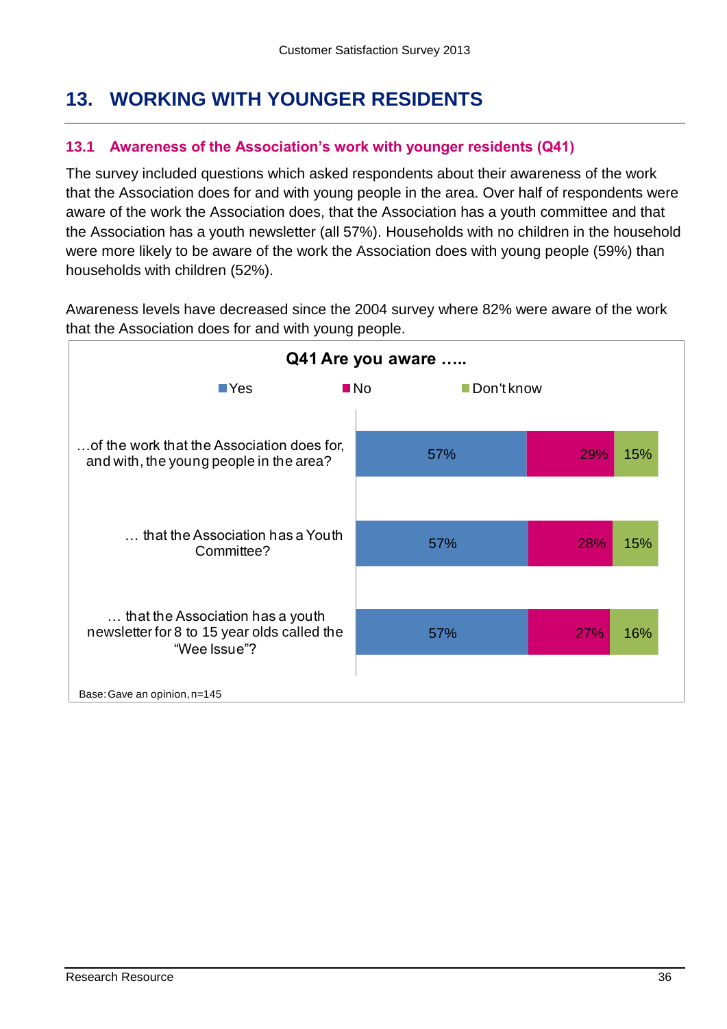# 13. WORKING WITH YOUNGER RESIDENTS

## 13.1 Awareness of the Association's work with younger residents (Q41)

The survey included questions which asked respondents about their awareness of the work that the Association does for and with young people in the area. Over half of respondents were aware of the work the Association does, that the Association has a youth committee and that the Association has a youth newsletter (all 57%). Households with no children in the household were more likely to be aware of the work the Association does with young people (59%) than households with children (52%).

Awareness levels have decreased since the 2004 survey where 82% were aware of the work that the Association does for and with young people.

**Q41 Are you aware …..**

| | Yes | No | Don't know |
|---|---|---|---|
| …of the work that the Association does for, and with, the young people in the area? | 57% | 29% | 15% |
| … that the Association has a Youth Committee? | 57% | 28% | 15% |
| … that the Association has a youth newsletter for 8 to 15 year olds called the "Wee Issue"? | 57% | 27% | 16% |

Base: Gave an opinion, n=145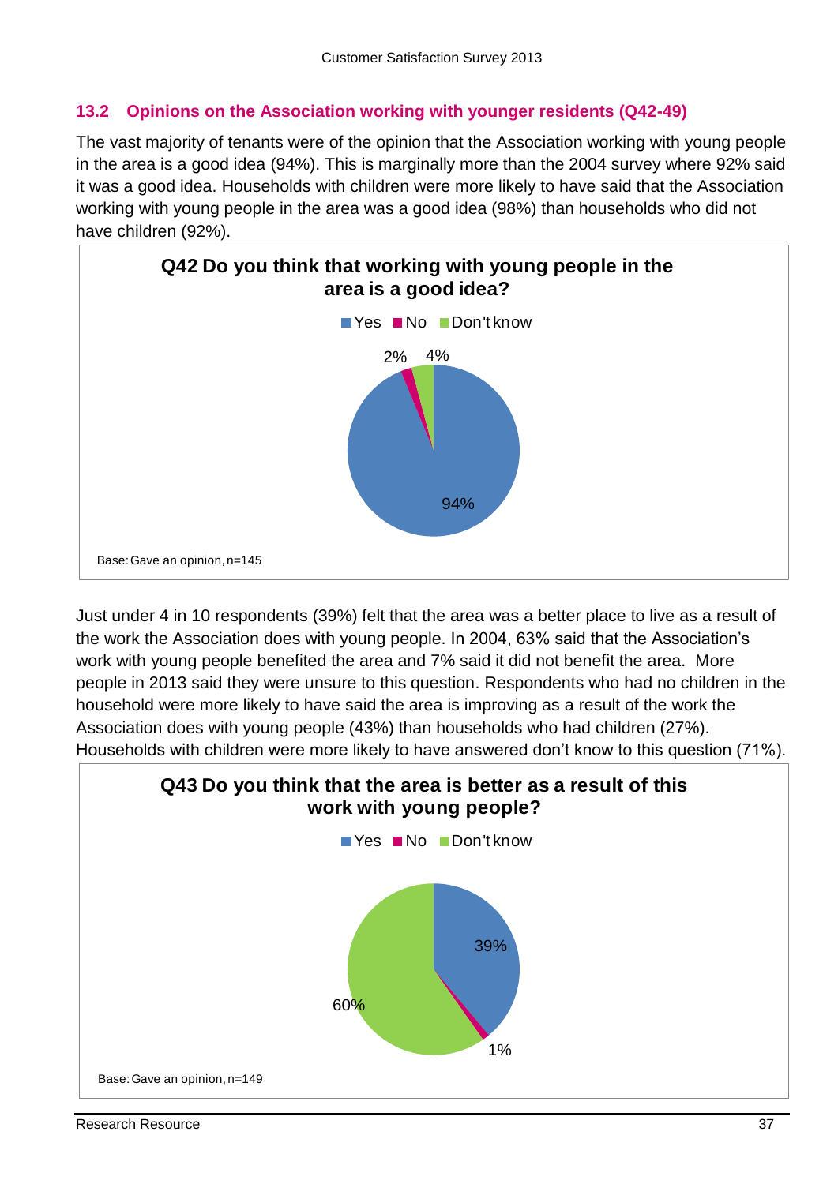## 13.2 Opinions on the Association working with younger residents (Q42-49)

The vast majority of tenants were of the opinion that the Association working with young people in the area is a good idea (94%). This is marginally more than the 2004 survey where 92% said it was a good idea. Households with children were more likely to have said that the Association working with young people in the area was a good idea (98%) than households who did not have children (92%).

**Q42 Do you think that working with young people in the area is a good idea?**

| Response | % |
| --- | --- |
| Yes | 94% |
| No | 2% |
| Don't know | 4% |

Base: Gave an opinion, n=145

Just under 4 in 10 respondents (39%) felt that the area was a better place to live as a result of the work the Association does with young people. In 2004, 63% said that the Association's work with young people benefited the area and 7% said it did not benefit the area. More people in 2013 said they were unsure to this question. Respondents who had no children in the household were more likely to have said the area is improving as a result of the work the Association does with young people (43%) than households who had children (27%). Households with children were more likely to have answered don't know to this question (71%).

**Q43 Do you think that the area is better as a result of this work with young people?**

| Response | % |
| --- | --- |
| Yes | 39% |
| No | 1% |
| Don't know | 60% |

Base: Gave an opinion, n=149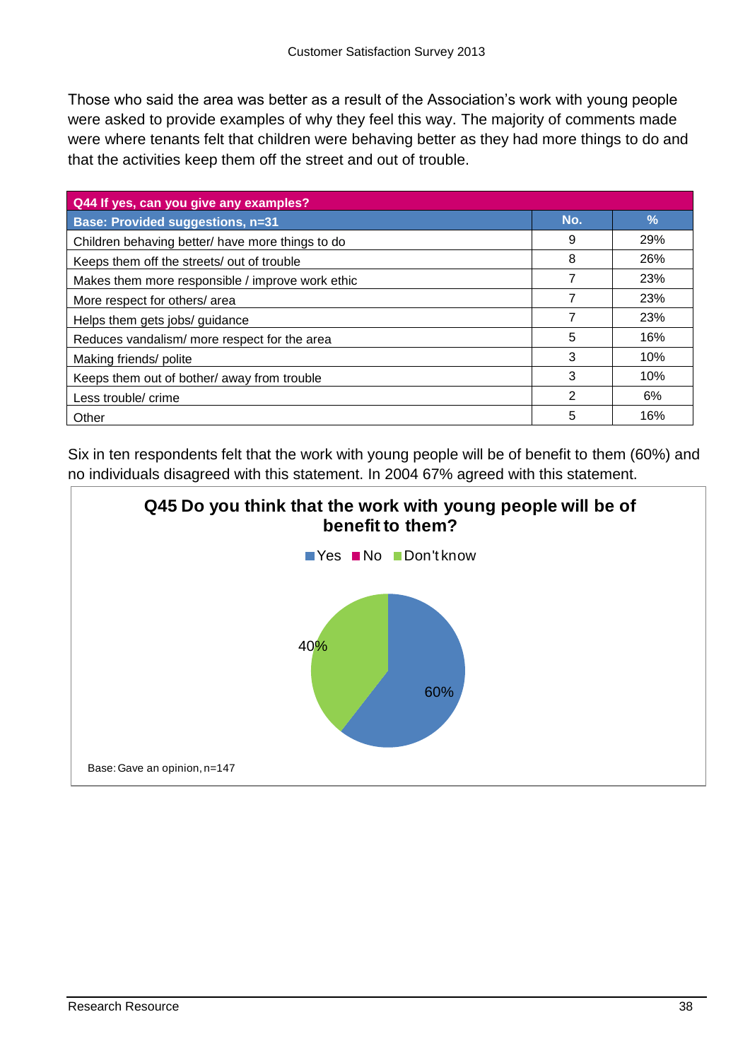Those who said the area was better as a result of the Association's work with young people were asked to provide examples of why they feel this way. The majority of comments made were where tenants felt that children were behaving better as they had more things to do and that the activities keep them off the street and out of trouble.

| Q44 If yes, can you give any examples? | | |
|---|---|---|
| **Base: Provided suggestions, n=31** | **No.** | **%** |
| Children behaving better/ have more things to do | 9 | 29% |
| Keeps them off the streets/ out of trouble | 8 | 26% |
| Makes them more responsible / improve work ethic | 7 | 23% |
| More respect for others/ area | 7 | 23% |
| Helps them gets jobs/ guidance | 7 | 23% |
| Reduces vandalism/ more respect for the area | 5 | 16% |
| Making friends/ polite | 3 | 10% |
| Keeps them out of bother/ away from trouble | 3 | 10% |
| Less trouble/ crime | 2 | 6% |
| Other | 5 | 16% |

Six in ten respondents felt that the work with young people will be of benefit to them (60%) and no individuals disagreed with this statement. In 2004 67% agreed with this statement.

**Q45 Do you think that the work with young people will be of benefit to them?**

Yes ■ No ■ Don't know

60% (Yes), 40% (Don't know)

Base: Gave an opinion, n=147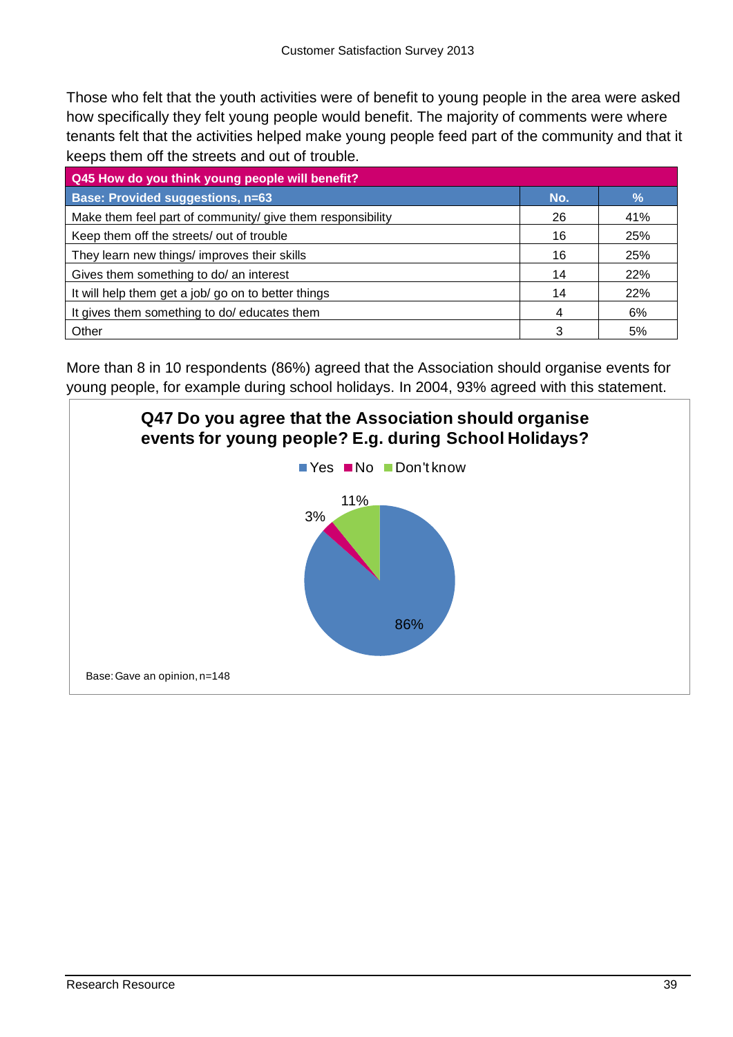Those who felt that the youth activities were of benefit to young people in the area were asked how specifically they felt young people would benefit. The majority of comments were where tenants felt that the activities helped make young people feed part of the community and that it keeps them off the streets and out of trouble.

| Q45 How do you think young people will benefit? | | |
|---|---|---|
| **Base: Provided suggestions, n=63** | **No.** | **%** |
| Make them feel part of community/ give them responsibility | 26 | 41% |
| Keep them off the streets/ out of trouble | 16 | 25% |
| They learn new things/ improves their skills | 16 | 25% |
| Gives them something to do/ an interest | 14 | 22% |
| It will help them get a job/ go on to better things | 14 | 22% |
| It gives them something to do/ educates them | 4 | 6% |
| Other | 3 | 5% |

More than 8 in 10 respondents (86%) agreed that the Association should organise events for young people, for example during school holidays. In 2004, 93% agreed with this statement.

**Q47 Do you agree that the Association should organise events for young people? E.g. during School Holidays?**

| Response | % |
|---|---|
| Yes | 86% |
| No | 3% |
| Don't know | 11% |

Base: Gave an opinion, n=148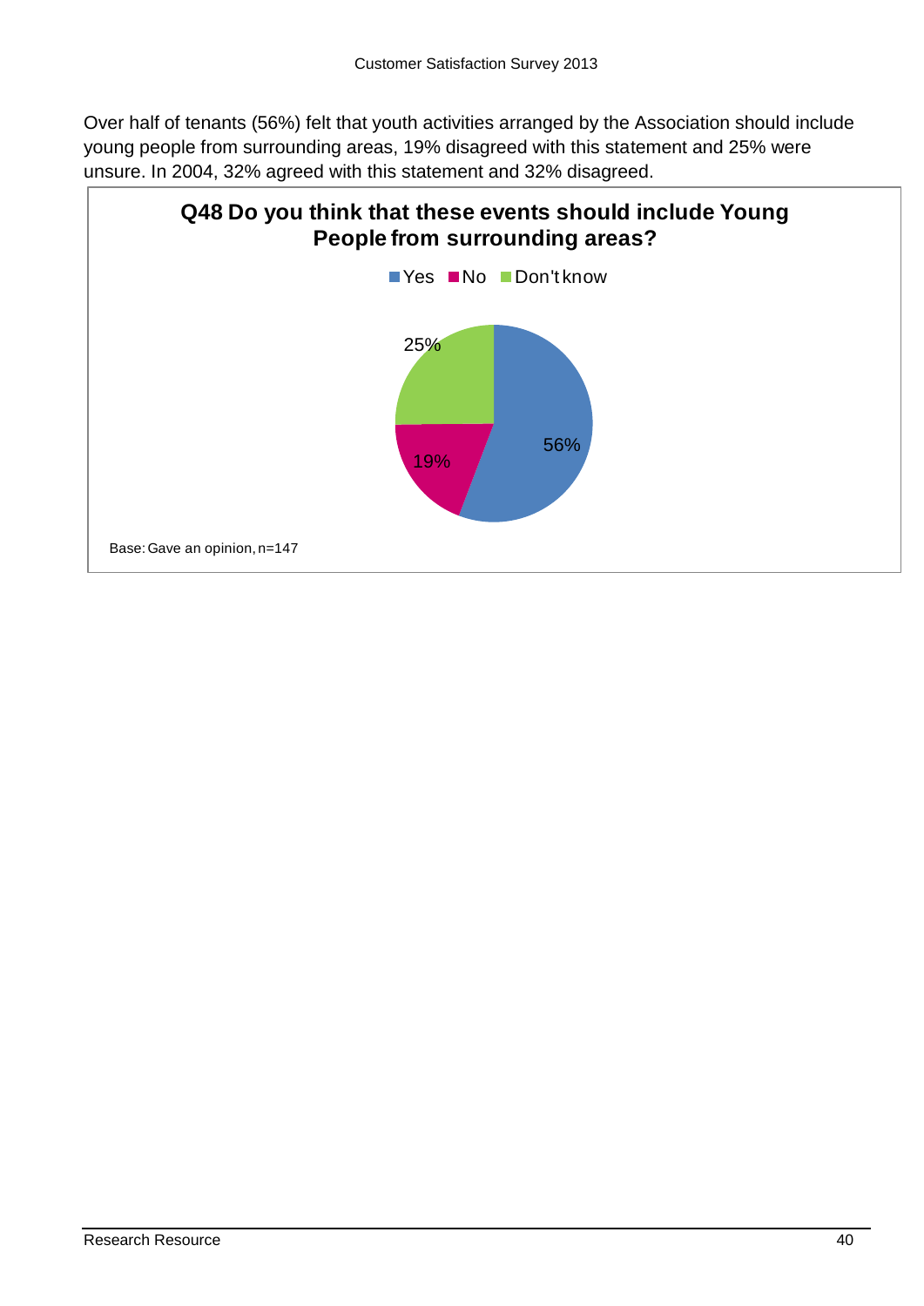Over half of tenants (56%) felt that youth activities arranged by the Association should include young people from surrounding areas, 19% disagreed with this statement and 25% were unsure. In 2004, 32% agreed with this statement and 32% disagreed.

**Q48 Do you think that these events should include Young People from surrounding areas?**

| Response | % |
|---|---|
| Yes | 56% |
| No | 19% |
| Don't know | 25% |

Base: Gave an opinion, n=147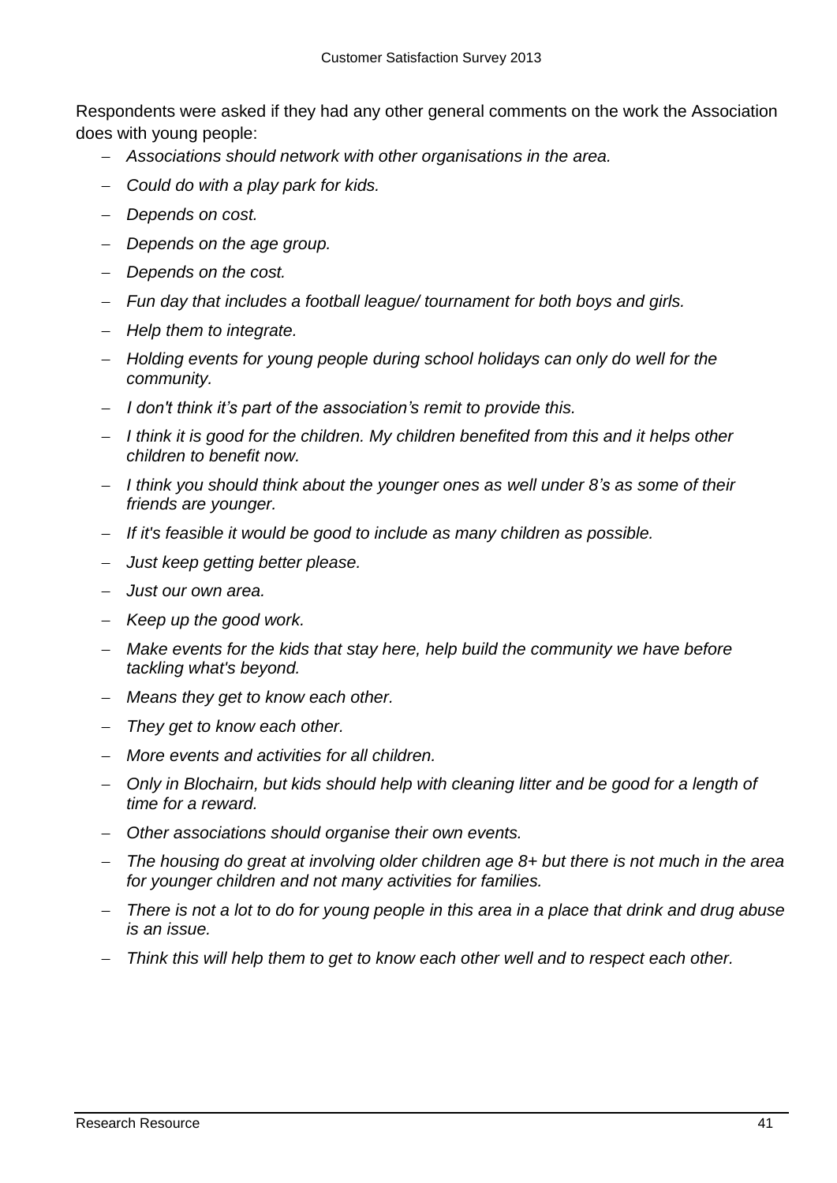Respondents were asked if they had any other general comments on the work the Association does with young people:

- *Associations should network with other organisations in the area.*
- *Could do with a play park for kids.*
- *Depends on cost.*
- *Depends on the age group.*
- *Depends on the cost.*
- *Fun day that includes a football league/ tournament for both boys and girls.*
- *Help them to integrate.*
- *Holding events for young people during school holidays can only do well for the community.*
- *I don't think it's part of the association's remit to provide this.*
- *I think it is good for the children. My children benefited from this and it helps other children to benefit now.*
- *I think you should think about the younger ones as well under 8's as some of their friends are younger.*
- *If it's feasible it would be good to include as many children as possible.*
- *Just keep getting better please.*
- *Just our own area.*
- *Keep up the good work.*
- *Make events for the kids that stay here, help build the community we have before tackling what's beyond.*
- *Means they get to know each other.*
- *They get to know each other.*
- *More events and activities for all children.*
- *Only in Blochairn, but kids should help with cleaning litter and be good for a length of time for a reward.*
- *Other associations should organise their own events.*
- *The housing do great at involving older children age 8+ but there is not much in the area for younger children and not many activities for families.*
- *There is not a lot to do for young people in this area in a place that drink and drug abuse is an issue.*
- *Think this will help them to get to know each other well and to respect each other.*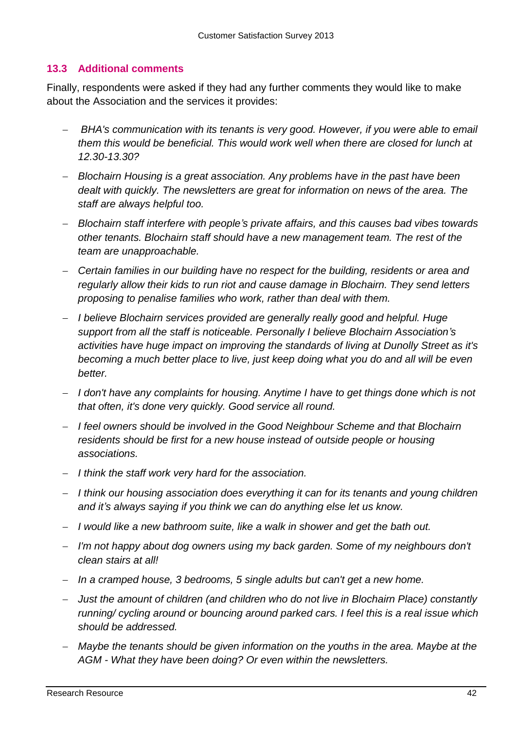### 13.3 Additional comments

Finally, respondents were asked if they had any further comments they would like to make about the Association and the services it provides:

- *BHA's communication with its tenants is very good. However, if you were able to email them this would be beneficial. This would work well when there are closed for lunch at 12.30-13.30?*
- *Blochairn Housing is a great association. Any problems have in the past have been dealt with quickly. The newsletters are great for information on news of the area. The staff are always helpful too.*
- *Blochairn staff interfere with people's private affairs, and this causes bad vibes towards other tenants. Blochairn staff should have a new management team. The rest of the team are unapproachable.*
- *Certain families in our building have no respect for the building, residents or area and regularly allow their kids to run riot and cause damage in Blochairn. They send letters proposing to penalise families who work, rather than deal with them.*
- *I believe Blochairn services provided are generally really good and helpful. Huge support from all the staff is noticeable. Personally I believe Blochairn Association's activities have huge impact on improving the standards of living at Dunolly Street as it's becoming a much better place to live, just keep doing what you do and all will be even better.*
- *I don't have any complaints for housing. Anytime I have to get things done which is not that often, it's done very quickly. Good service all round.*
- *I feel owners should be involved in the Good Neighbour Scheme and that Blochairn residents should be first for a new house instead of outside people or housing associations.*
- *I think the staff work very hard for the association.*
- *I think our housing association does everything it can for its tenants and young children and it's always saying if you think we can do anything else let us know.*
- *I would like a new bathroom suite, like a walk in shower and get the bath out.*
- *I'm not happy about dog owners using my back garden. Some of my neighbours don't clean stairs at all!*
- *In a cramped house, 3 bedrooms, 5 single adults but can't get a new home.*
- *Just the amount of children (and children who do not live in Blochairn Place) constantly running/ cycling around or bouncing around parked cars. I feel this is a real issue which should be addressed.*
- *Maybe the tenants should be given information on the youths in the area. Maybe at the AGM - What they have been doing? Or even within the newsletters.*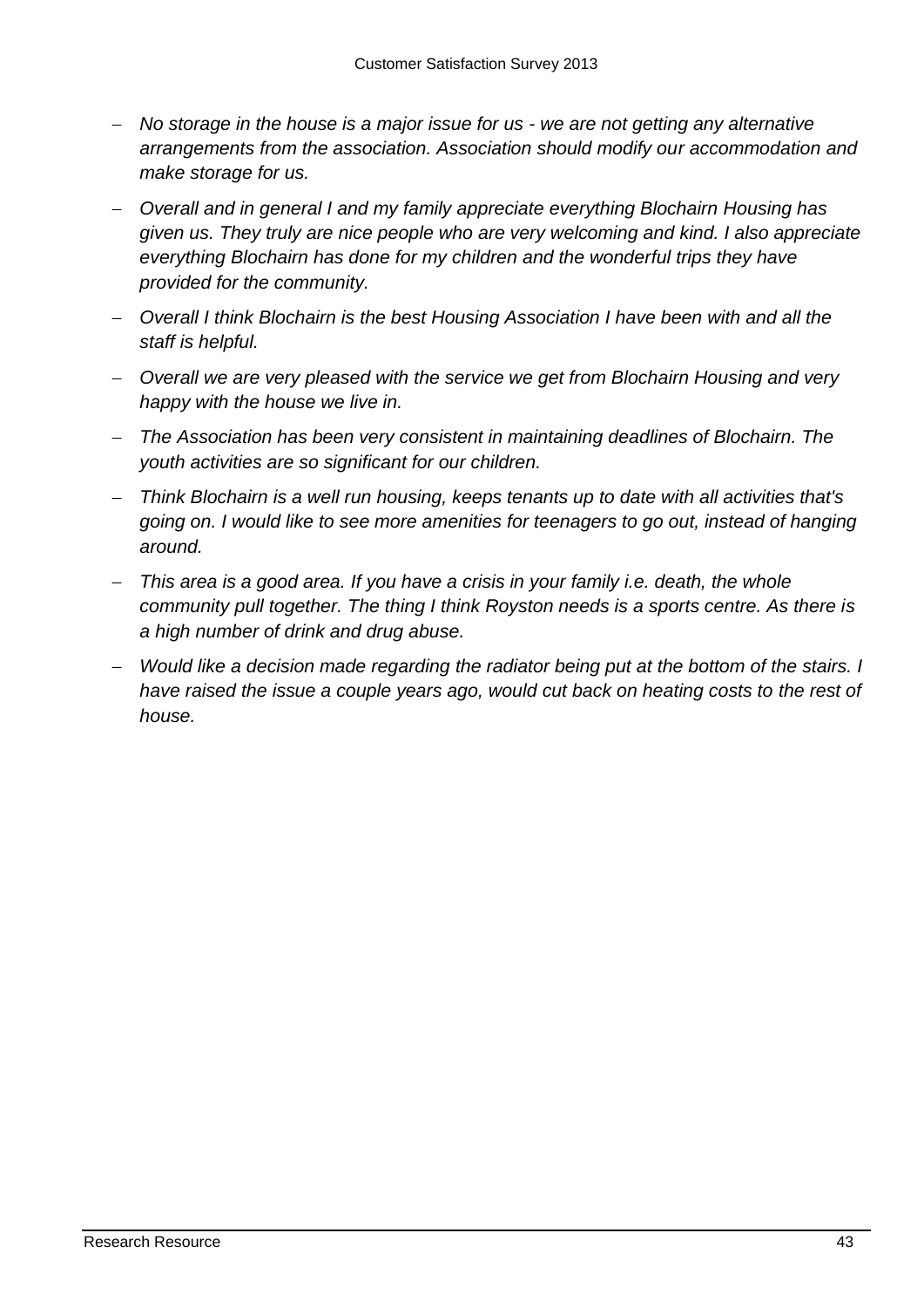- *No storage in the house is a major issue for us - we are not getting any alternative arrangements from the association. Association should modify our accommodation and make storage for us.*
- *Overall and in general I and my family appreciate everything Blochairn Housing has given us. They truly are nice people who are very welcoming and kind. I also appreciate everything Blochairn has done for my children and the wonderful trips they have provided for the community.*
- *Overall I think Blochairn is the best Housing Association I have been with and all the staff is helpful.*
- *Overall we are very pleased with the service we get from Blochairn Housing and very happy with the house we live in.*
- *The Association has been very consistent in maintaining deadlines of Blochairn. The youth activities are so significant for our children.*
- *Think Blochairn is a well run housing, keeps tenants up to date with all activities that's going on. I would like to see more amenities for teenagers to go out, instead of hanging around.*
- *This area is a good area. If you have a crisis in your family i.e. death, the whole community pull together. The thing I think Royston needs is a sports centre. As there is a high number of drink and drug abuse.*
- *Would like a decision made regarding the radiator being put at the bottom of the stairs. I have raised the issue a couple years ago, would cut back on heating costs to the rest of house.*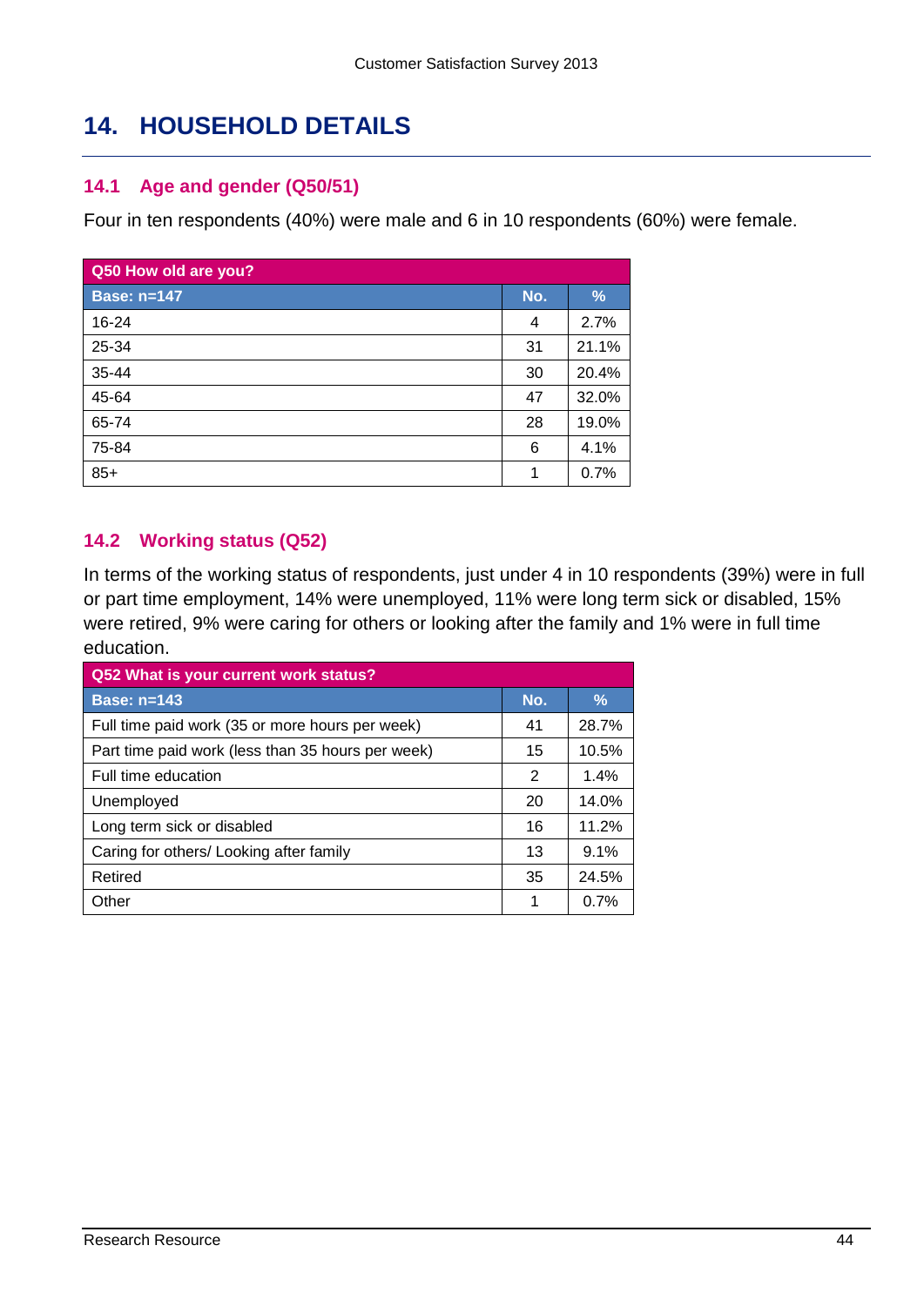# 14. HOUSEHOLD DETAILS

## 14.1 Age and gender (Q50/51)

Four in ten respondents (40%) were male and 6 in 10 respondents (60%) were female.

| Q50 How old are you? | | |
|---|---|---|
| **Base: n=147** | **No.** | **%** |
| 16-24 | 4 | 2.7% |
| 25-34 | 31 | 21.1% |
| 35-44 | 30 | 20.4% |
| 45-64 | 47 | 32.0% |
| 65-74 | 28 | 19.0% |
| 75-84 | 6 | 4.1% |
| 85+ | 1 | 0.7% |

## 14.2 Working status (Q52)

In terms of the working status of respondents, just under 4 in 10 respondents (39%) were in full or part time employment, 14% were unemployed, 11% were long term sick or disabled, 15% were retired, 9% were caring for others or looking after the family and 1% were in full time education.

| Q52 What is your current work status? | | |
|---|---|---|
| **Base: n=143** | **No.** | **%** |
| Full time paid work (35 or more hours per week) | 41 | 28.7% |
| Part time paid work (less than 35 hours per week) | 15 | 10.5% |
| Full time education | 2 | 1.4% |
| Unemployed | 20 | 14.0% |
| Long term sick or disabled | 16 | 11.2% |
| Caring for others/ Looking after family | 13 | 9.1% |
| Retired | 35 | 24.5% |
| Other | 1 | 0.7% |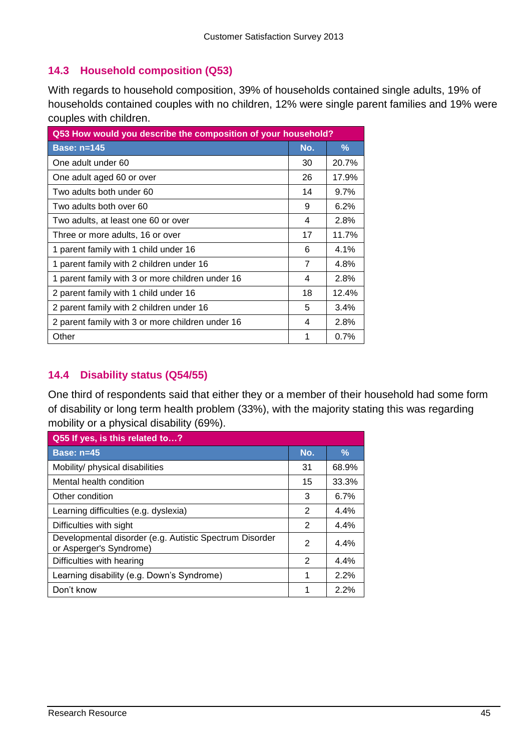### 14.3 Household composition (Q53)

With regards to household composition, 39% of households contained single adults, 19% of households contained couples with no children, 12% were single parent families and 19% were couples with children.

| Q53 How would you describe the composition of your household? | | |
|---|---|---|
| **Base: n=145** | **No.** | **%** |
| One adult under 60 | 30 | 20.7% |
| One adult aged 60 or over | 26 | 17.9% |
| Two adults both under 60 | 14 | 9.7% |
| Two adults both over 60 | 9 | 6.2% |
| Two adults, at least one 60 or over | 4 | 2.8% |
| Three or more adults, 16 or over | 17 | 11.7% |
| 1 parent family with 1 child under 16 | 6 | 4.1% |
| 1 parent family with 2 children under 16 | 7 | 4.8% |
| 1 parent family with 3 or more children under 16 | 4 | 2.8% |
| 2 parent family with 1 child under 16 | 18 | 12.4% |
| 2 parent family with 2 children under 16 | 5 | 3.4% |
| 2 parent family with 3 or more children under 16 | 4 | 2.8% |
| Other | 1 | 0.7% |

### 14.4 Disability status (Q54/55)

One third of respondents said that either they or a member of their household had some form of disability or long term health problem (33%), with the majority stating this was regarding mobility or a physical disability (69%).

| Q55 If yes, is this related to…? | | |
|---|---|---|
| **Base: n=45** | **No.** | **%** |
| Mobility/ physical disabilities | 31 | 68.9% |
| Mental health condition | 15 | 33.3% |
| Other condition | 3 | 6.7% |
| Learning difficulties (e.g. dyslexia) | 2 | 4.4% |
| Difficulties with sight | 2 | 4.4% |
| Developmental disorder (e.g. Autistic Spectrum Disorder or Asperger's Syndrome) | 2 | 4.4% |
| Difficulties with hearing | 2 | 4.4% |
| Learning disability (e.g. Down's Syndrome) | 1 | 2.2% |
| Don't know | 1 | 2.2% |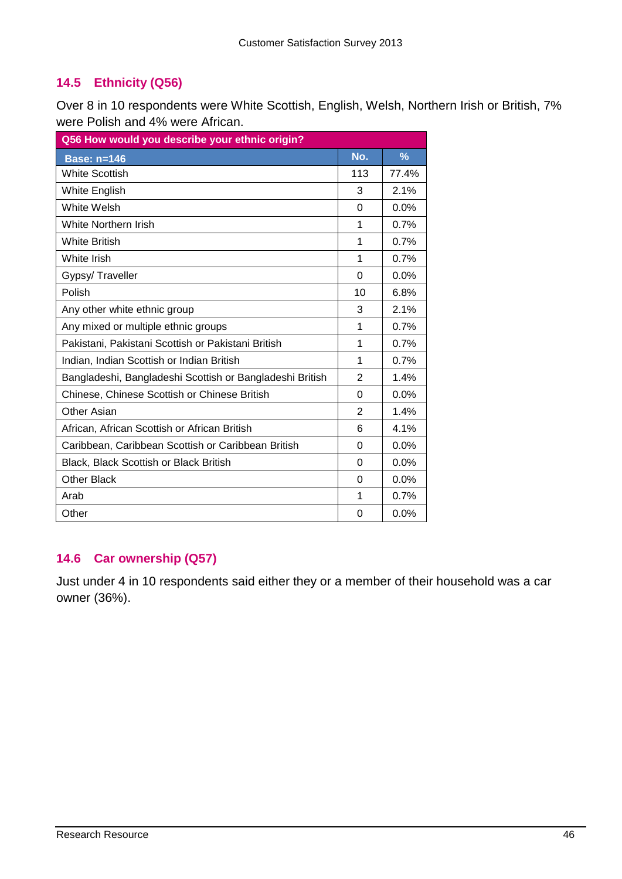### 14.5 Ethnicity (Q56)

Over 8 in 10 respondents were White Scottish, English, Welsh, Northern Irish or British, 7% were Polish and 4% were African.

| Q56 How would you describe your ethnic origin? | | |
|---|---|---|
| **Base: n=146** | **No.** | **%** |
| White Scottish | 113 | 77.4% |
| White English | 3 | 2.1% |
| White Welsh | 0 | 0.0% |
| White Northern Irish | 1 | 0.7% |
| White British | 1 | 0.7% |
| White Irish | 1 | 0.7% |
| Gypsy/ Traveller | 0 | 0.0% |
| Polish | 10 | 6.8% |
| Any other white ethnic group | 3 | 2.1% |
| Any mixed or multiple ethnic groups | 1 | 0.7% |
| Pakistani, Pakistani Scottish or Pakistani British | 1 | 0.7% |
| Indian, Indian Scottish or Indian British | 1 | 0.7% |
| Bangladeshi, Bangladeshi Scottish or Bangladeshi British | 2 | 1.4% |
| Chinese, Chinese Scottish or Chinese British | 0 | 0.0% |
| Other Asian | 2 | 1.4% |
| African, African Scottish or African British | 6 | 4.1% |
| Caribbean, Caribbean Scottish or Caribbean British | 0 | 0.0% |
| Black, Black Scottish or Black British | 0 | 0.0% |
| Other Black | 0 | 0.0% |
| Arab | 1 | 0.7% |
| Other | 0 | 0.0% |

### 14.6 Car ownership (Q57)

Just under 4 in 10 respondents said either they or a member of their household was a car owner (36%).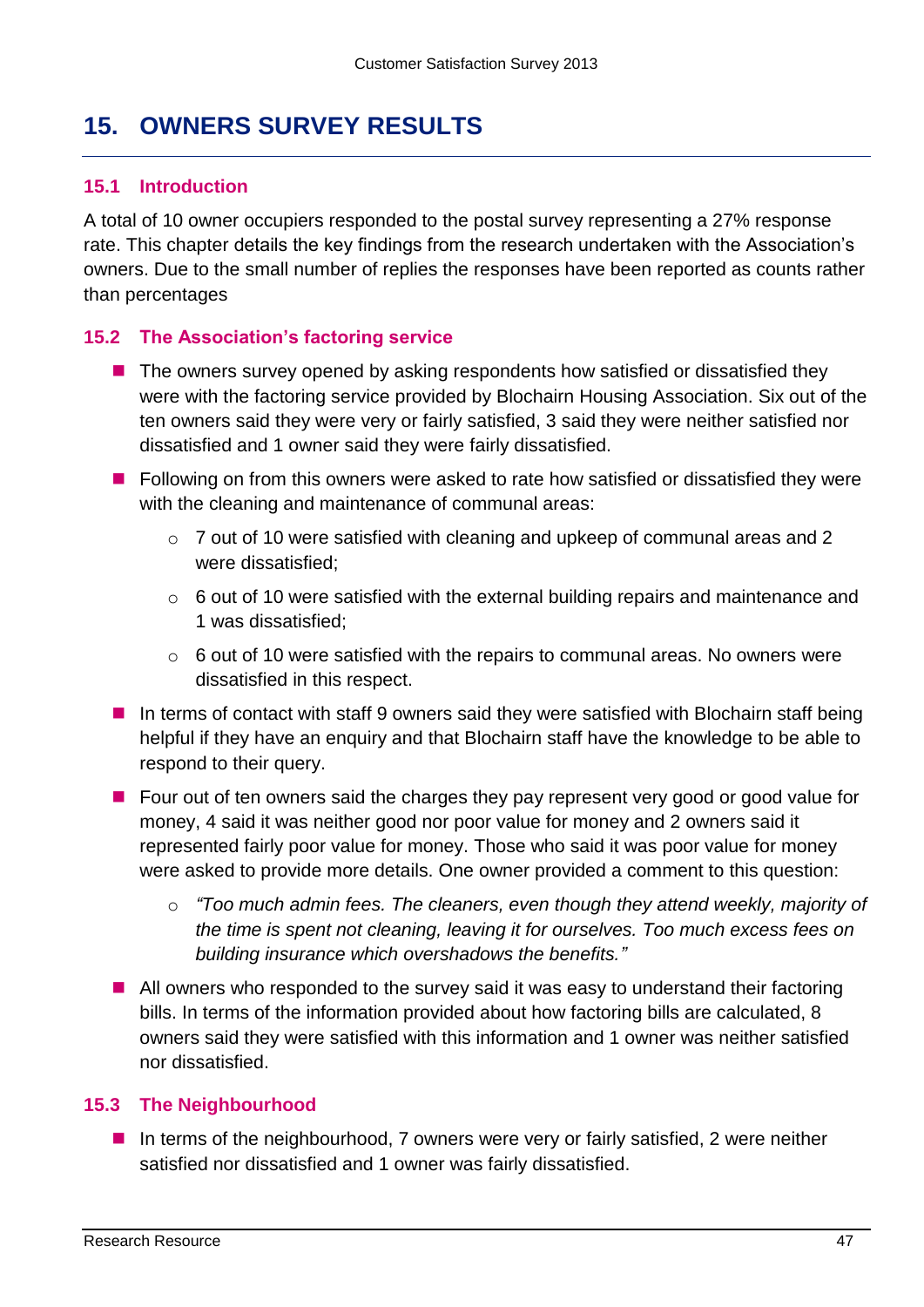# 15. OWNERS SURVEY RESULTS

## 15.1 Introduction

A total of 10 owner occupiers responded to the postal survey representing a 27% response rate. This chapter details the key findings from the research undertaken with the Association's owners. Due to the small number of replies the responses have been reported as counts rather than percentages

## 15.2 The Association's factoring service

- The owners survey opened by asking respondents how satisfied or dissatisfied they were with the factoring service provided by Blochairn Housing Association. Six out of the ten owners said they were very or fairly satisfied, 3 said they were neither satisfied nor dissatisfied and 1 owner said they were fairly dissatisfied.
- Following on from this owners were asked to rate how satisfied or dissatisfied they were with the cleaning and maintenance of communal areas:
  - 7 out of 10 were satisfied with cleaning and upkeep of communal areas and 2 were dissatisfied;
  - 6 out of 10 were satisfied with the external building repairs and maintenance and 1 was dissatisfied;
  - 6 out of 10 were satisfied with the repairs to communal areas. No owners were dissatisfied in this respect.
- In terms of contact with staff 9 owners said they were satisfied with Blochairn staff being helpful if they have an enquiry and that Blochairn staff have the knowledge to be able to respond to their query.
- Four out of ten owners said the charges they pay represent very good or good value for money, 4 said it was neither good nor poor value for money and 2 owners said it represented fairly poor value for money. Those who said it was poor value for money were asked to provide more details. One owner provided a comment to this question:
  - *"Too much admin fees. The cleaners, even though they attend weekly, majority of the time is spent not cleaning, leaving it for ourselves. Too much excess fees on building insurance which overshadows the benefits."*
- All owners who responded to the survey said it was easy to understand their factoring bills. In terms of the information provided about how factoring bills are calculated, 8 owners said they were satisfied with this information and 1 owner was neither satisfied nor dissatisfied.

## 15.3 The Neighbourhood

- In terms of the neighbourhood, 7 owners were very or fairly satisfied, 2 were neither satisfied nor dissatisfied and 1 owner was fairly dissatisfied.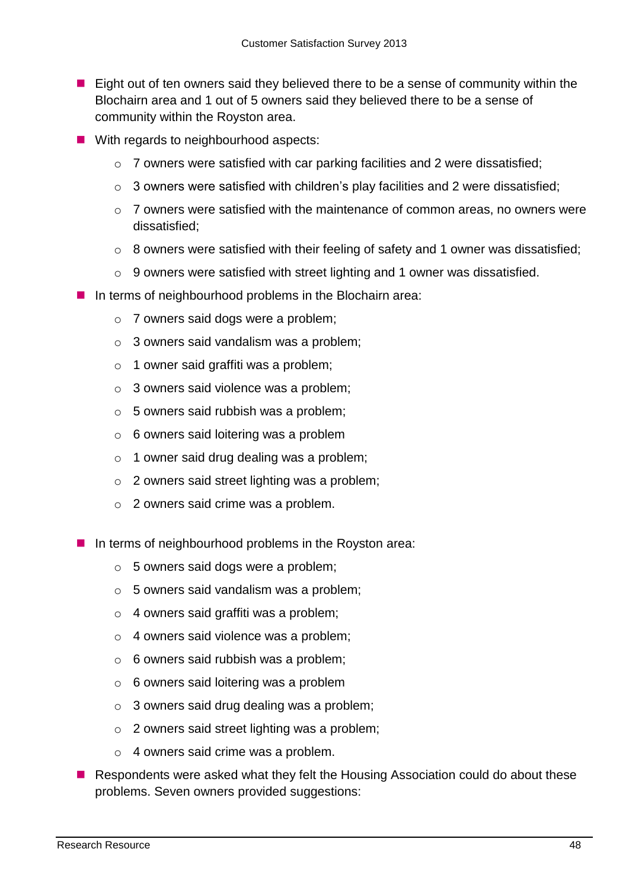- Eight out of ten owners said they believed there to be a sense of community within the Blochairn area and 1 out of 5 owners said they believed there to be a sense of community within the Royston area.
- With regards to neighbourhood aspects:
  - 7 owners were satisfied with car parking facilities and 2 were dissatisfied;
  - 3 owners were satisfied with children's play facilities and 2 were dissatisfied;
  - 7 owners were satisfied with the maintenance of common areas, no owners were dissatisfied;
  - 8 owners were satisfied with their feeling of safety and 1 owner was dissatisfied;
  - 9 owners were satisfied with street lighting and 1 owner was dissatisfied.
- In terms of neighbourhood problems in the Blochairn area:
  - 7 owners said dogs were a problem;
  - 3 owners said vandalism was a problem;
  - 1 owner said graffiti was a problem;
  - 3 owners said violence was a problem;
  - 5 owners said rubbish was a problem;
  - 6 owners said loitering was a problem
  - 1 owner said drug dealing was a problem;
  - 2 owners said street lighting was a problem;
  - 2 owners said crime was a problem.
- In terms of neighbourhood problems in the Royston area:
  - 5 owners said dogs were a problem;
  - 5 owners said vandalism was a problem;
  - 4 owners said graffiti was a problem;
  - 4 owners said violence was a problem;
  - 6 owners said rubbish was a problem;
  - 6 owners said loitering was a problem
  - 3 owners said drug dealing was a problem;
  - 2 owners said street lighting was a problem;
  - 4 owners said crime was a problem.
- Respondents were asked what they felt the Housing Association could do about these problems. Seven owners provided suggestions: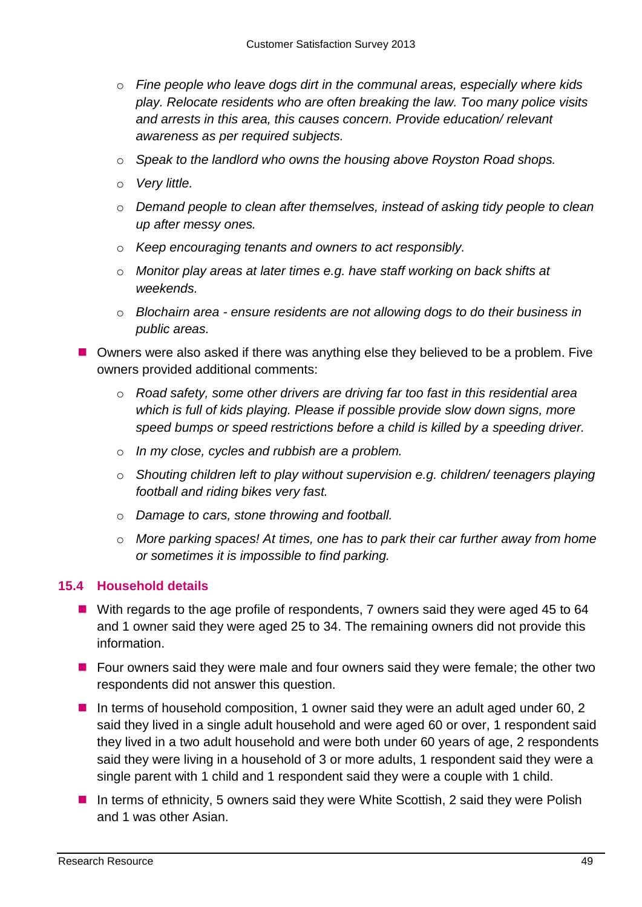- *Fine people who leave dogs dirt in the communal areas, especially where kids play. Relocate residents who are often breaking the law. Too many police visits and arrests in this area, this causes concern. Provide education/ relevant awareness as per required subjects.*
- *Speak to the landlord who owns the housing above Royston Road shops.*
- *Very little.*
- *Demand people to clean after themselves, instead of asking tidy people to clean up after messy ones.*
- *Keep encouraging tenants and owners to act responsibly.*
- *Monitor play areas at later times e.g. have staff working on back shifts at weekends.*
- *Blochairn area - ensure residents are not allowing dogs to do their business in public areas.*

- Owners were also asked if there was anything else they believed to be a problem. Five owners provided additional comments:
  - *Road safety, some other drivers are driving far too fast in this residential area which is full of kids playing. Please if possible provide slow down signs, more speed bumps or speed restrictions before a child is killed by a speeding driver.*
  - *In my close, cycles and rubbish are a problem.*
  - *Shouting children left to play without supervision e.g. children/ teenagers playing football and riding bikes very fast.*
  - *Damage to cars, stone throwing and football.*
  - *More parking spaces! At times, one has to park their car further away from home or sometimes it is impossible to find parking.*

## 15.4 Household details

- With regards to the age profile of respondents, 7 owners said they were aged 45 to 64 and 1 owner said they were aged 25 to 34. The remaining owners did not provide this information.
- Four owners said they were male and four owners said they were female; the other two respondents did not answer this question.
- In terms of household composition, 1 owner said they were an adult aged under 60, 2 said they lived in a single adult household and were aged 60 or over, 1 respondent said they lived in a two adult household and were both under 60 years of age, 2 respondents said they were living in a household of 3 or more adults, 1 respondent said they were a single parent with 1 child and 1 respondent said they were a couple with 1 child.
- In terms of ethnicity, 5 owners said they were White Scottish, 2 said they were Polish and 1 was other Asian.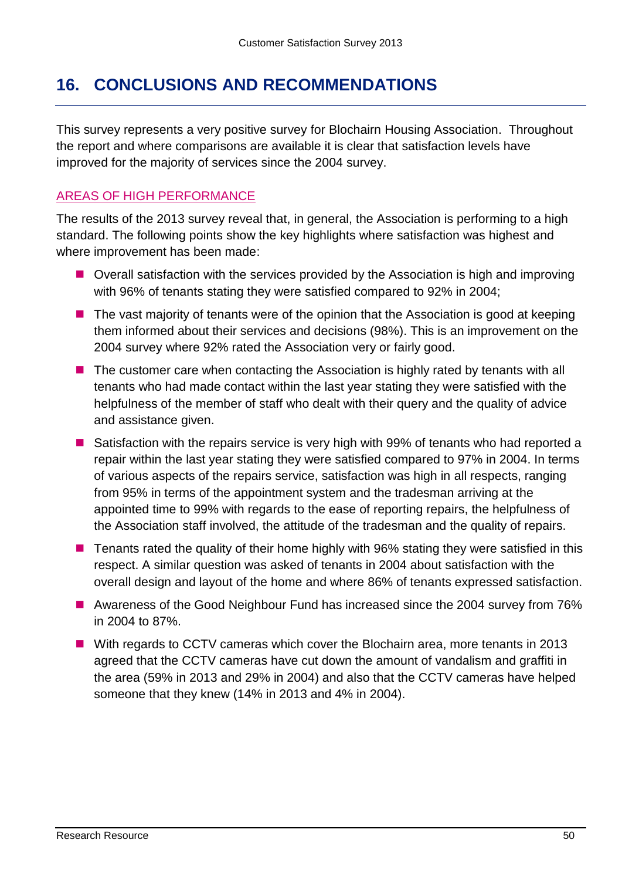# 16. CONCLUSIONS AND RECOMMENDATIONS

This survey represents a very positive survey for Blochairn Housing Association. Throughout the report and where comparisons are available it is clear that satisfaction levels have improved for the majority of services since the 2004 survey.

## AREAS OF HIGH PERFORMANCE

The results of the 2013 survey reveal that, in general, the Association is performing to a high standard. The following points show the key highlights where satisfaction was highest and where improvement has been made:

- Overall satisfaction with the services provided by the Association is high and improving with 96% of tenants stating they were satisfied compared to 92% in 2004;
- The vast majority of tenants were of the opinion that the Association is good at keeping them informed about their services and decisions (98%). This is an improvement on the 2004 survey where 92% rated the Association very or fairly good.
- The customer care when contacting the Association is highly rated by tenants with all tenants who had made contact within the last year stating they were satisfied with the helpfulness of the member of staff who dealt with their query and the quality of advice and assistance given.
- Satisfaction with the repairs service is very high with 99% of tenants who had reported a repair within the last year stating they were satisfied compared to 97% in 2004. In terms of various aspects of the repairs service, satisfaction was high in all respects, ranging from 95% in terms of the appointment system and the tradesman arriving at the appointed time to 99% with regards to the ease of reporting repairs, the helpfulness of the Association staff involved, the attitude of the tradesman and the quality of repairs.
- Tenants rated the quality of their home highly with 96% stating they were satisfied in this respect. A similar question was asked of tenants in 2004 about satisfaction with the overall design and layout of the home and where 86% of tenants expressed satisfaction.
- Awareness of the Good Neighbour Fund has increased since the 2004 survey from 76% in 2004 to 87%.
- With regards to CCTV cameras which cover the Blochairn area, more tenants in 2013 agreed that the CCTV cameras have cut down the amount of vandalism and graffiti in the area (59% in 2013 and 29% in 2004) and also that the CCTV cameras have helped someone that they knew (14% in 2013 and 4% in 2004).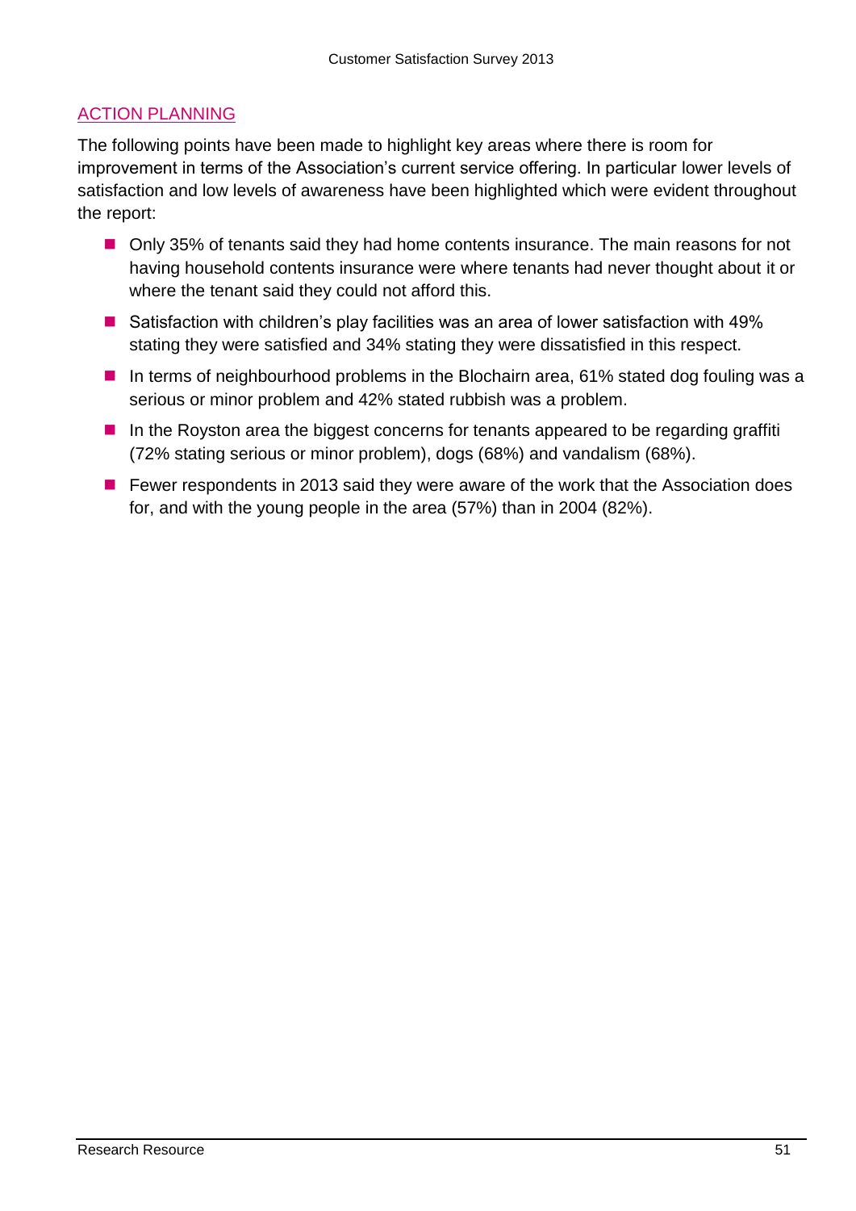## ACTION PLANNING

The following points have been made to highlight key areas where there is room for improvement in terms of the Association's current service offering. In particular lower levels of satisfaction and low levels of awareness have been highlighted which were evident throughout the report:

- Only 35% of tenants said they had home contents insurance. The main reasons for not having household contents insurance were where tenants had never thought about it or where the tenant said they could not afford this.
- Satisfaction with children's play facilities was an area of lower satisfaction with 49% stating they were satisfied and 34% stating they were dissatisfied in this respect.
- In terms of neighbourhood problems in the Blochairn area, 61% stated dog fouling was a serious or minor problem and 42% stated rubbish was a problem.
- In the Royston area the biggest concerns for tenants appeared to be regarding graffiti (72% stating serious or minor problem), dogs (68%) and vandalism (68%).
- Fewer respondents in 2013 said they were aware of the work that the Association does for, and with the young people in the area (57%) than in 2004 (82%).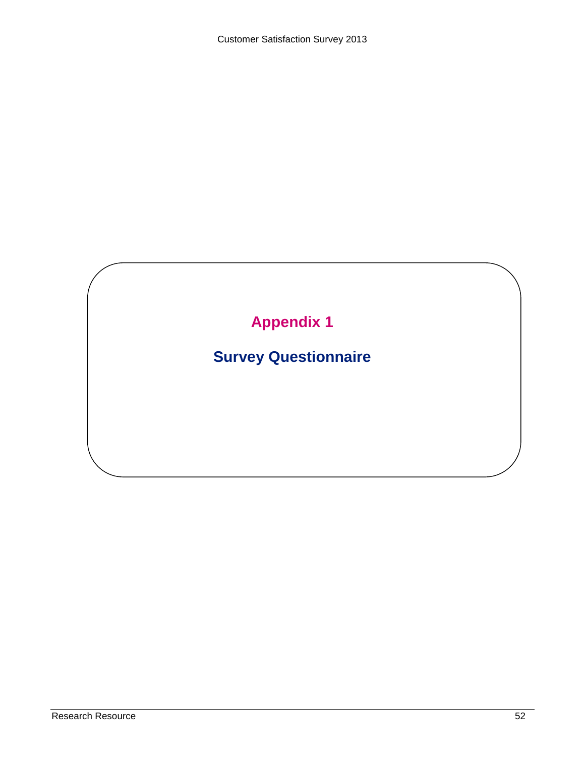# Appendix 1

## Survey Questionnaire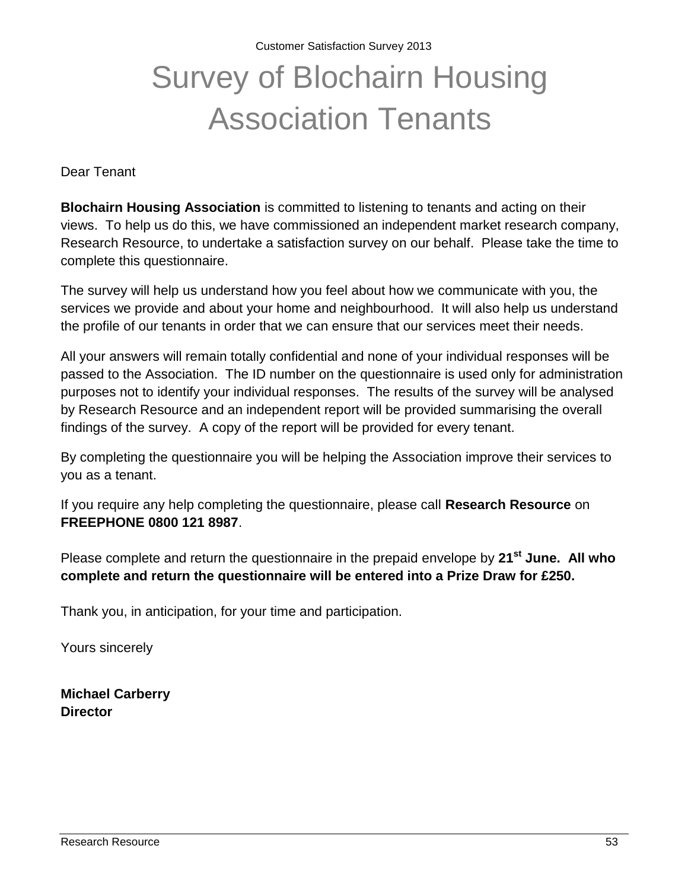Customer Satisfaction Survey 2013

# Survey of Blochairn Housing Association Tenants

Dear Tenant

**Blochairn Housing Association** is committed to listening to tenants and acting on their views. To help us do this, we have commissioned an independent market research company, Research Resource, to undertake a satisfaction survey on our behalf. Please take the time to complete this questionnaire.

The survey will help us understand how you feel about how we communicate with you, the services we provide and about your home and neighbourhood. It will also help us understand the profile of our tenants in order that we can ensure that our services meet their needs.

All your answers will remain totally confidential and none of your individual responses will be passed to the Association. The ID number on the questionnaire is used only for administration purposes not to identify your individual responses. The results of the survey will be analysed by Research Resource and an independent report will be provided summarising the overall findings of the survey. A copy of the report will be provided for every tenant.

By completing the questionnaire you will be helping the Association improve their services to you as a tenant.

If you require any help completing the questionnaire, please call **Research Resource** on **FREEPHONE 0800 121 8987**.

Please complete and return the questionnaire in the prepaid envelope by **21st June. All who complete and return the questionnaire will be entered into a Prize Draw for £250.**

Thank you, in anticipation, for your time and participation.

Yours sincerely

**Michael Carberry**
**Director**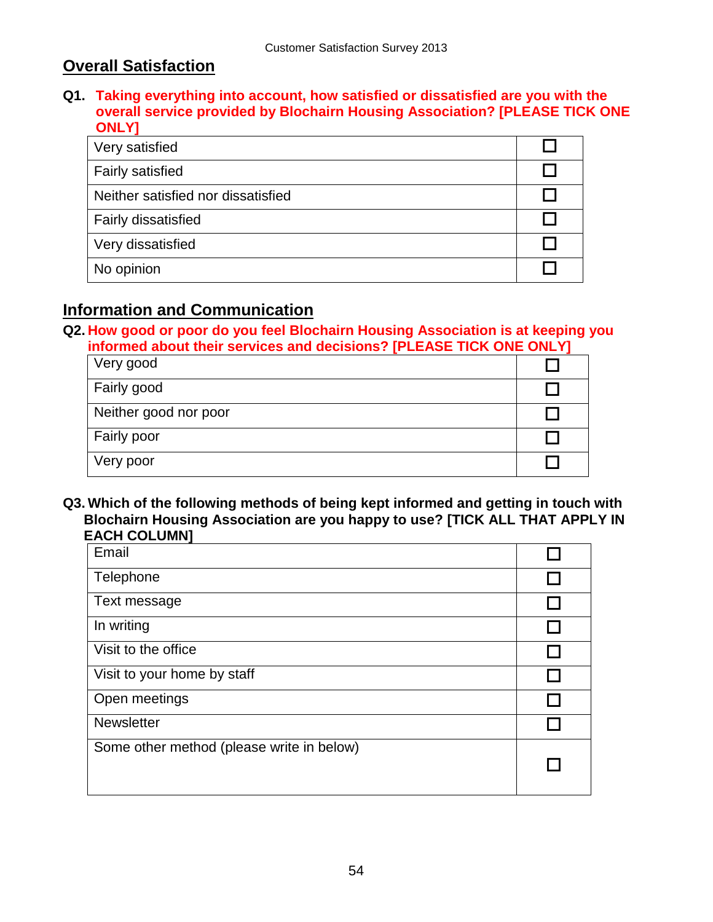## Overall Satisfaction

**Q1. Taking everything into account, how satisfied or dissatisfied are you with the overall service provided by Blochairn Housing Association? [PLEASE TICK ONE ONLY]**

| | |
|---|---|
| Very satisfied | ☐ |
| Fairly satisfied | ☐ |
| Neither satisfied nor dissatisfied | ☐ |
| Fairly dissatisfied | ☐ |
| Very dissatisfied | ☐ |
| No opinion | ☐ |

## Information and Communication

**Q2. How good or poor do you feel Blochairn Housing Association is at keeping you informed about their services and decisions? [PLEASE TICK ONE ONLY]**

| | |
|---|---|
| Very good | ☐ |
| Fairly good | ☐ |
| Neither good nor poor | ☐ |
| Fairly poor | ☐ |
| Very poor | ☐ |

**Q3. Which of the following methods of being kept informed and getting in touch with Blochairn Housing Association are you happy to use? [TICK ALL THAT APPLY IN EACH COLUMN]**

| | |
|---|---|
| Email | ☐ |
| Telephone | ☐ |
| Text message | ☐ |
| In writing | ☐ |
| Visit to the office | ☐ |
| Visit to your home by staff | ☐ |
| Open meetings | ☐ |
| Newsletter | ☐ |
| Some other method (please write in below) | ☐ |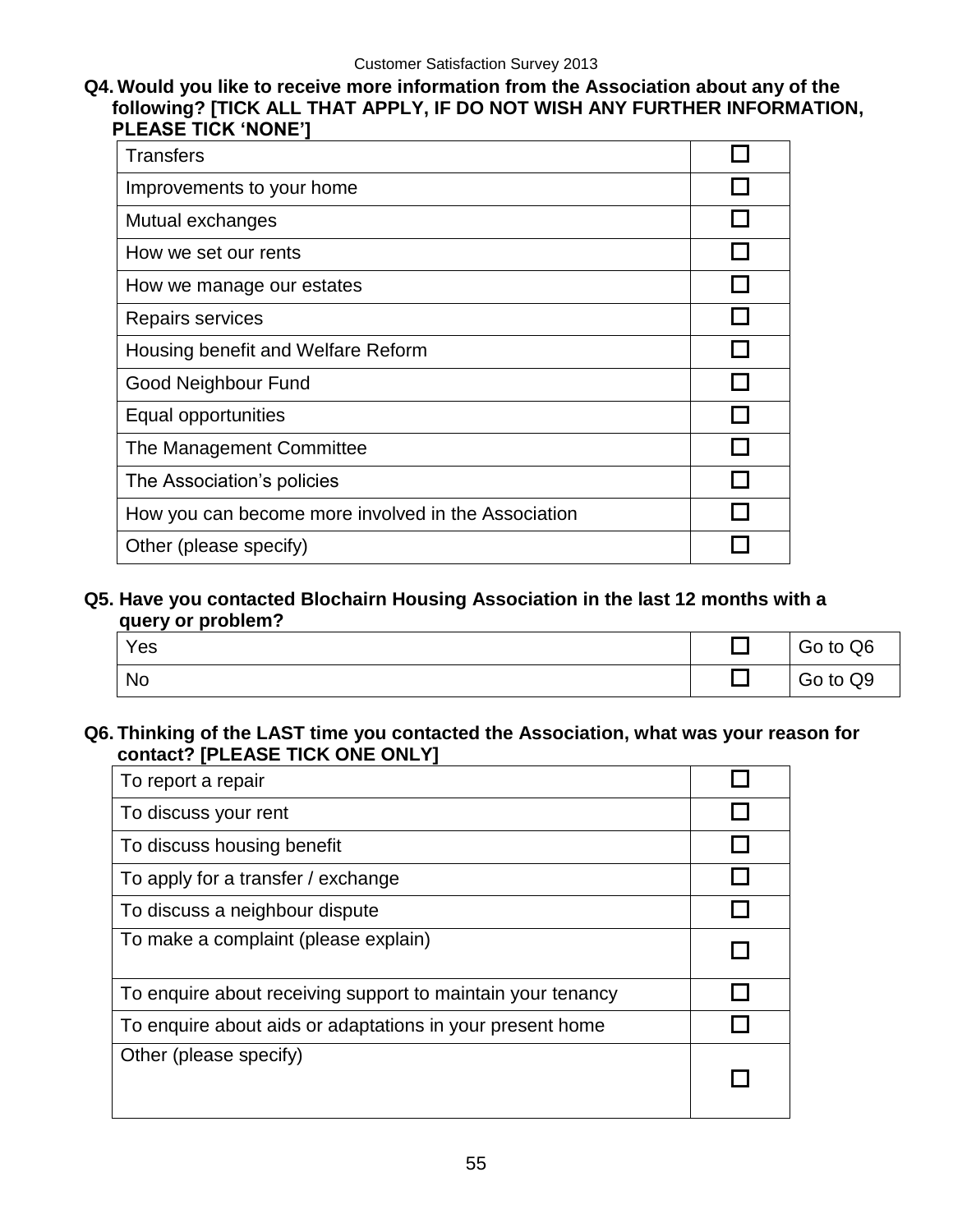**Q4. Would you like to receive more information from the Association about any of the following? [TICK ALL THAT APPLY, IF DO NOT WISH ANY FURTHER INFORMATION, PLEASE TICK 'NONE']**

| | |
|---|---|
| Transfers | ☐ |
| Improvements to your home | ☐ |
| Mutual exchanges | ☐ |
| How we set our rents | ☐ |
| How we manage our estates | ☐ |
| Repairs services | ☐ |
| Housing benefit and Welfare Reform | ☐ |
| Good Neighbour Fund | ☐ |
| Equal opportunities | ☐ |
| The Management Committee | ☐ |
| The Association's policies | ☐ |
| How you can become more involved in the Association | ☐ |
| Other (please specify) | ☐ |

**Q5. Have you contacted Blochairn Housing Association in the last 12 months with a query or problem?**

| | | |
|---|---|---|
| Yes | ☐ | Go to Q6 |
| No | ☐ | Go to Q9 |

**Q6. Thinking of the LAST time you contacted the Association, what was your reason for contact? [PLEASE TICK ONE ONLY]**

| | |
|---|---|
| To report a repair | ☐ |
| To discuss your rent | ☐ |
| To discuss housing benefit | ☐ |
| To apply for a transfer / exchange | ☐ |
| To discuss a neighbour dispute | ☐ |
| To make a complaint (please explain) | ☐ |
| To enquire about receiving support to maintain your tenancy | ☐ |
| To enquire about aids or adaptations in your present home | ☐ |
| Other (please specify) | ☐ |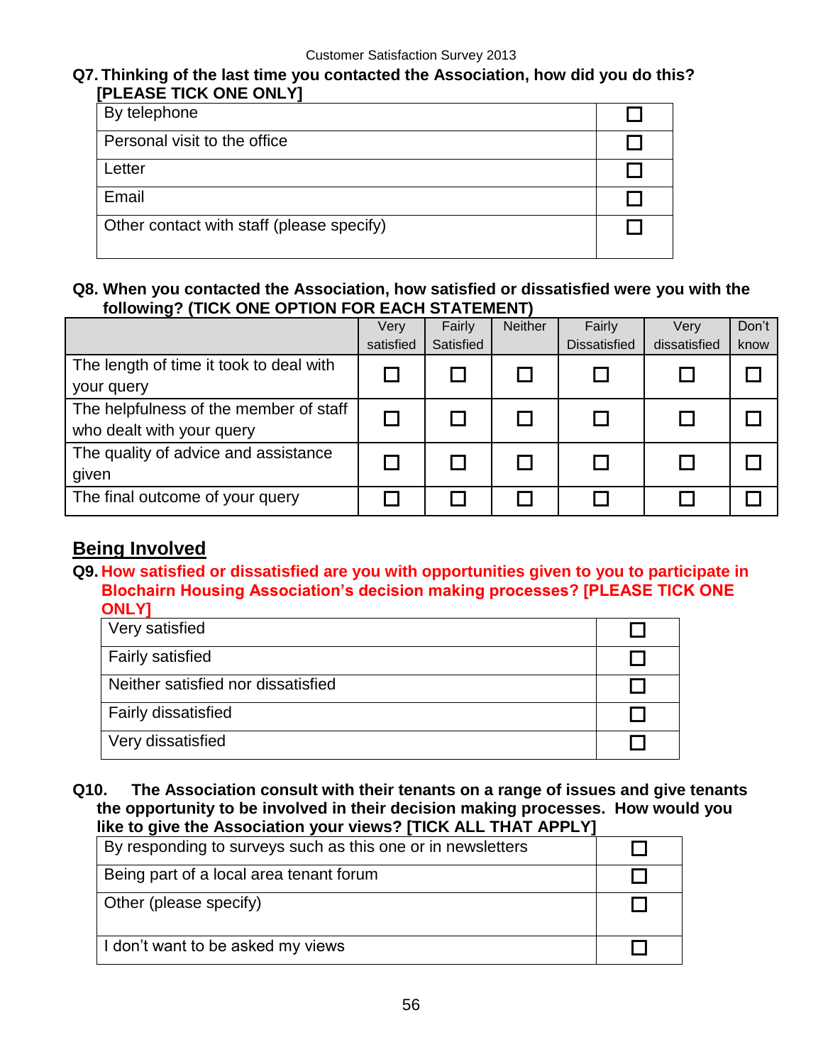**Q7. Thinking of the last time you contacted the Association, how did you do this? [PLEASE TICK ONE ONLY]**

| | |
|---|---|
| By telephone | ☐ |
| Personal visit to the office | ☐ |
| Letter | ☐ |
| Email | ☐ |
| Other contact with staff (please specify) | ☐ |

**Q8. When you contacted the Association, how satisfied or dissatisfied were you with the following? (TICK ONE OPTION FOR EACH STATEMENT)**

| | Very satisfied | Fairly Satisfied | Neither | Fairly Dissatisfied | Very dissatisfied | Don't know |
|---|---|---|---|---|---|---|
| The length of time it took to deal with your query | ☐ | ☐ | ☐ | ☐ | ☐ | ☐ |
| The helpfulness of the member of staff who dealt with your query | ☐ | ☐ | ☐ | ☐ | ☐ | ☐ |
| The quality of advice and assistance given | ☐ | ☐ | ☐ | ☐ | ☐ | ☐ |
| The final outcome of your query | ☐ | ☐ | ☐ | ☐ | ☐ | ☐ |

## Being Involved

**Q9. How satisfied or dissatisfied are you with opportunities given to you to participate in Blochairn Housing Association's decision making processes? [PLEASE TICK ONE ONLY]**

| | |
|---|---|
| Very satisfied | ☐ |
| Fairly satisfied | ☐ |
| Neither satisfied nor dissatisfied | ☐ |
| Fairly dissatisfied | ☐ |
| Very dissatisfied | ☐ |

**Q10. The Association consult with their tenants on a range of issues and give tenants the opportunity to be involved in their decision making processes. How would you like to give the Association your views? [TICK ALL THAT APPLY]**

| | |
|---|---|
| By responding to surveys such as this one or in newsletters | ☐ |
| Being part of a local area tenant forum | ☐ |
| Other (please specify) | ☐ |
| I don't want to be asked my views | ☐ |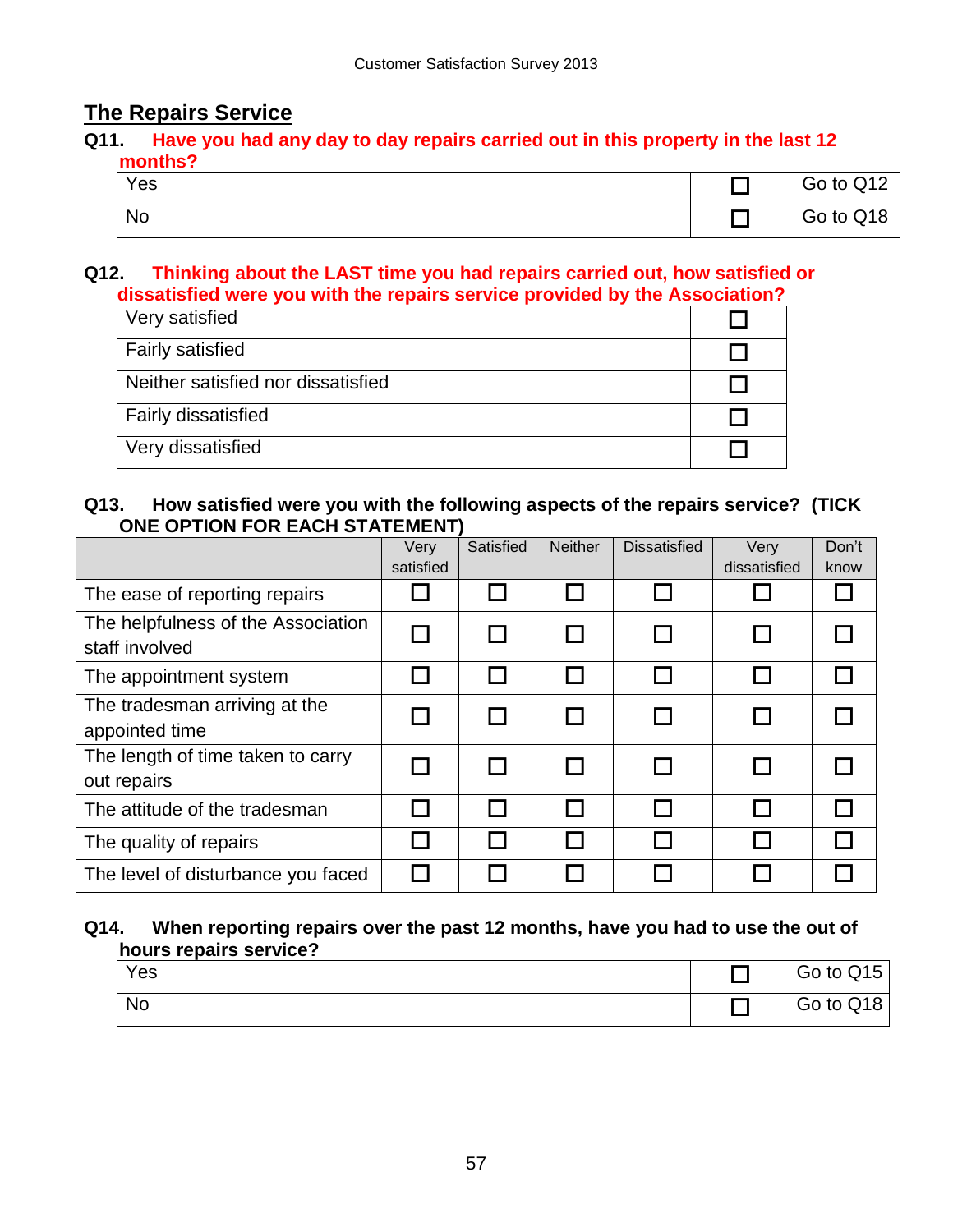## The Repairs Service

**Q11. Have you had any day to day repairs carried out in this property in the last 12 months?**

| | | |
|---|---|---|
| Yes | ☐ | Go to Q12 |
| No | ☐ | Go to Q18 |

**Q12. Thinking about the LAST time you had repairs carried out, how satisfied or dissatisfied were you with the repairs service provided by the Association?**

| | |
|---|---|
| Very satisfied | ☐ |
| Fairly satisfied | ☐ |
| Neither satisfied nor dissatisfied | ☐ |
| Fairly dissatisfied | ☐ |
| Very dissatisfied | ☐ |

**Q13. How satisfied were you with the following aspects of the repairs service? (TICK ONE OPTION FOR EACH STATEMENT)**

| | Very satisfied | Satisfied | Neither | Dissatisfied | Very dissatisfied | Don't know |
|---|---|---|---|---|---|---|
| The ease of reporting repairs | ☐ | ☐ | ☐ | ☐ | ☐ | ☐ |
| The helpfulness of the Association staff involved | ☐ | ☐ | ☐ | ☐ | ☐ | ☐ |
| The appointment system | ☐ | ☐ | ☐ | ☐ | ☐ | ☐ |
| The tradesman arriving at the appointed time | ☐ | ☐ | ☐ | ☐ | ☐ | ☐ |
| The length of time taken to carry out repairs | ☐ | ☐ | ☐ | ☐ | ☐ | ☐ |
| The attitude of the tradesman | ☐ | ☐ | ☐ | ☐ | ☐ | ☐ |
| The quality of repairs | ☐ | ☐ | ☐ | ☐ | ☐ | ☐ |
| The level of disturbance you faced | ☐ | ☐ | ☐ | ☐ | ☐ | ☐ |

**Q14. When reporting repairs over the past 12 months, have you had to use the out of hours repairs service?**

| | | |
|---|---|---|
| Yes | ☐ | Go to Q15 |
| No | ☐ | Go to Q18 |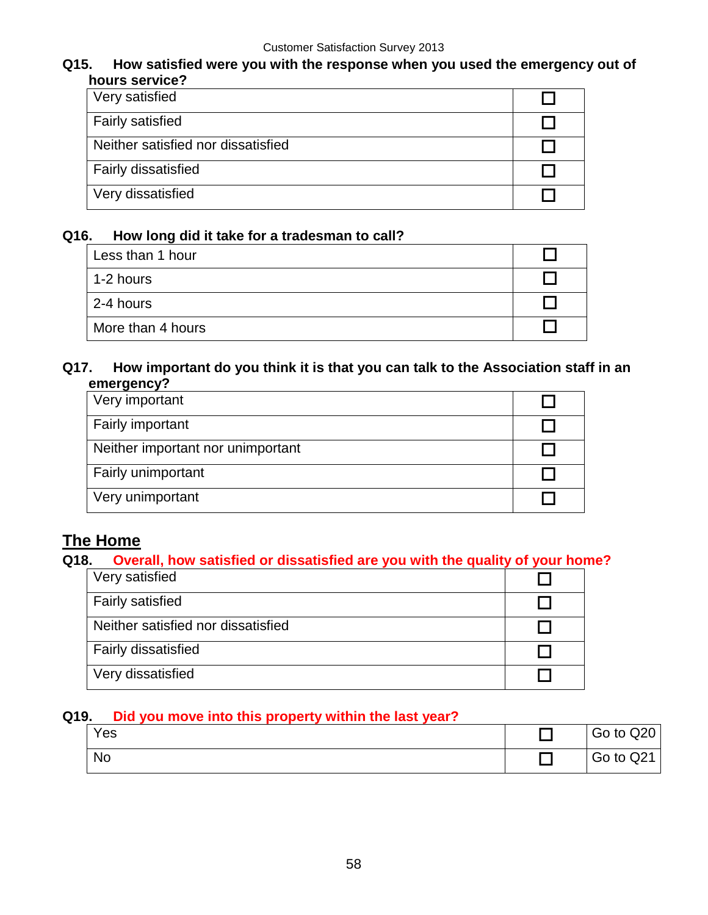**Q15. How satisfied were you with the response when you used the emergency out of hours service?**

| | |
|---|---|
| Very satisfied | ☐ |
| Fairly satisfied | ☐ |
| Neither satisfied nor dissatisfied | ☐ |
| Fairly dissatisfied | ☐ |
| Very dissatisfied | ☐ |

**Q16. How long did it take for a tradesman to call?**

| | |
|---|---|
| Less than 1 hour | ☐ |
| 1-2 hours | ☐ |
| 2-4 hours | ☐ |
| More than 4 hours | ☐ |

**Q17. How important do you think it is that you can talk to the Association staff in an emergency?**

| | |
|---|---|
| Very important | ☐ |
| Fairly important | ☐ |
| Neither important nor unimportant | ☐ |
| Fairly unimportant | ☐ |
| Very unimportant | ☐ |

## The Home

**Q18. Overall, how satisfied or dissatisfied are you with the quality of your home?**

| | |
|---|---|
| Very satisfied | ☐ |
| Fairly satisfied | ☐ |
| Neither satisfied nor dissatisfied | ☐ |
| Fairly dissatisfied | ☐ |
| Very dissatisfied | ☐ |

**Q19. Did you move into this property within the last year?**

| | | |
|---|---|---|
| Yes | ☐ | Go to Q20 |
| No | ☐ | Go to Q21 |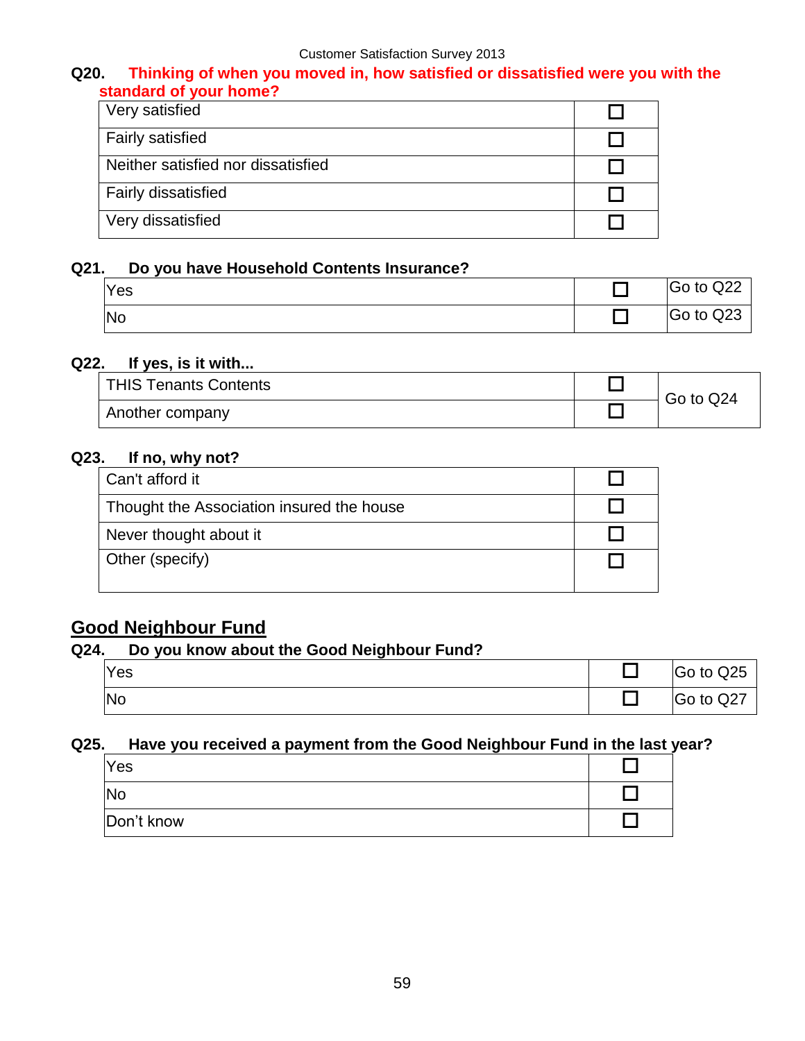**Q20. Thinking of when you moved in, how satisfied or dissatisfied were you with the standard of your home?**

| | |
|---|---|
| Very satisfied | ☐ |
| Fairly satisfied | ☐ |
| Neither satisfied nor dissatisfied | ☐ |
| Fairly dissatisfied | ☐ |
| Very dissatisfied | ☐ |

**Q21. Do you have Household Contents Insurance?**

| | | |
|---|---|---|
| Yes | ☐ | Go to Q22 |
| No | ☐ | Go to Q23 |

**Q22. If yes, is it with...**

| | | |
|---|---|---|
| THIS Tenants Contents | ☐ | Go to Q24 |
| Another company | ☐ | |

**Q23. If no, why not?**

| | |
|---|---|
| Can't afford it | ☐ |
| Thought the Association insured the house | ☐ |
| Never thought about it | ☐ |
| Other (specify) | ☐ |

## Good Neighbour Fund

**Q24. Do you know about the Good Neighbour Fund?**

| | | |
|---|---|---|
| Yes | ☐ | Go to Q25 |
| No | ☐ | Go to Q27 |

**Q25. Have you received a payment from the Good Neighbour Fund in the last year?**

| | |
|---|---|
| Yes | ☐ |
| No | ☐ |
| Don't know | ☐ |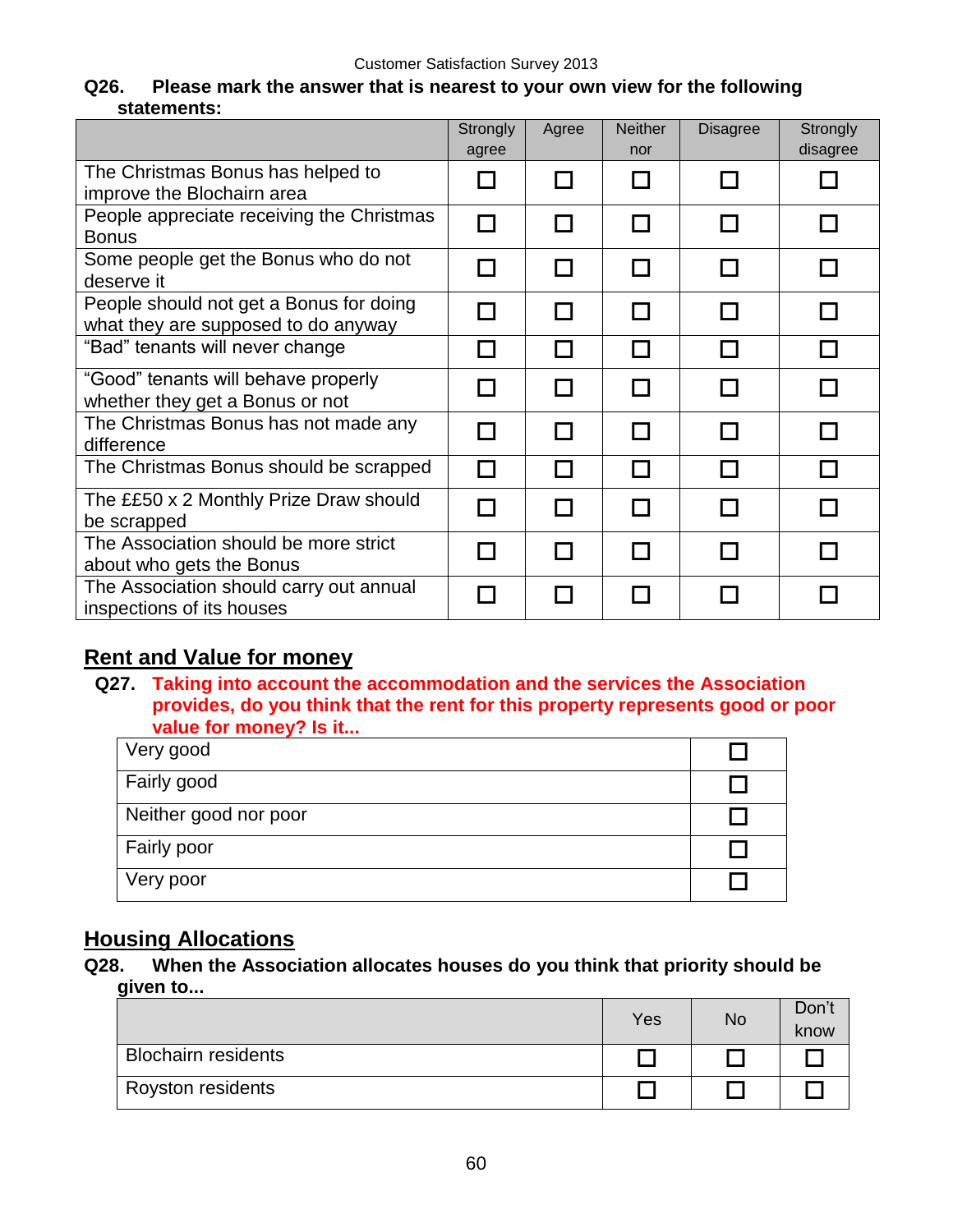**Q26. Please mark the answer that is nearest to your own view for the following statements:**

| | Strongly agree | Agree | Neither nor | Disagree | Strongly disagree |
|---|---|---|---|---|---|
| The Christmas Bonus has helped to improve the Blochairn area | ☐ | ☐ | ☐ | ☐ | ☐ |
| People appreciate receiving the Christmas Bonus | ☐ | ☐ | ☐ | ☐ | ☐ |
| Some people get the Bonus who do not deserve it | ☐ | ☐ | ☐ | ☐ | ☐ |
| People should not get a Bonus for doing what they are supposed to do anyway | ☐ | ☐ | ☐ | ☐ | ☐ |
| "Bad" tenants will never change | ☐ | ☐ | ☐ | ☐ | ☐ |
| "Good" tenants will behave properly whether they get a Bonus or not | ☐ | ☐ | ☐ | ☐ | ☐ |
| The Christmas Bonus has not made any difference | ☐ | ☐ | ☐ | ☐ | ☐ |
| The Christmas Bonus should be scrapped | ☐ | ☐ | ☐ | ☐ | ☐ |
| The ££50 x 2 Monthly Prize Draw should be scrapped | ☐ | ☐ | ☐ | ☐ | ☐ |
| The Association should be more strict about who gets the Bonus | ☐ | ☐ | ☐ | ☐ | ☐ |
| The Association should carry out annual inspections of its houses | ☐ | ☐ | ☐ | ☐ | ☐ |

## Rent and Value for money

**Q27. Taking into account the accommodation and the services the Association provides, do you think that the rent for this property represents good or poor value for money? Is it...**

| | |
|---|---|
| Very good | ☐ |
| Fairly good | ☐ |
| Neither good nor poor | ☐ |
| Fairly poor | ☐ |
| Very poor | ☐ |

## Housing Allocations

**Q28. When the Association allocates houses do you think that priority should be given to...**

| | Yes | No | Don't know |
|---|---|---|---|
| Blochairn residents | ☐ | ☐ | ☐ |
| Royston residents | ☐ | ☐ | ☐ |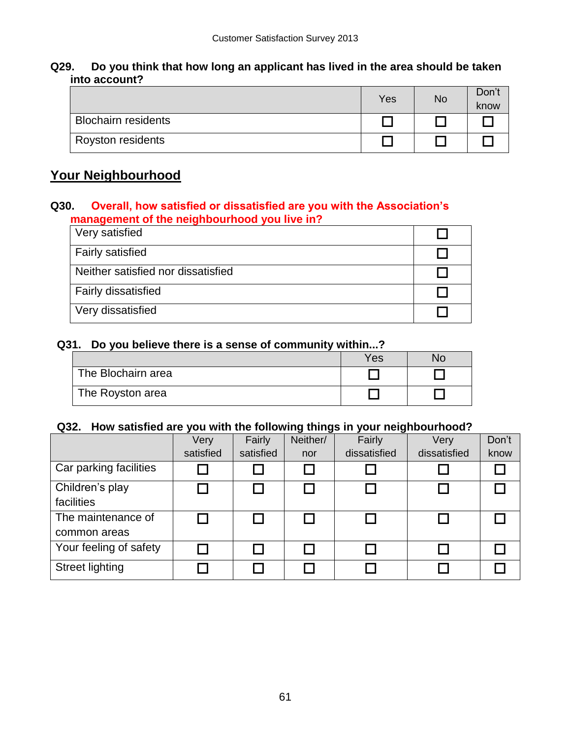**Q29. Do you think that how long an applicant has lived in the area should be taken into account?**

| | Yes | No | Don't know |
|---|---|---|---|
| Blochairn residents | ☐ | ☐ | ☐ |
| Royston residents | ☐ | ☐ | ☐ |

## Your Neighbourhood

**Q30. Overall, how satisfied or dissatisfied are you with the Association's management of the neighbourhood you live in?**

| | |
|---|---|
| Very satisfied | ☐ |
| Fairly satisfied | ☐ |
| Neither satisfied nor dissatisfied | ☐ |
| Fairly dissatisfied | ☐ |
| Very dissatisfied | ☐ |

**Q31. Do you believe there is a sense of community within...?**

| | Yes | No |
|---|---|---|
| The Blochairn area | ☐ | ☐ |
| The Royston area | ☐ | ☐ |

**Q32. How satisfied are you with the following things in your neighbourhood?**

| | Very satisfied | Fairly satisfied | Neither/ nor | Fairly dissatisfied | Very dissatisfied | Don't know |
|---|---|---|---|---|---|---|
| Car parking facilities | ☐ | ☐ | ☐ | ☐ | ☐ | ☐ |
| Children's play facilities | ☐ | ☐ | ☐ | ☐ | ☐ | ☐ |
| The maintenance of common areas | ☐ | ☐ | ☐ | ☐ | ☐ | ☐ |
| Your feeling of safety | ☐ | ☐ | ☐ | ☐ | ☐ | ☐ |
| Street lighting | ☐ | ☐ | ☐ | ☐ | ☐ | ☐ |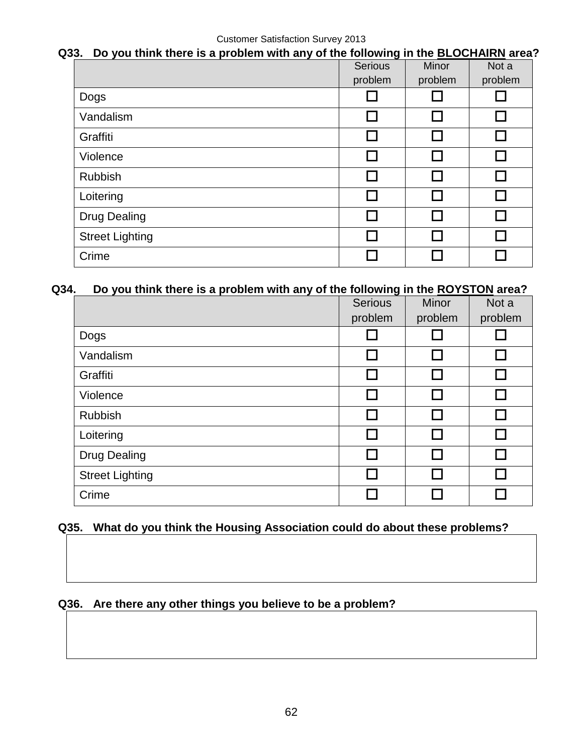**Q33. Do you think there is a problem with any of the following in the <u>BLOCHAIRN</u> area?**

| | Serious problem | Minor problem | Not a problem |
|---|---|---|---|
| Dogs | ☐ | ☐ | ☐ |
| Vandalism | ☐ | ☐ | ☐ |
| Graffiti | ☐ | ☐ | ☐ |
| Violence | ☐ | ☐ | ☐ |
| Rubbish | ☐ | ☐ | ☐ |
| Loitering | ☐ | ☐ | ☐ |
| Drug Dealing | ☐ | ☐ | ☐ |
| Street Lighting | ☐ | ☐ | ☐ |
| Crime | ☐ | ☐ | ☐ |

**Q34. Do you think there is a problem with any of the following in the <u>ROYSTON</u> area?**

| | Serious problem | Minor problem | Not a problem |
|---|---|---|---|
| Dogs | ☐ | ☐ | ☐ |
| Vandalism | ☐ | ☐ | ☐ |
| Graffiti | ☐ | ☐ | ☐ |
| Violence | ☐ | ☐ | ☐ |
| Rubbish | ☐ | ☐ | ☐ |
| Loitering | ☐ | ☐ | ☐ |
| Drug Dealing | ☐ | ☐ | ☐ |
| Street Lighting | ☐ | ☐ | ☐ |
| Crime | ☐ | ☐ | ☐ |

**Q35. What do you think the Housing Association could do about these problems?**

| |
|---|
| |

**Q36. Are there any other things you believe to be a problem?**

| |
|---|
| |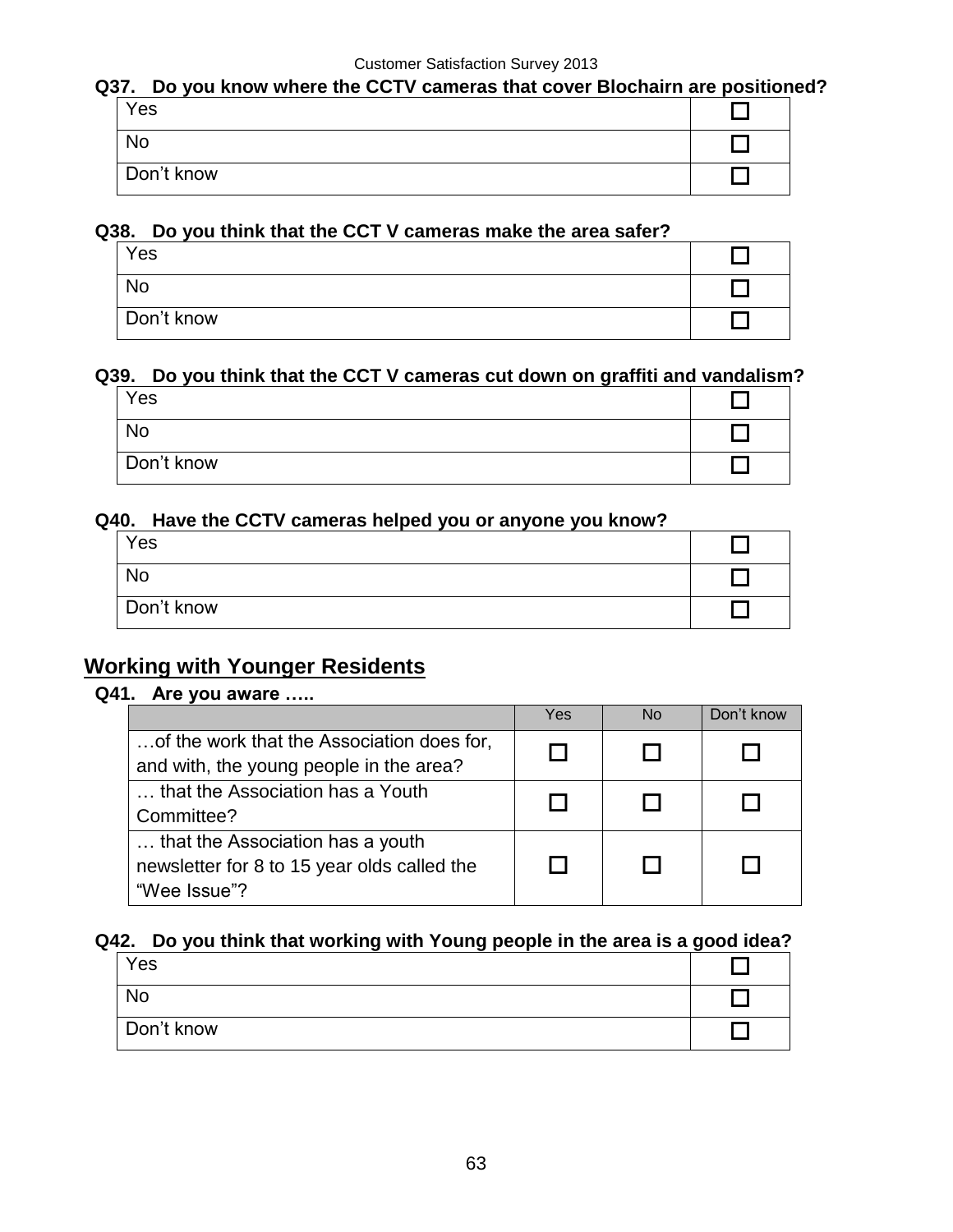**Q37. Do you know where the CCTV cameras that cover Blochairn are positioned?**

| | |
|---|---|
| Yes | ☐ |
| No | ☐ |
| Don't know | ☐ |

**Q38. Do you think that the CCT V cameras make the area safer?**

| | |
|---|---|
| Yes | ☐ |
| No | ☐ |
| Don't know | ☐ |

**Q39. Do you think that the CCT V cameras cut down on graffiti and vandalism?**

| | |
|---|---|
| Yes | ☐ |
| No | ☐ |
| Don't know | ☐ |

**Q40. Have the CCTV cameras helped you or anyone you know?**

| | |
|---|---|
| Yes | ☐ |
| No | ☐ |
| Don't know | ☐ |

## Working with Younger Residents

**Q41. Are you aware …..**

| | Yes | No | Don't know |
|---|---|---|---|
| …of the work that the Association does for, and with, the young people in the area? | ☐ | ☐ | ☐ |
| … that the Association has a Youth Committee? | ☐ | ☐ | ☐ |
| … that the Association has a youth newsletter for 8 to 15 year olds called the "Wee Issue"? | ☐ | ☐ | ☐ |

**Q42. Do you think that working with Young people in the area is a good idea?**

| | |
|---|---|
| Yes | ☐ |
| No | ☐ |
| Don't know | ☐ |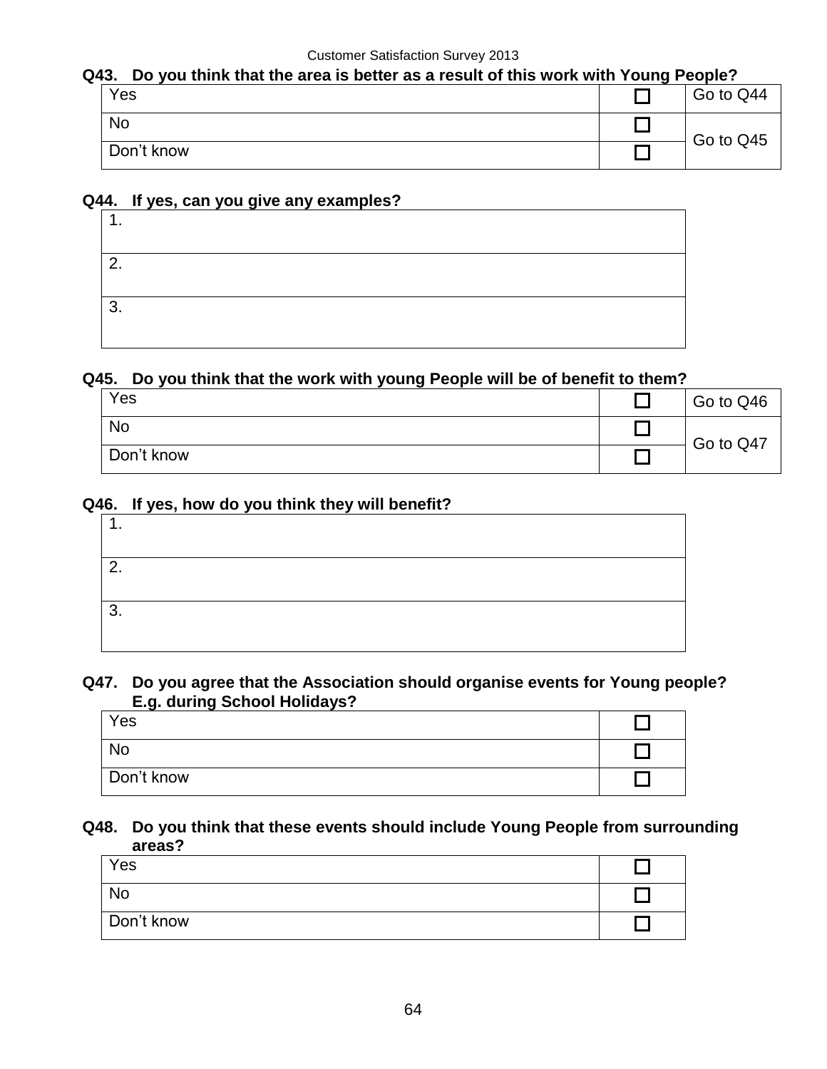**Q43. Do you think that the area is better as a result of this work with Young People?**

| | | |
|---|---|---|
| Yes | ☐ | Go to Q44 |
| No | ☐ | Go to Q45 |
| Don't know | ☐ | |

**Q44. If yes, can you give any examples?**

| |
|---|
| 1. |
| 2. |
| 3. |

**Q45. Do you think that the work with young People will be of benefit to them?**

| | | |
|---|---|---|
| Yes | ☐ | Go to Q46 |
| No | ☐ | Go to Q47 |
| Don't know | ☐ | |

**Q46. If yes, how do you think they will benefit?**

| |
|---|
| 1. |
| 2. |
| 3. |

**Q47. Do you agree that the Association should organise events for Young people? E.g. during School Holidays?**

| | |
|---|---|
| Yes | ☐ |
| No | ☐ |
| Don't know | ☐ |

**Q48. Do you think that these events should include Young People from surrounding areas?**

| | |
|---|---|
| Yes | ☐ |
| No | ☐ |
| Don't know | ☐ |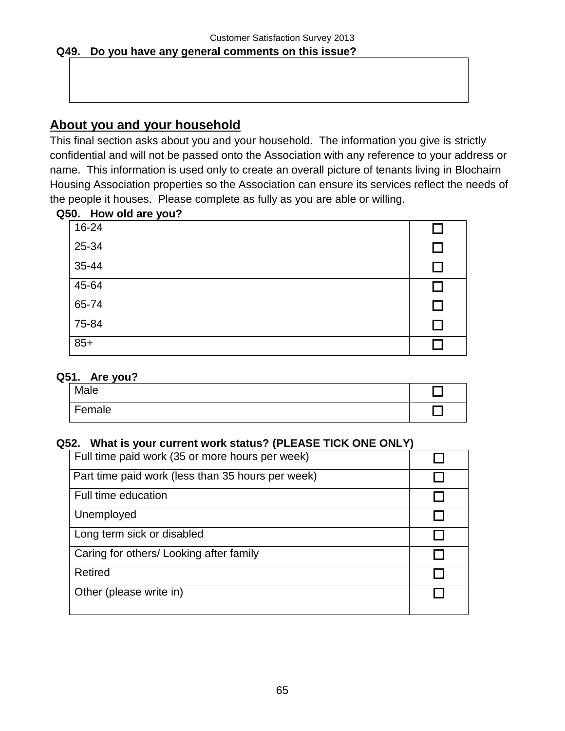**Q49. Do you have any general comments on this issue?**

| |
|---|
| |

## About you and your household

This final section asks about you and your household. The information you give is strictly confidential and will not be passed onto the Association with any reference to your address or name. This information is used only to create an overall picture of tenants living in Blochairn Housing Association properties so the Association can ensure its services reflect the needs of the people it houses. Please complete as fully as you are able or willing.

**Q50. How old are you?**

| | |
|---|---|
| 16-24 | ☐ |
| 25-34 | ☐ |
| 35-44 | ☐ |
| 45-64 | ☐ |
| 65-74 | ☐ |
| 75-84 | ☐ |
| 85+ | ☐ |

**Q51. Are you?**

| | |
|---|---|
| Male | ☐ |
| Female | ☐ |

**Q52. What is your current work status? (PLEASE TICK ONE ONLY)**

| | |
|---|---|
| Full time paid work (35 or more hours per week) | ☐ |
| Part time paid work (less than 35 hours per week) | ☐ |
| Full time education | ☐ |
| Unemployed | ☐ |
| Long term sick or disabled | ☐ |
| Caring for others/ Looking after family | ☐ |
| Retired | ☐ |
| Other (please write in) | ☐ |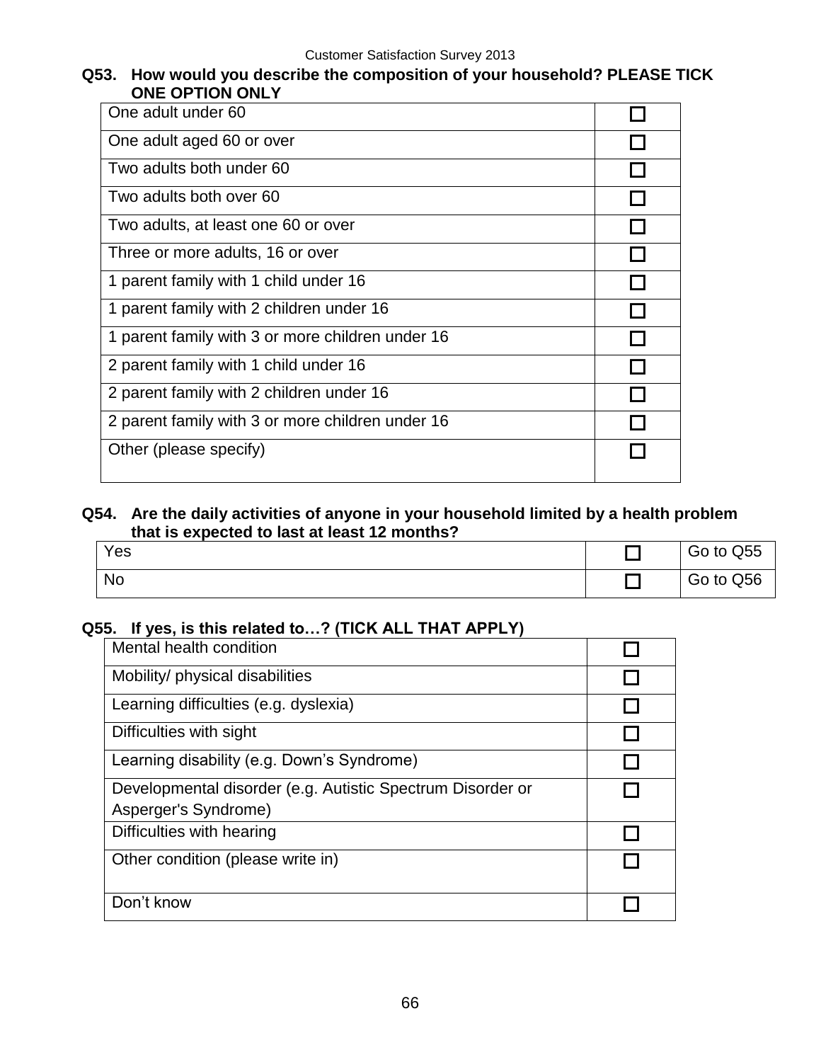**Q53. How would you describe the composition of your household? PLEASE TICK ONE OPTION ONLY**

| | |
|---|---|
| One adult under 60 | ☐ |
| One adult aged 60 or over | ☐ |
| Two adults both under 60 | ☐ |
| Two adults both over 60 | ☐ |
| Two adults, at least one 60 or over | ☐ |
| Three or more adults, 16 or over | ☐ |
| 1 parent family with 1 child under 16 | ☐ |
| 1 parent family with 2 children under 16 | ☐ |
| 1 parent family with 3 or more children under 16 | ☐ |
| 2 parent family with 1 child under 16 | ☐ |
| 2 parent family with 2 children under 16 | ☐ |
| 2 parent family with 3 or more children under 16 | ☐ |
| Other (please specify) | ☐ |

**Q54. Are the daily activities of anyone in your household limited by a health problem that is expected to last at least 12 months?**

| | | |
|---|---|---|
| Yes | ☐ | Go to Q55 |
| No | ☐ | Go to Q56 |

**Q55. If yes, is this related to…? (TICK ALL THAT APPLY)**

| | |
|---|---|
| Mental health condition | ☐ |
| Mobility/ physical disabilities | ☐ |
| Learning difficulties (e.g. dyslexia) | ☐ |
| Difficulties with sight | ☐ |
| Learning disability (e.g. Down's Syndrome) | ☐ |
| Developmental disorder (e.g. Autistic Spectrum Disorder or Asperger's Syndrome) | ☐ |
| Difficulties with hearing | ☐ |
| Other condition (please write in) | ☐ |
| Don't know | ☐ |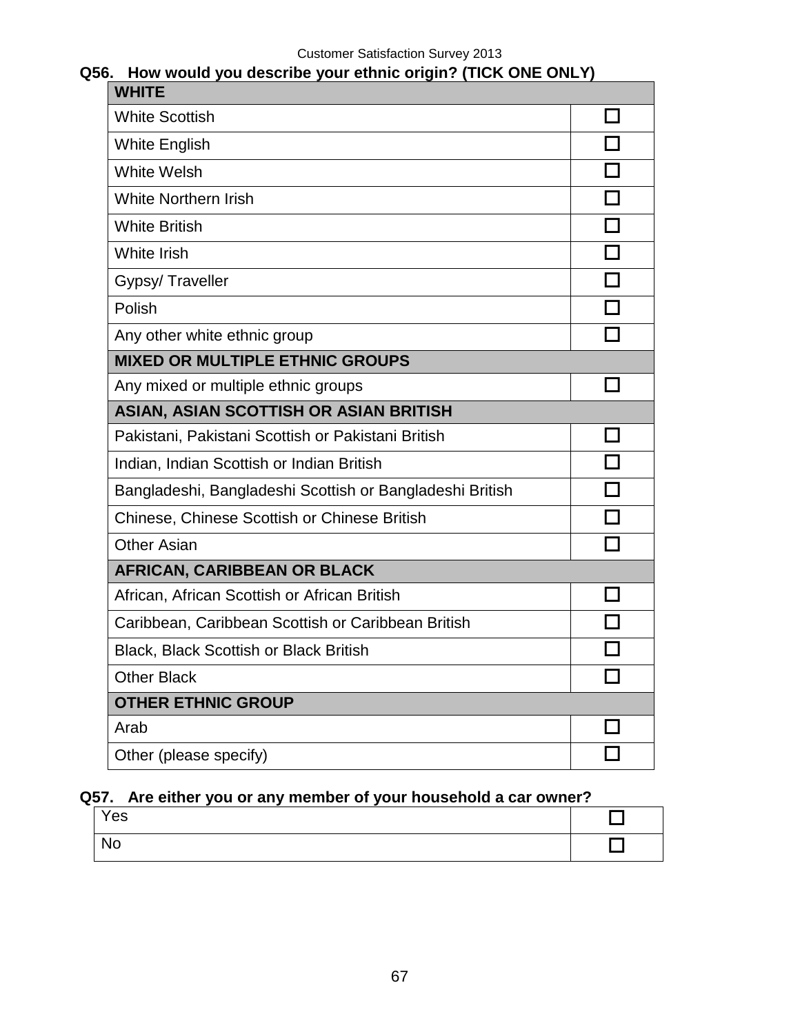**Q56. How would you describe your ethnic origin? (TICK ONE ONLY)**

| **WHITE** | |
|---|---|
| White Scottish | ☐ |
| White English | ☐ |
| White Welsh | ☐ |
| White Northern Irish | ☐ |
| White British | ☐ |
| White Irish | ☐ |
| Gypsy/ Traveller | ☐ |
| Polish | ☐ |
| Any other white ethnic group | ☐ |
| **MIXED OR MULTIPLE ETHNIC GROUPS** | |
| Any mixed or multiple ethnic groups | ☐ |
| **ASIAN, ASIAN SCOTTISH OR ASIAN BRITISH** | |
| Pakistani, Pakistani Scottish or Pakistani British | ☐ |
| Indian, Indian Scottish or Indian British | ☐ |
| Bangladeshi, Bangladeshi Scottish or Bangladeshi British | ☐ |
| Chinese, Chinese Scottish or Chinese British | ☐ |
| Other Asian | ☐ |
| **AFRICAN, CARIBBEAN OR BLACK** | |
| African, African Scottish or African British | ☐ |
| Caribbean, Caribbean Scottish or Caribbean British | ☐ |
| Black, Black Scottish or Black British | ☐ |
| Other Black | ☐ |
| **OTHER ETHNIC GROUP** | |
| Arab | ☐ |
| Other (please specify) | ☐ |

**Q57. Are either you or any member of your household a car owner?**

| | |
|---|---|
| Yes | ☐ |
| No | ☐ |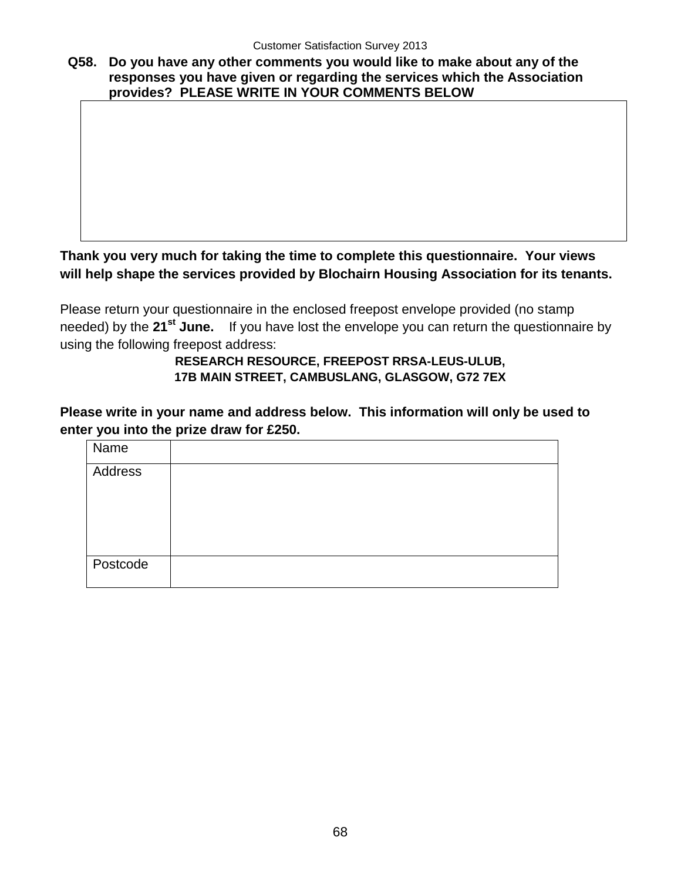**Q58. Do you have any other comments you would like to make about any of the responses you have given or regarding the services which the Association provides? PLEASE WRITE IN YOUR COMMENTS BELOW**

| |
|---|
| |

**Thank you very much for taking the time to complete this questionnaire. Your views will help shape the services provided by Blochairn Housing Association for its tenants.**

Please return your questionnaire in the enclosed freepost envelope provided (no stamp needed) by the **21st June.** If you have lost the envelope you can return the questionnaire by using the following freepost address:

**RESEARCH RESOURCE, FREEPOST RRSA-LEUS-ULUB,**
**17B MAIN STREET, CAMBUSLANG, GLASGOW, G72 7EX**

**Please write in your name and address below. This information will only be used to enter you into the prize draw for £250.**

| | |
|---|---|
| Name | |
| Address | |
| Postcode | |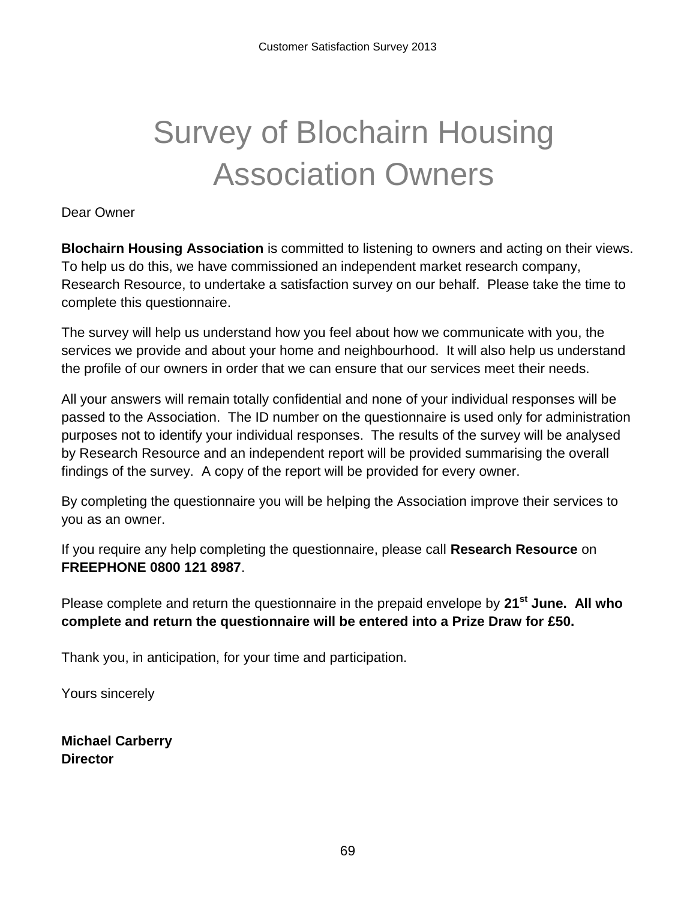# Survey of Blochairn Housing Association Owners

Dear Owner

**Blochairn Housing Association** is committed to listening to owners and acting on their views. To help us do this, we have commissioned an independent market research company, Research Resource, to undertake a satisfaction survey on our behalf. Please take the time to complete this questionnaire.

The survey will help us understand how you feel about how we communicate with you, the services we provide and about your home and neighbourhood. It will also help us understand the profile of our owners in order that we can ensure that our services meet their needs.

All your answers will remain totally confidential and none of your individual responses will be passed to the Association. The ID number on the questionnaire is used only for administration purposes not to identify your individual responses. The results of the survey will be analysed by Research Resource and an independent report will be provided summarising the overall findings of the survey. A copy of the report will be provided for every owner.

By completing the questionnaire you will be helping the Association improve their services to you as an owner.

If you require any help completing the questionnaire, please call **Research Resource** on **FREEPHONE 0800 121 8987**.

Please complete and return the questionnaire in the prepaid envelope by **21st June. All who complete and return the questionnaire will be entered into a Prize Draw for £50.**

Thank you, in anticipation, for your time and participation.

Yours sincerely

**Michael Carberry**
**Director**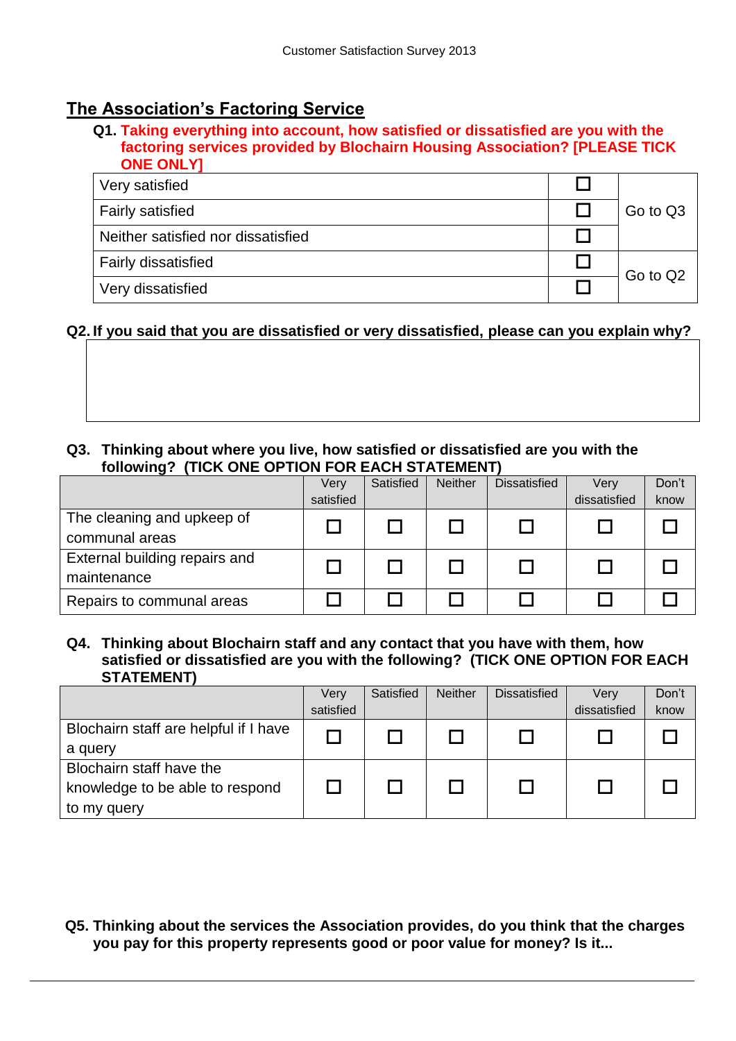## The Association's Factoring Service

**Q1. Taking everything into account, how satisfied or dissatisfied are you with the factoring services provided by Blochairn Housing Association? [PLEASE TICK ONE ONLY]**

| | | |
|---|---|---|
| Very satisfied | ☐ | Go to Q3 |
| Fairly satisfied | ☐ | |
| Neither satisfied nor dissatisfied | ☐ | |
| Fairly dissatisfied | ☐ | Go to Q2 |
| Very dissatisfied | ☐ | |

**Q2. If you said that you are dissatisfied or very dissatisfied, please can you explain why?**

| |
|---|
| |

**Q3. Thinking about where you live, how satisfied or dissatisfied are you with the following? (TICK ONE OPTION FOR EACH STATEMENT)**

| | Very satisfied | Satisfied | Neither | Dissatisfied | Very dissatisfied | Don't know |
|---|---|---|---|---|---|---|
| The cleaning and upkeep of communal areas | ☐ | ☐ | ☐ | ☐ | ☐ | ☐ |
| External building repairs and maintenance | ☐ | ☐ | ☐ | ☐ | ☐ | ☐ |
| Repairs to communal areas | ☐ | ☐ | ☐ | ☐ | ☐ | ☐ |

**Q4. Thinking about Blochairn staff and any contact that you have with them, how satisfied or dissatisfied are you with the following? (TICK ONE OPTION FOR EACH STATEMENT)**

| | Very satisfied | Satisfied | Neither | Dissatisfied | Very dissatisfied | Don't know |
|---|---|---|---|---|---|---|
| Blochairn staff are helpful if I have a query | ☐ | ☐ | ☐ | ☐ | ☐ | ☐ |
| Blochairn staff have the knowledge to be able to respond to my query | ☐ | ☐ | ☐ | ☐ | ☐ | ☐ |

**Q5. Thinking about the services the Association provides, do you think that the charges you pay for this property represents good or poor value for money? Is it...**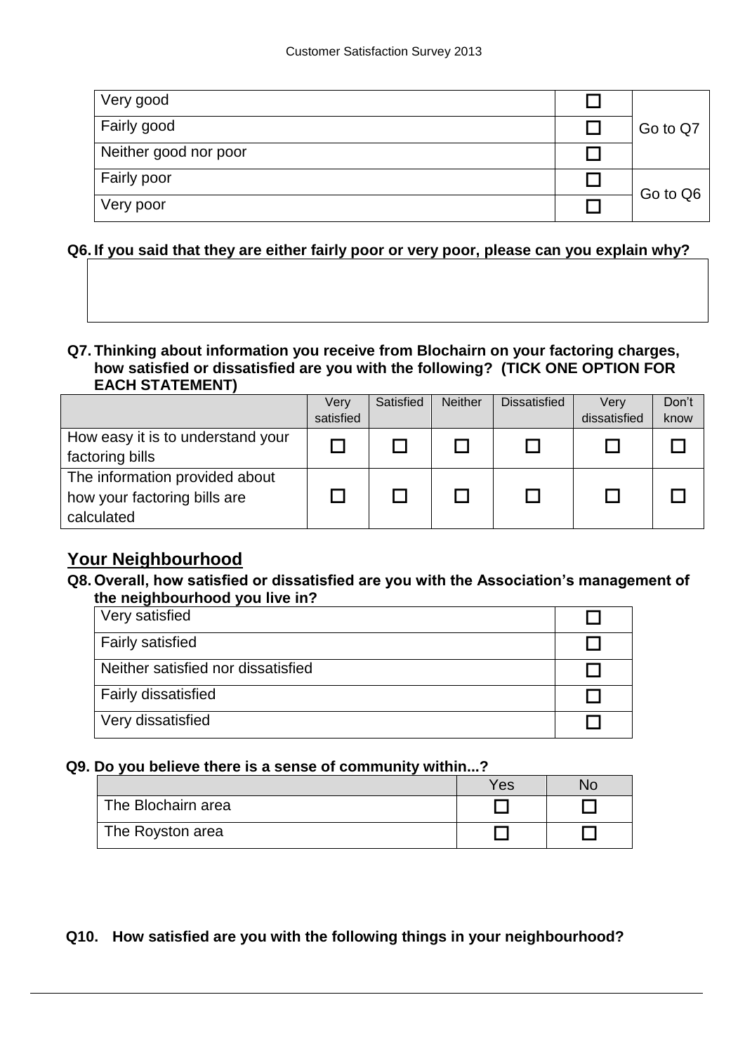| | | |
|---|---|---|
| Very good | ☐ | Go to Q7 |
| Fairly good | ☐ | |
| Neither good nor poor | ☐ | |
| Fairly poor | ☐ | Go to Q6 |
| Very poor | ☐ | |

**Q6. If you said that they are either fairly poor or very poor, please can you explain why?**

| |
|---|
| |

**Q7. Thinking about information you receive from Blochairn on your factoring charges, how satisfied or dissatisfied are you with the following? (TICK ONE OPTION FOR EACH STATEMENT)**

| | Very satisfied | Satisfied | Neither | Dissatisfied | Very dissatisfied | Don't know |
|---|---|---|---|---|---|---|
| How easy it is to understand your factoring bills | ☐ | ☐ | ☐ | ☐ | ☐ | ☐ |
| The information provided about how your factoring bills are calculated | ☐ | ☐ | ☐ | ☐ | ☐ | ☐ |

## Your Neighbourhood

**Q8. Overall, how satisfied or dissatisfied are you with the Association's management of the neighbourhood you live in?**

| | |
|---|---|
| Very satisfied | ☐ |
| Fairly satisfied | ☐ |
| Neither satisfied nor dissatisfied | ☐ |
| Fairly dissatisfied | ☐ |
| Very dissatisfied | ☐ |

**Q9. Do you believe there is a sense of community within...?**

| | Yes | No |
|---|---|---|
| The Blochairn area | ☐ | ☐ |
| The Royston area | ☐ | ☐ |

**Q10. How satisfied are you with the following things in your neighbourhood?**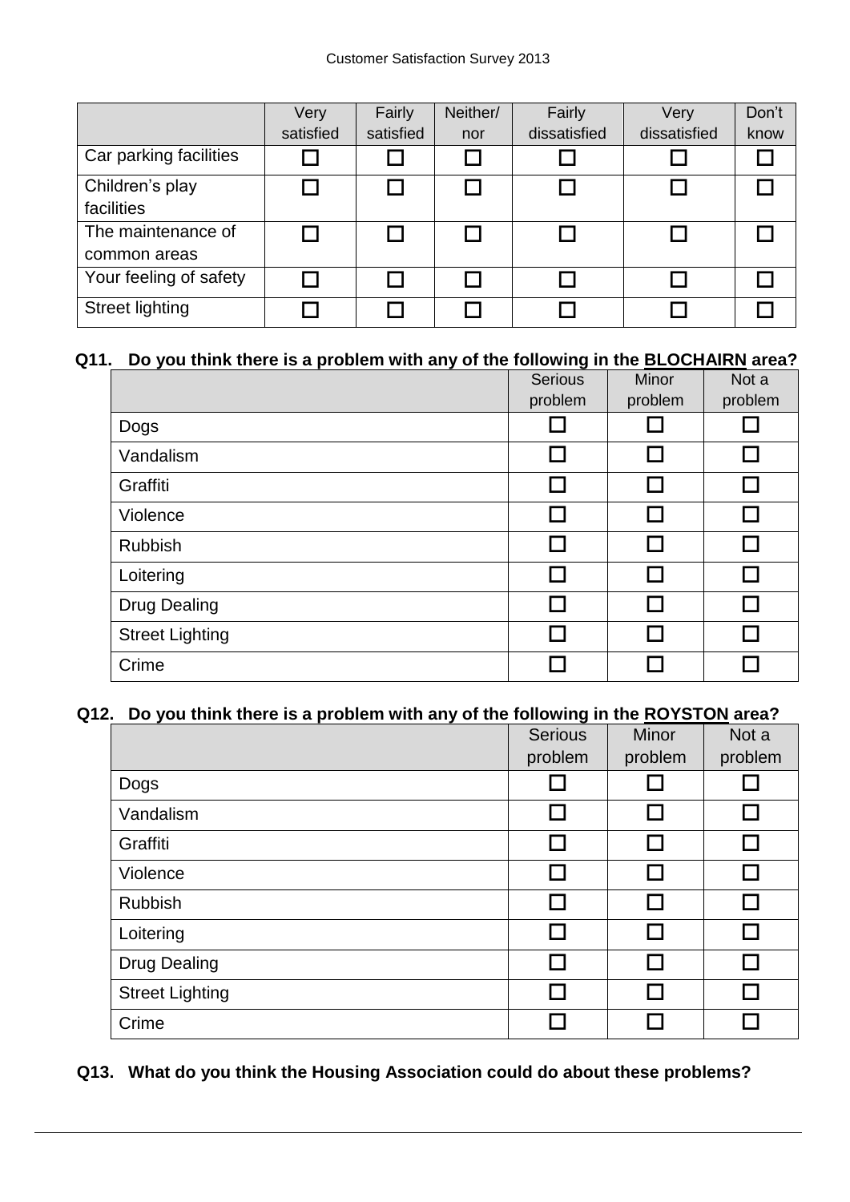| | Very satisfied | Fairly satisfied | Neither/ nor | Fairly dissatisfied | Very dissatisfied | Don't know |
|---|---|---|---|---|---|---|
| Car parking facilities | ☐ | ☐ | ☐ | ☐ | ☐ | ☐ |
| Children's play facilities | ☐ | ☐ | ☐ | ☐ | ☐ | ☐ |
| The maintenance of common areas | ☐ | ☐ | ☐ | ☐ | ☐ | ☐ |
| Your feeling of safety | ☐ | ☐ | ☐ | ☐ | ☐ | ☐ |
| Street lighting | ☐ | ☐ | ☐ | ☐ | ☐ | ☐ |

**Q11. Do you think there is a problem with any of the following in the BLOCHAIRN area?**

| | Serious problem | Minor problem | Not a problem |
|---|---|---|---|
| Dogs | ☐ | ☐ | ☐ |
| Vandalism | ☐ | ☐ | ☐ |
| Graffiti | ☐ | ☐ | ☐ |
| Violence | ☐ | ☐ | ☐ |
| Rubbish | ☐ | ☐ | ☐ |
| Loitering | ☐ | ☐ | ☐ |
| Drug Dealing | ☐ | ☐ | ☐ |
| Street Lighting | ☐ | ☐ | ☐ |
| Crime | ☐ | ☐ | ☐ |

**Q12. Do you think there is a problem with any of the following in the ROYSTON area?**

| | Serious problem | Minor problem | Not a problem |
|---|---|---|---|
| Dogs | ☐ | ☐ | ☐ |
| Vandalism | ☐ | ☐ | ☐ |
| Graffiti | ☐ | ☐ | ☐ |
| Violence | ☐ | ☐ | ☐ |
| Rubbish | ☐ | ☐ | ☐ |
| Loitering | ☐ | ☐ | ☐ |
| Drug Dealing | ☐ | ☐ | ☐ |
| Street Lighting | ☐ | ☐ | ☐ |
| Crime | ☐ | ☐ | ☐ |

**Q13. What do you think the Housing Association could do about these problems?**

---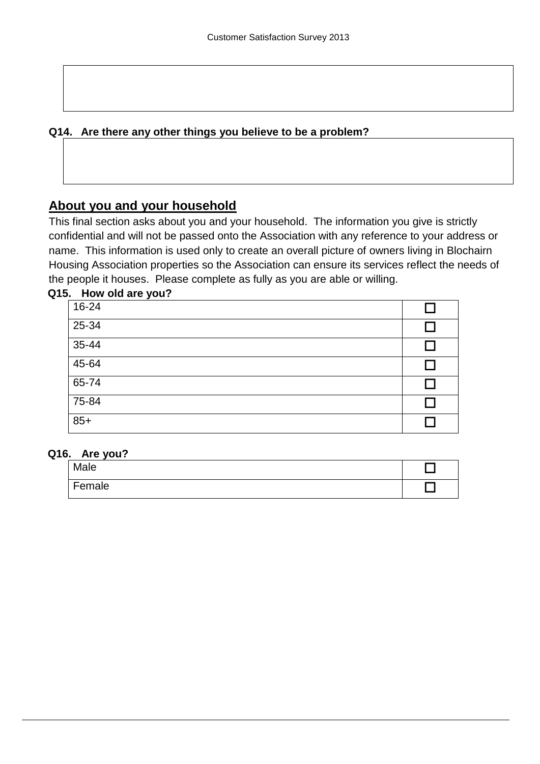**Q14. Are there any other things you believe to be a problem?**

## About you and your household

This final section asks about you and your household. The information you give is strictly confidential and will not be passed onto the Association with any reference to your address or name. This information is used only to create an overall picture of owners living in Blochairn Housing Association properties so the Association can ensure its services reflect the needs of the people it houses. Please complete as fully as you are able or willing.

**Q15. How old are you?**

| | |
|---|---|
| 16-24 | ☐ |
| 25-34 | ☐ |
| 35-44 | ☐ |
| 45-64 | ☐ |
| 65-74 | ☐ |
| 75-84 | ☐ |
| 85+ | ☐ |

**Q16. Are you?**

| | |
|---|---|
| Male | ☐ |
| Female | ☐ |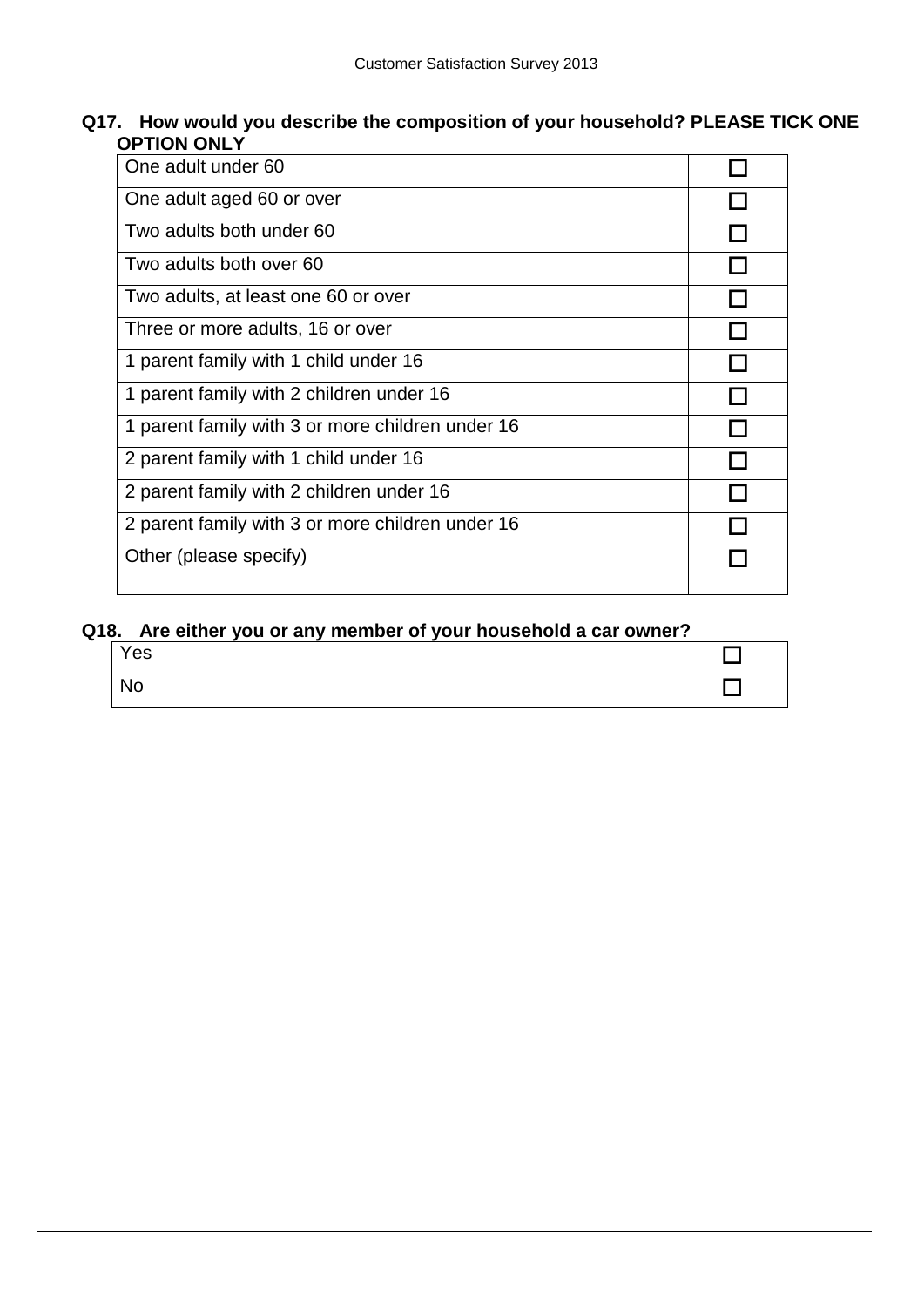**Q17. How would you describe the composition of your household? PLEASE TICK ONE OPTION ONLY**

| | |
|---|---|
| One adult under 60 | ☐ |
| One adult aged 60 or over | ☐ |
| Two adults both under 60 | ☐ |
| Two adults both over 60 | ☐ |
| Two adults, at least one 60 or over | ☐ |
| Three or more adults, 16 or over | ☐ |
| 1 parent family with 1 child under 16 | ☐ |
| 1 parent family with 2 children under 16 | ☐ |
| 1 parent family with 3 or more children under 16 | ☐ |
| 2 parent family with 1 child under 16 | ☐ |
| 2 parent family with 2 children under 16 | ☐ |
| 2 parent family with 3 or more children under 16 | ☐ |
| Other (please specify) | ☐ |

**Q18. Are either you or any member of your household a car owner?**

| | |
|---|---|
| Yes | ☐ |
| No | ☐ |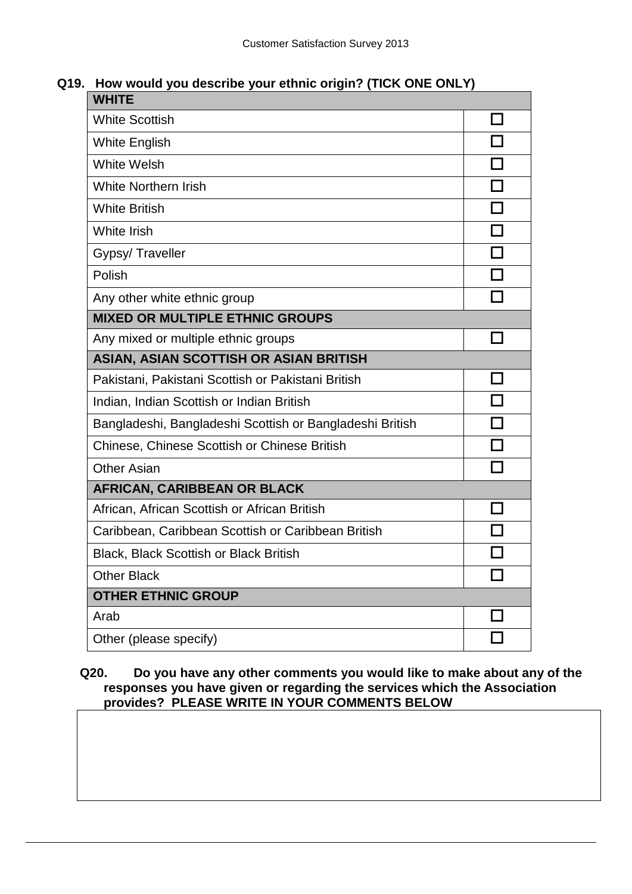**Q19. How would you describe your ethnic origin? (TICK ONE ONLY)**

| **WHITE** | |
|---|---|
| White Scottish | ☐ |
| White English | ☐ |
| White Welsh | ☐ |
| White Northern Irish | ☐ |
| White British | ☐ |
| White Irish | ☐ |
| Gypsy/ Traveller | ☐ |
| Polish | ☐ |
| Any other white ethnic group | ☐ |
| **MIXED OR MULTIPLE ETHNIC GROUPS** | |
| Any mixed or multiple ethnic groups | ☐ |
| **ASIAN, ASIAN SCOTTISH OR ASIAN BRITISH** | |
| Pakistani, Pakistani Scottish or Pakistani British | ☐ |
| Indian, Indian Scottish or Indian British | ☐ |
| Bangladeshi, Bangladeshi Scottish or Bangladeshi British | ☐ |
| Chinese, Chinese Scottish or Chinese British | ☐ |
| Other Asian | ☐ |
| **AFRICAN, CARIBBEAN OR BLACK** | |
| African, African Scottish or African British | ☐ |
| Caribbean, Caribbean Scottish or Caribbean British | ☐ |
| Black, Black Scottish or Black British | ☐ |
| Other Black | ☐ |
| **OTHER ETHNIC GROUP** | |
| Arab | ☐ |
| Other (please specify) | ☐ |

**Q20. Do you have any other comments you would like to make about any of the responses you have given or regarding the services which the Association provides? PLEASE WRITE IN YOUR COMMENTS BELOW**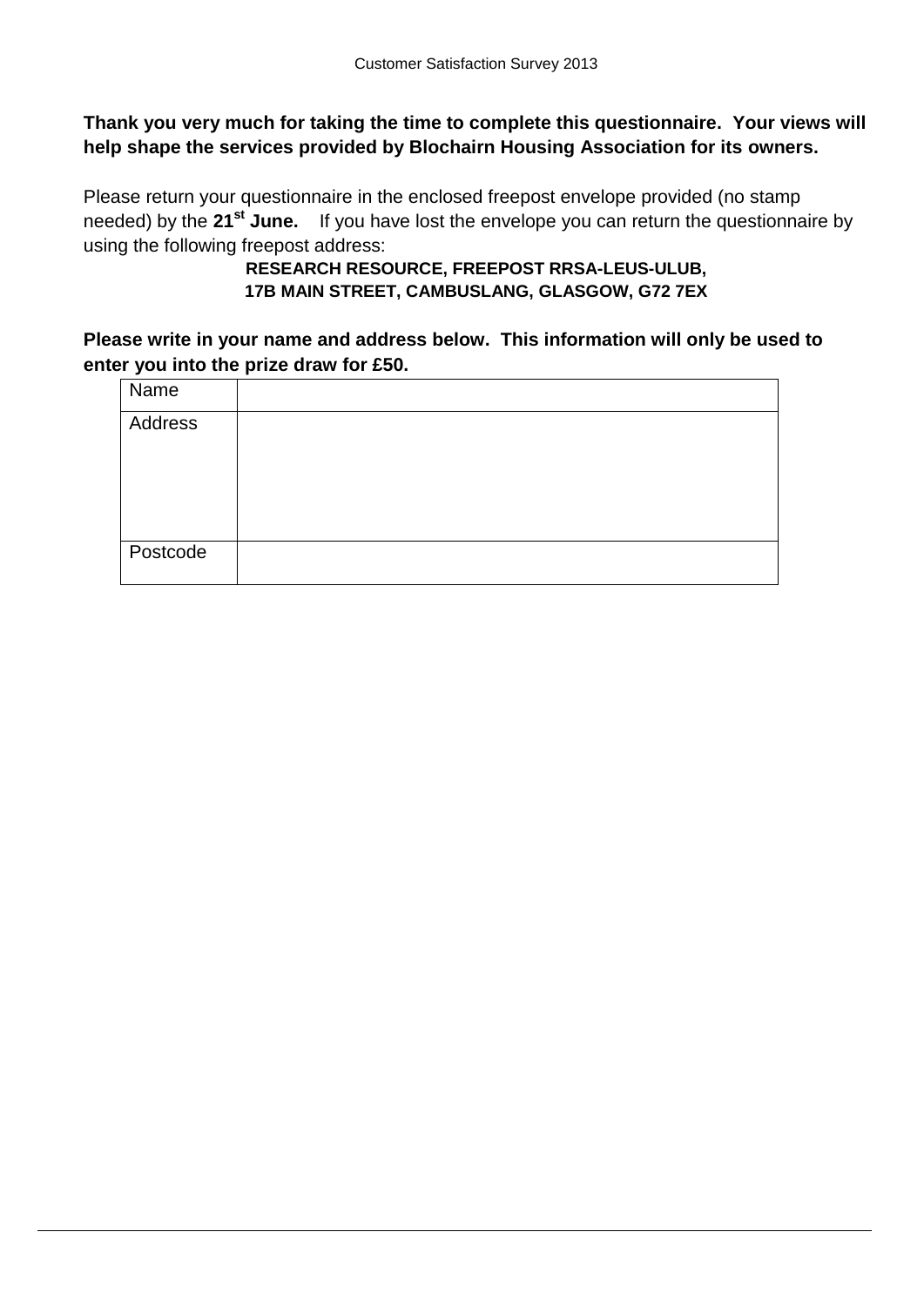**Thank you very much for taking the time to complete this questionnaire. Your views will help shape the services provided by Blochairn Housing Association for its owners.**

Please return your questionnaire in the enclosed freepost envelope provided (no stamp needed) by the **21st June.** If you have lost the envelope you can return the questionnaire by using the following freepost address:

**RESEARCH RESOURCE, FREEPOST RRSA-LEUS-ULUB,**
**17B MAIN STREET, CAMBUSLANG, GLASGOW, G72 7EX**

**Please write in your name and address below. This information will only be used to enter you into the prize draw for £50.**

| Name | |
|---|---|
| Address | |
| Postcode | |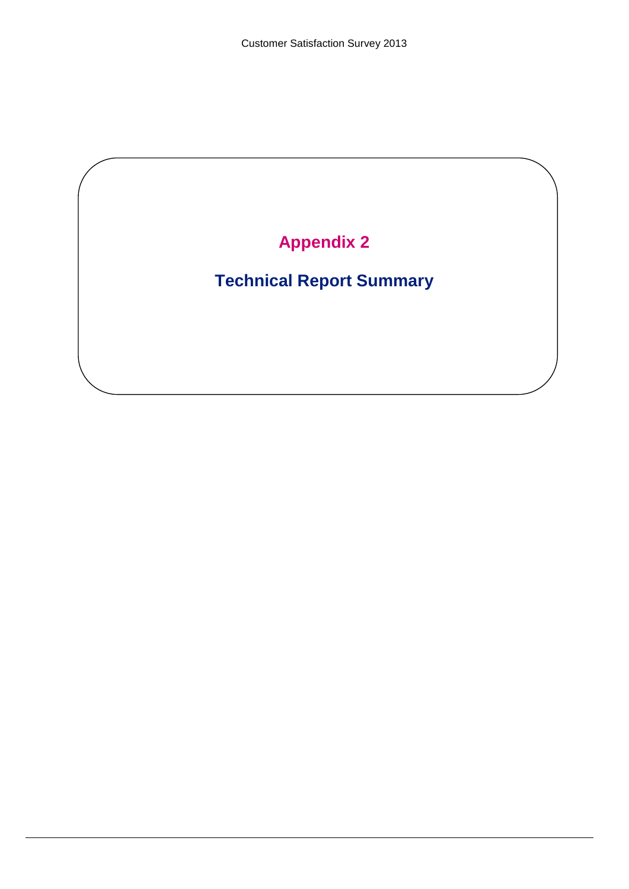# Appendix 2

## Technical Report Summary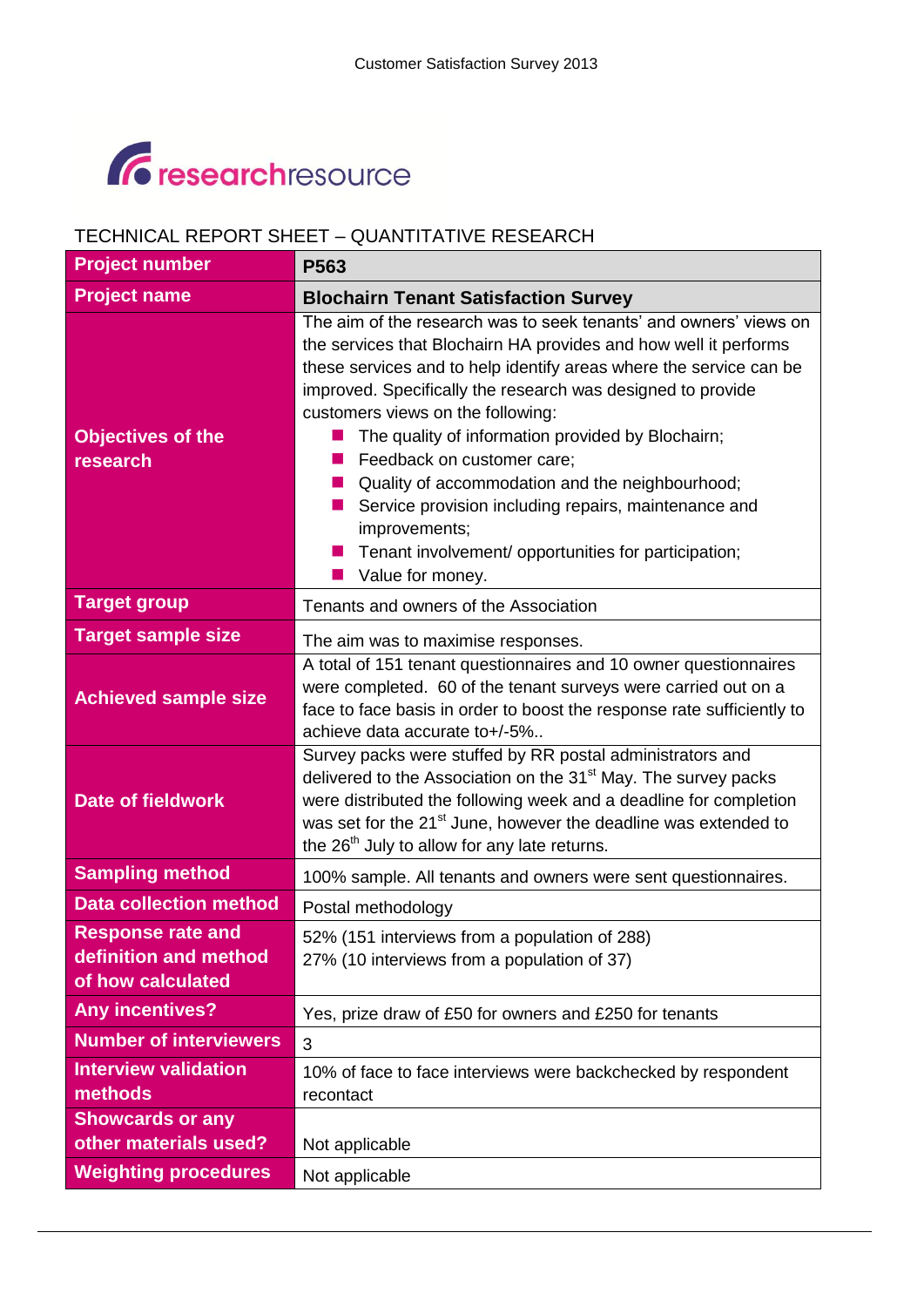researchresource

TECHNICAL REPORT SHEET – QUANTITATIVE RESEARCH

| Project number | P563 |
|---|---|
| Project name | **Blochairn Tenant Satisfaction Survey** |
| Objectives of the research | The aim of the research was to seek tenants' and owners' views on the services that Blochairn HA provides and how well it performs these services and to help identify areas where the service can be improved. Specifically the research was designed to provide customers views on the following:<br>■ The quality of information provided by Blochairn;<br>■ Feedback on customer care;<br>■ Quality of accommodation and the neighbourhood;<br>■ Service provision including repairs, maintenance and improvements;<br>■ Tenant involvement/ opportunities for participation;<br>■ Value for money. |
| Target group | Tenants and owners of the Association |
| Target sample size | The aim was to maximise responses. |
| Achieved sample size | A total of 151 tenant questionnaires and 10 owner questionnaires were completed. 60 of the tenant surveys were carried out on a face to face basis in order to boost the response rate sufficiently to achieve data accurate to+/-5%.. |
| Date of fieldwork | Survey packs were stuffed by RR postal administrators and delivered to the Association on the 31st May. The survey packs were distributed the following week and a deadline for completion was set for the 21st June, however the deadline was extended to the 26th July to allow for any late returns. |
| Sampling method | 100% sample. All tenants and owners were sent questionnaires. |
| Data collection method | Postal methodology |
| Response rate and definition and method of how calculated | 52% (151 interviews from a population of 288)<br>27% (10 interviews from a population of 37) |
| Any incentives? | Yes, prize draw of £50 for owners and £250 for tenants |
| Number of interviewers | 3 |
| Interview validation methods | 10% of face to face interviews were backchecked by respondent recontact |
| Showcards or any other materials used? | Not applicable |
| Weighting procedures | Not applicable |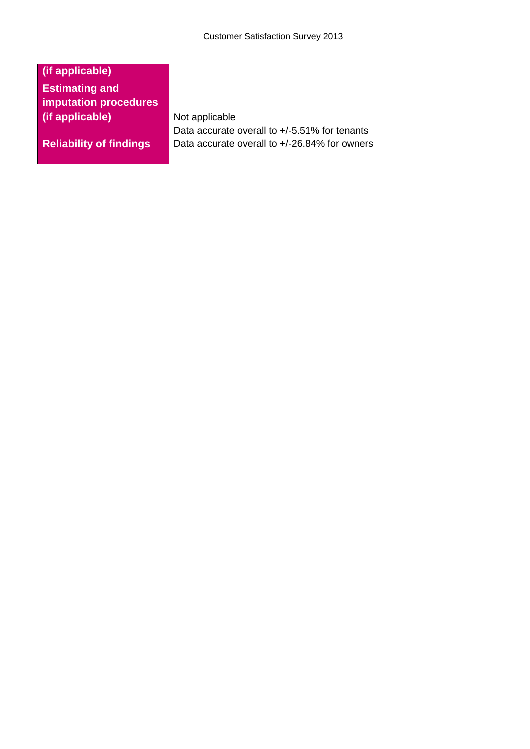| | |
|---|---|
| (if applicable) | |
| Estimating and imputation procedures (if applicable) | Not applicable |
| Reliability of findings | Data accurate overall to +/-5.51% for tenants<br>Data accurate overall to +/-26.84% for owners |